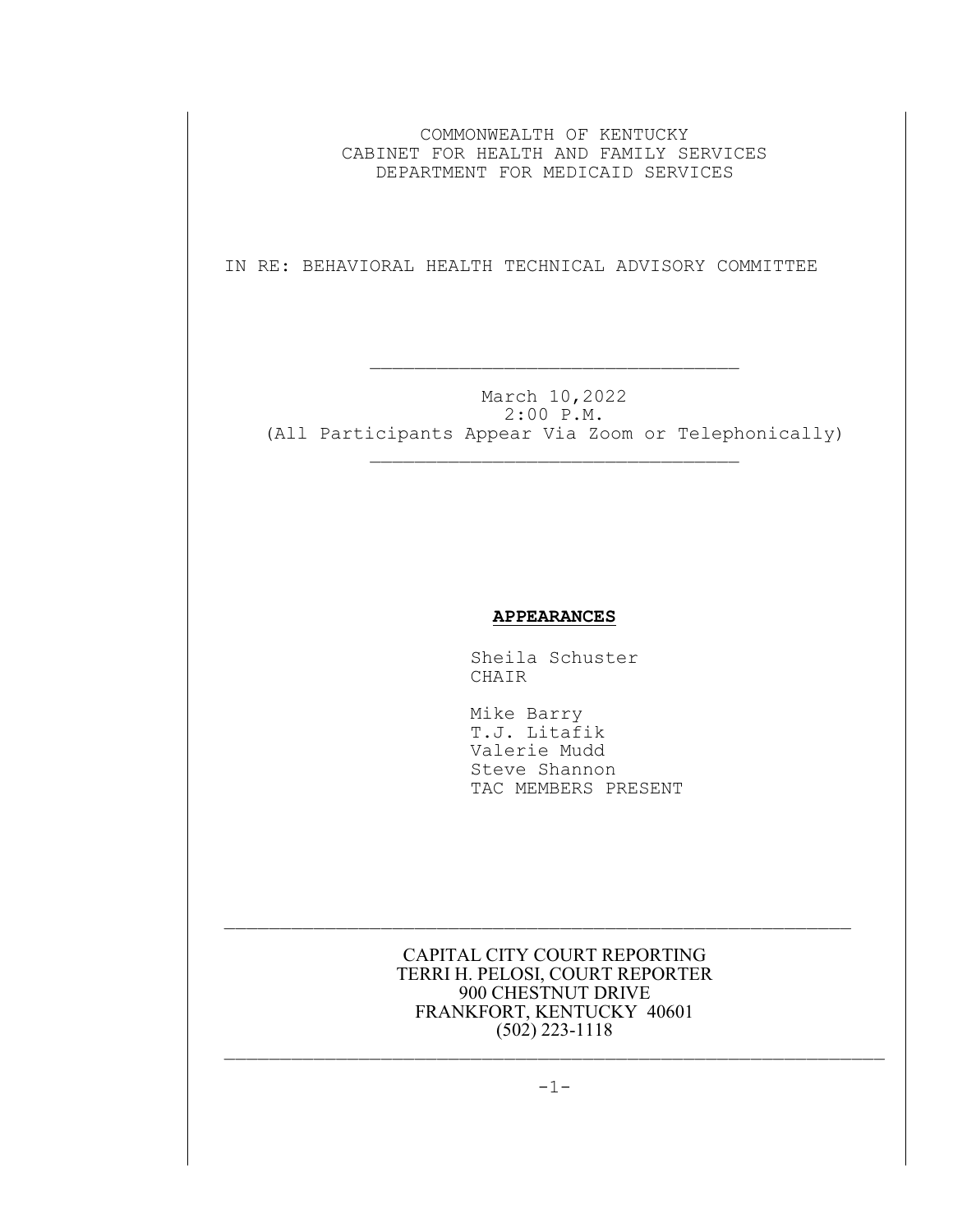COMMONWEALTH OF KENTUCKY
CABINET FOR HEALTH AND FAMILY SERVICES
DEPARTMENT FOR MEDICAID SERVICES

IN RE: BEHAVIORAL HEALTH TECHNICAL ADVISORY COMMITTEE

---

March 10,2022
2:00 P.M.
(All Participants Appear Via Zoom or Telephonically)

---

## **APPEARANCES**

Sheila Schuster
CHAIR

Mike Barry
T.J. Litafik
Valerie Mudd
Steve Shannon
TAC MEMBERS PRESENT

---

CAPITAL CITY COURT REPORTING
TERRI H. PELOSI, COURT REPORTER
900 CHESTNUT DRIVE
FRANKFORT, KENTUCKY 40601
(502) 223-1118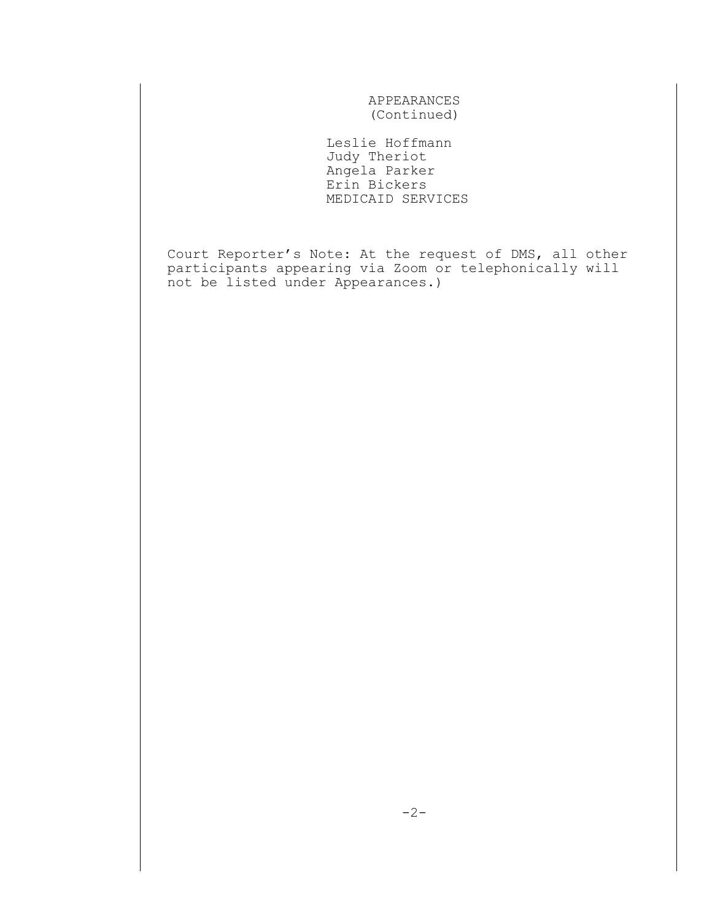APPEARANCES
(Continued)

Leslie Hoffmann
Judy Theriot
Angela Parker
Erin Bickers
MEDICAID SERVICES

Court Reporter's Note: At the request of DMS, all other participants appearing via Zoom or telephonically will not be listed under Appearances.)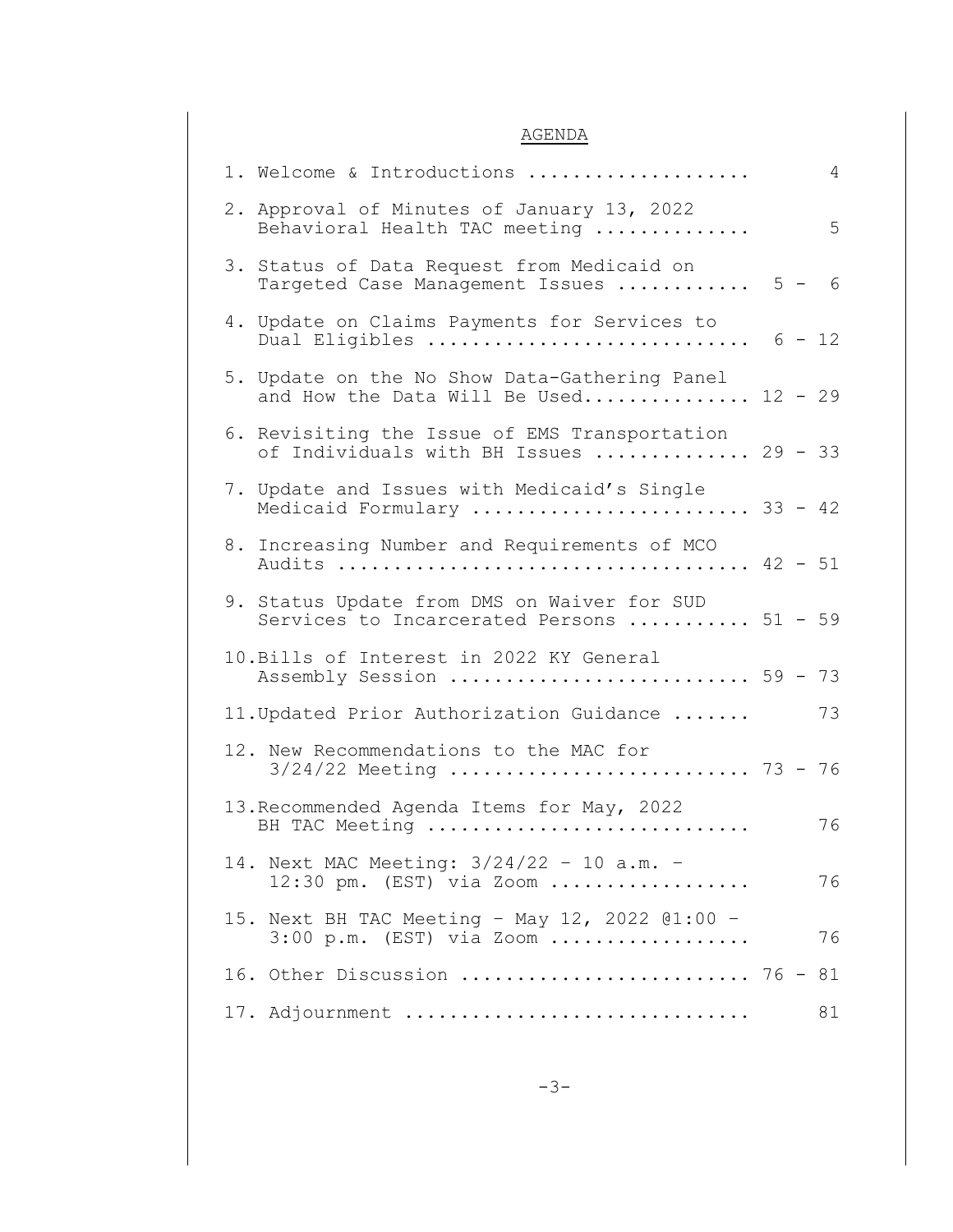## AGENDA

1. Welcome & Introductions .................... 4
2. Approval of Minutes of January 13, 2022 Behavioral Health TAC meeting .............. 5
3. Status of Data Request from Medicaid on Targeted Case Management Issues ............ 5 - 6
4. Update on Claims Payments for Services to Dual Eligibles ............................ 6 - 12
5. Update on the No Show Data-Gathering Panel and How the Data Will Be Used............... 12 - 29
6. Revisiting the Issue of EMS Transportation of Individuals with BH Issues .............. 29 - 33
7. Update and Issues with Medicaid's Single Medicaid Formulary ........................ 33 - 42
8. Increasing Number and Requirements of MCO Audits .................................... 42 - 51
9. Status Update from DMS on Waiver for SUD Services to Incarcerated Persons ........... 51 - 59
10. Bills of Interest in 2022 KY General Assembly Session .......................... 59 - 73
11. Updated Prior Authorization Guidance ....... 73
12. New Recommendations to the MAC for 3/24/22 Meeting .......................... 73 - 76
13. Recommended Agenda Items for May, 2022 BH TAC Meeting ............................ 76
14. Next MAC Meeting: 3/24/22 - 10 a.m. - 12:30 pm. (EST) via Zoom .................. 76
15. Next BH TAC Meeting - May 12, 2022 @1:00 - 3:00 p.m. (EST) via Zoom .................. 76
16. Other Discussion ......................... 76 - 81
17. Adjournment .............................. 81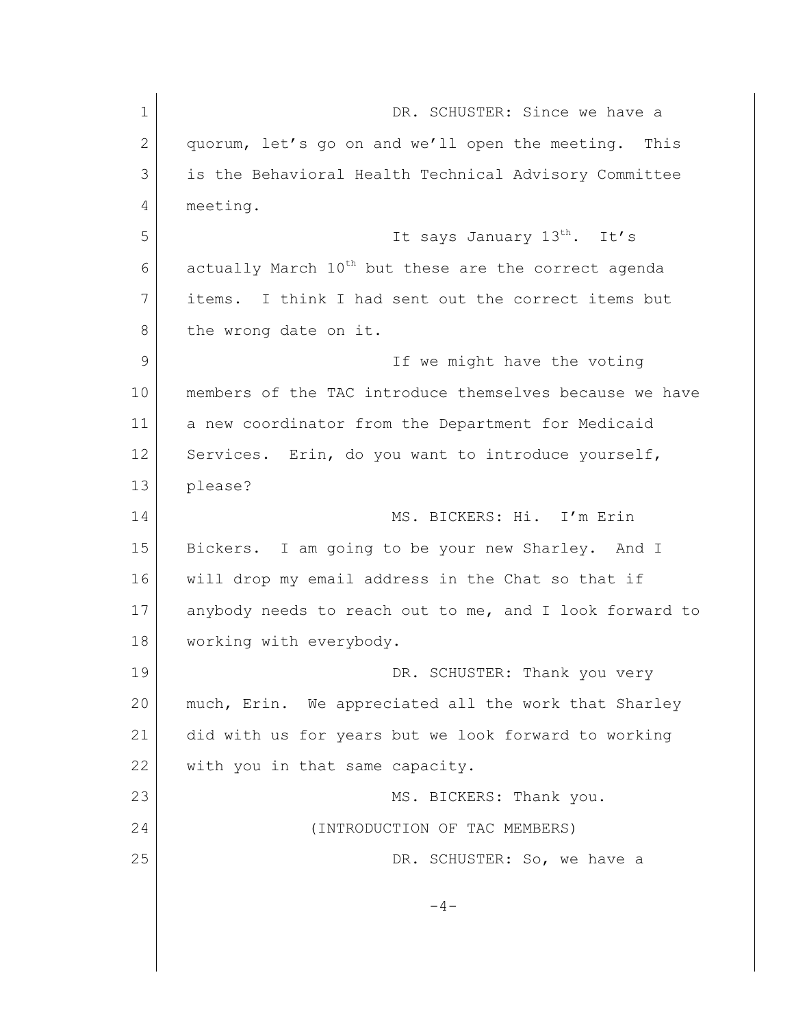DR. SCHUSTER: Since we have a quorum, let's go on and we'll open the meeting. This is the Behavioral Health Technical Advisory Committee meeting.

It says January 13th. It's actually March 10th but these are the correct agenda items. I think I had sent out the correct items but the wrong date on it.

If we might have the voting members of the TAC introduce themselves because we have a new coordinator from the Department for Medicaid Services. Erin, do you want to introduce yourself, please?

MS. BICKERS: Hi. I'm Erin Bickers. I am going to be your new Sharley. And I will drop my email address in the Chat so that if anybody needs to reach out to me, and I look forward to working with everybody.

DR. SCHUSTER: Thank you very much, Erin. We appreciated all the work that Sharley did with us for years but we look forward to working with you in that same capacity.

MS. BICKERS: Thank you.

(INTRODUCTION OF TAC MEMBERS)

DR. SCHUSTER: So, we have a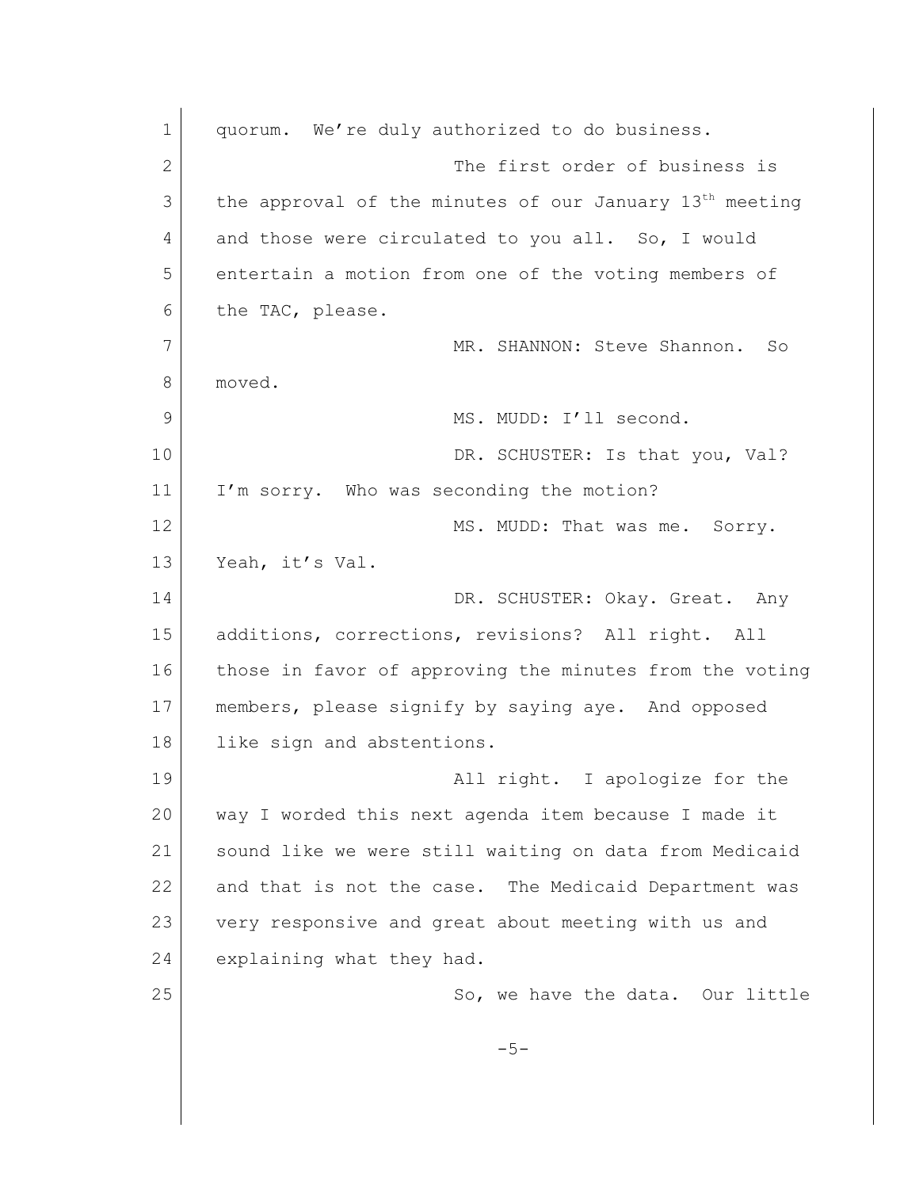quorum. We're duly authorized to do business.

The first order of business is the approval of the minutes of our January 13th meeting and those were circulated to you all. So, I would entertain a motion from one of the voting members of the TAC, please.

MR. SHANNON: Steve Shannon. So moved.

MS. MUDD: I'll second.

DR. SCHUSTER: Is that you, Val? I'm sorry. Who was seconding the motion?

MS. MUDD: That was me. Sorry. Yeah, it's Val.

DR. SCHUSTER: Okay. Great. Any additions, corrections, revisions? All right. All those in favor of approving the minutes from the voting members, please signify by saying aye. And opposed like sign and abstentions.

All right. I apologize for the way I worded this next agenda item because I made it sound like we were still waiting on data from Medicaid and that is not the case. The Medicaid Department was very responsive and great about meeting with us and explaining what they had.

So, we have the data. Our little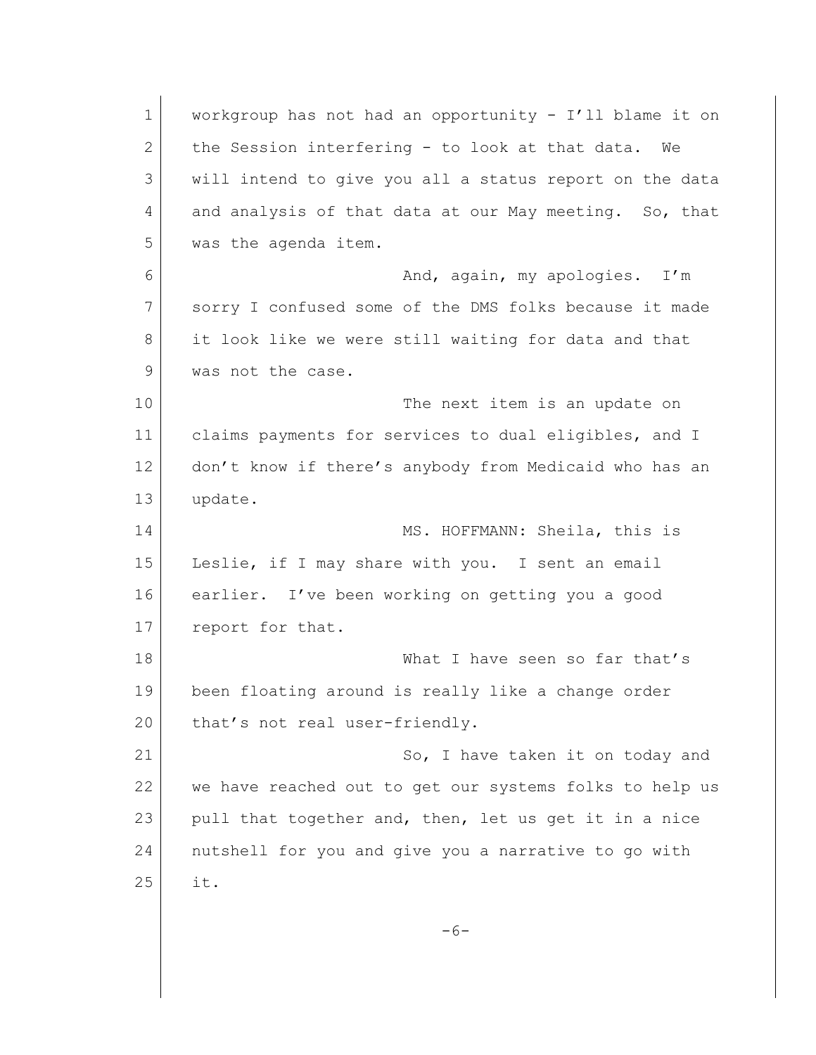workgroup has not had an opportunity - I'll blame it on the Session interfering - to look at that data. We will intend to give you all a status report on the data and analysis of that data at our May meeting. So, that was the agenda item.

And, again, my apologies. I'm sorry I confused some of the DMS folks because it made it look like we were still waiting for data and that was not the case.

The next item is an update on claims payments for services to dual eligibles, and I don't know if there's anybody from Medicaid who has an update.

MS. HOFFMANN: Sheila, this is Leslie, if I may share with you. I sent an email earlier. I've been working on getting you a good report for that.

What I have seen so far that's been floating around is really like a change order that's not real user-friendly.

So, I have taken it on today and we have reached out to get our systems folks to help us pull that together and, then, let us get it in a nice nutshell for you and give you a narrative to go with it.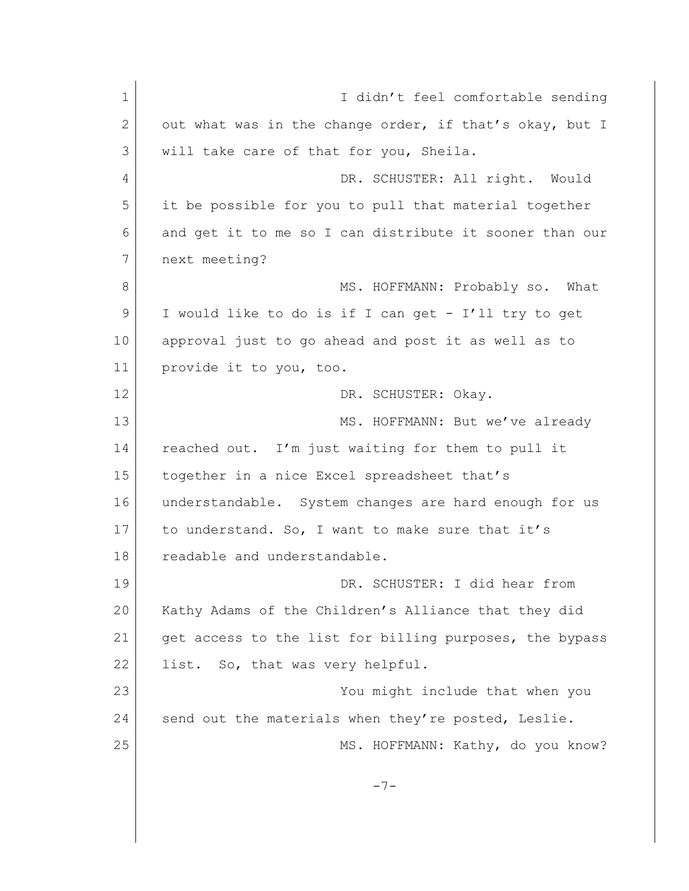I didn't feel comfortable sending out what was in the change order, if that's okay, but I will take care of that for you, Sheila.

DR. SCHUSTER: All right. Would it be possible for you to pull that material together and get it to me so I can distribute it sooner than our next meeting?

MS. HOFFMANN: Probably so. What I would like to do is if I can get - I'll try to get approval just to go ahead and post it as well as to provide it to you, too.

DR. SCHUSTER: Okay.

MS. HOFFMANN: But we've already reached out. I'm just waiting for them to pull it together in a nice Excel spreadsheet that's understandable. System changes are hard enough for us to understand. So, I want to make sure that it's readable and understandable.

DR. SCHUSTER: I did hear from Kathy Adams of the Children's Alliance that they did get access to the list for billing purposes, the bypass list. So, that was very helpful.

You might include that when you send out the materials when they're posted, Leslie.

MS. HOFFMANN: Kathy, do you know?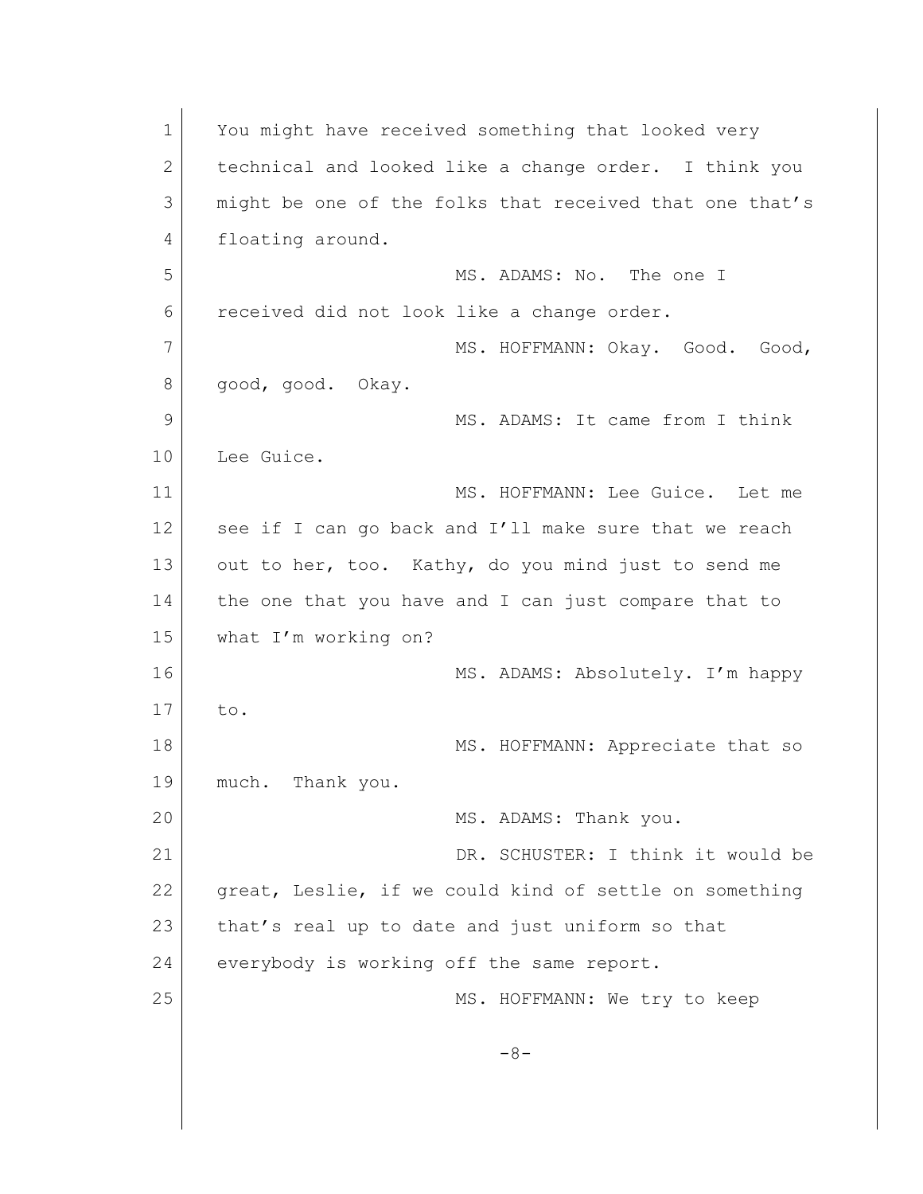You might have received something that looked very technical and looked like a change order. I think you might be one of the folks that received that one that's floating around.

MS. ADAMS: No. The one I received did not look like a change order.

MS. HOFFMANN: Okay. Good. Good, good, good. Okay.

MS. ADAMS: It came from I think Lee Guice.

MS. HOFFMANN: Lee Guice. Let me see if I can go back and I'll make sure that we reach out to her, too. Kathy, do you mind just to send me the one that you have and I can just compare that to what I'm working on?

MS. ADAMS: Absolutely. I'm happy to.

MS. HOFFMANN: Appreciate that so much. Thank you.

MS. ADAMS: Thank you.

DR. SCHUSTER: I think it would be great, Leslie, if we could kind of settle on something that's real up to date and just uniform so that everybody is working off the same report.

MS. HOFFMANN: We try to keep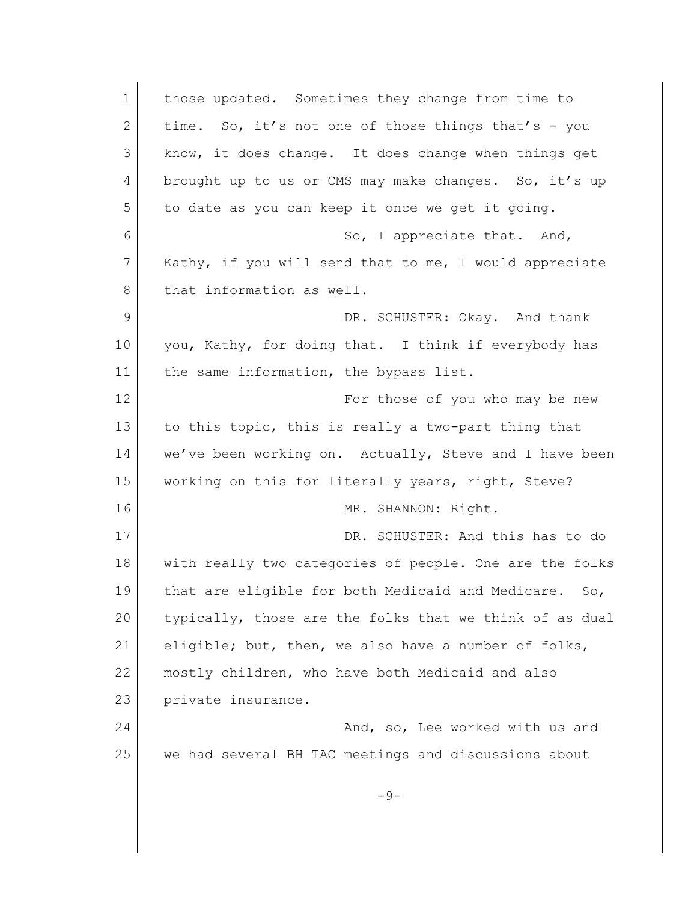those updated. Sometimes they change from time to time. So, it's not one of those things that's - you know, it does change. It does change when things get brought up to us or CMS may make changes. So, it's up to date as you can keep it once we get it going.

So, I appreciate that. And, Kathy, if you will send that to me, I would appreciate that information as well.

DR. SCHUSTER: Okay. And thank you, Kathy, for doing that. I think if everybody has the same information, the bypass list.

For those of you who may be new to this topic, this is really a two-part thing that we've been working on. Actually, Steve and I have been working on this for literally years, right, Steve?

MR. SHANNON: Right.

DR. SCHUSTER: And this has to do with really two categories of people. One are the folks that are eligible for both Medicaid and Medicare. So, typically, those are the folks that we think of as dual eligible; but, then, we also have a number of folks, mostly children, who have both Medicaid and also private insurance.

And, so, Lee worked with us and we had several BH TAC meetings and discussions about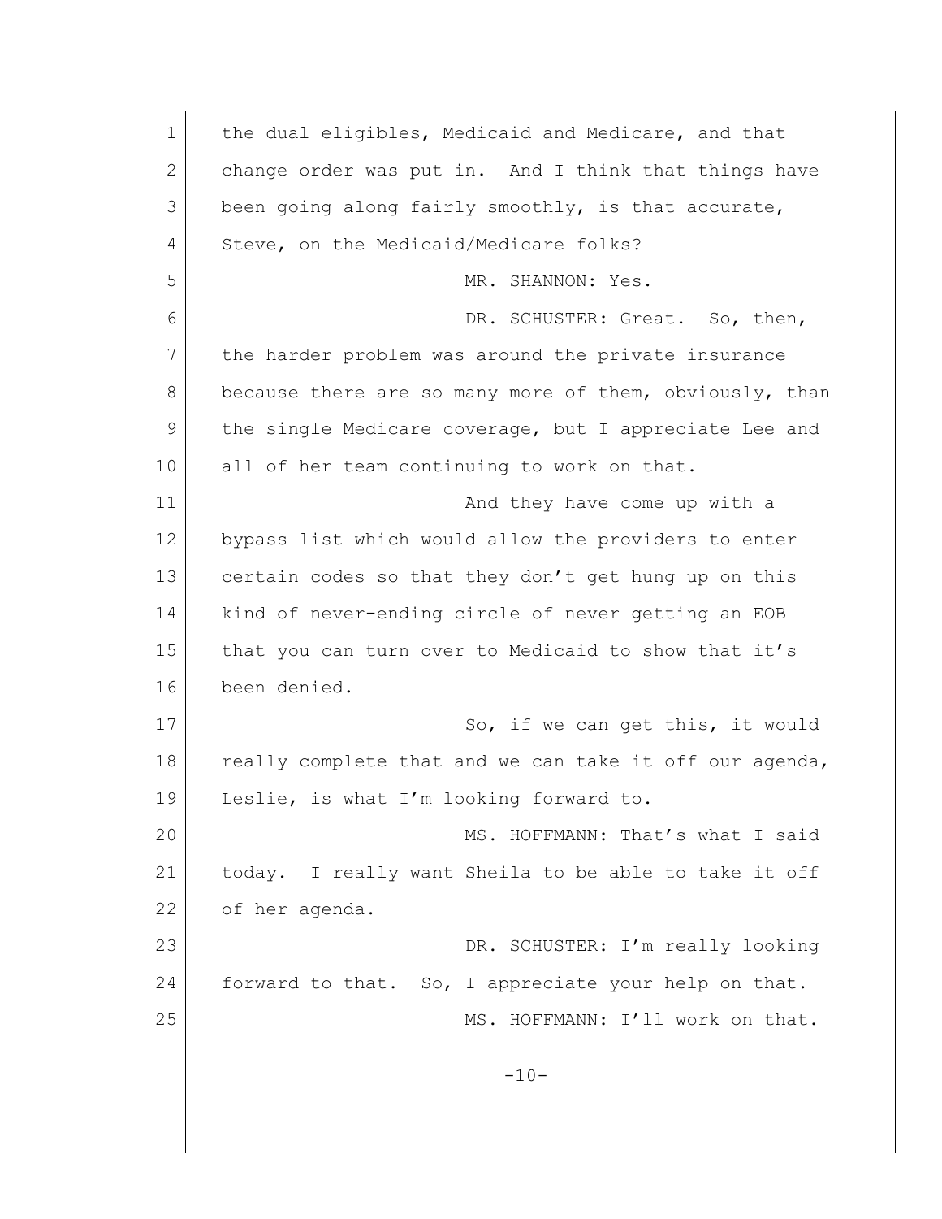the dual eligibles, Medicaid and Medicare, and that change order was put in. And I think that things have been going along fairly smoothly, is that accurate, Steve, on the Medicaid/Medicare folks?

MR. SHANNON: Yes.

DR. SCHUSTER: Great. So, then, the harder problem was around the private insurance because there are so many more of them, obviously, than the single Medicare coverage, but I appreciate Lee and all of her team continuing to work on that.

And they have come up with a bypass list which would allow the providers to enter certain codes so that they don't get hung up on this kind of never-ending circle of never getting an EOB that you can turn over to Medicaid to show that it's been denied.

So, if we can get this, it would really complete that and we can take it off our agenda, Leslie, is what I'm looking forward to.

MS. HOFFMANN: That's what I said today. I really want Sheila to be able to take it off of her agenda.

DR. SCHUSTER: I'm really looking forward to that. So, I appreciate your help on that.

MS. HOFFMANN: I'll work on that.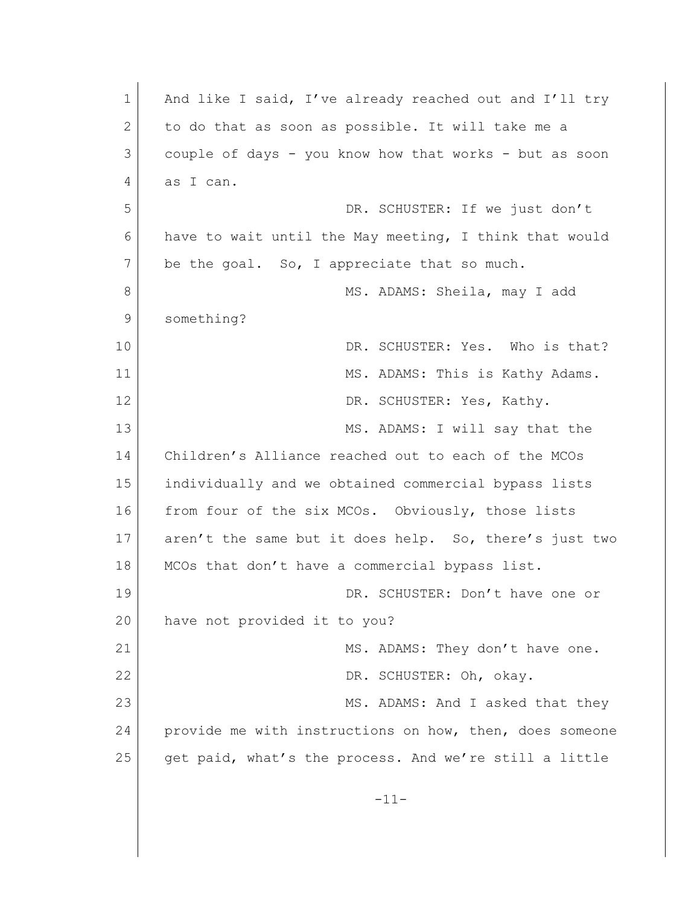And like I said, I've already reached out and I'll try to do that as soon as possible. It will take me a couple of days - you know how that works - but as soon as I can.

DR. SCHUSTER: If we just don't have to wait until the May meeting, I think that would be the goal. So, I appreciate that so much.

MS. ADAMS: Sheila, may I add something?

DR. SCHUSTER: Yes. Who is that?

MS. ADAMS: This is Kathy Adams.

DR. SCHUSTER: Yes, Kathy.

MS. ADAMS: I will say that the Children's Alliance reached out to each of the MCOs individually and we obtained commercial bypass lists from four of the six MCOs. Obviously, those lists aren't the same but it does help. So, there's just two MCOs that don't have a commercial bypass list.

DR. SCHUSTER: Don't have one or have not provided it to you?

MS. ADAMS: They don't have one.

DR. SCHUSTER: Oh, okay.

MS. ADAMS: And I asked that they provide me with instructions on how, then, does someone get paid, what's the process. And we're still a little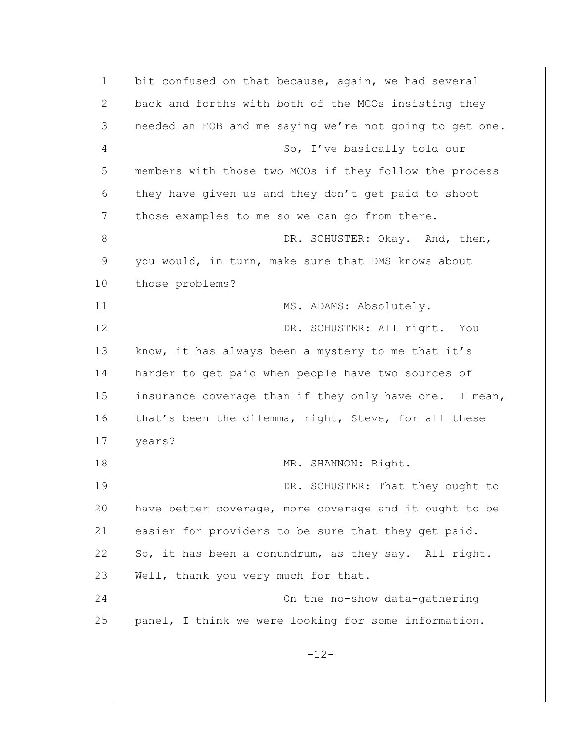bit confused on that because, again, we had several back and forths with both of the MCOs insisting they needed an EOB and me saying we're not going to get one.

So, I've basically told our members with those two MCOs if they follow the process they have given us and they don't get paid to shoot those examples to me so we can go from there.

DR. SCHUSTER: Okay. And, then, you would, in turn, make sure that DMS knows about those problems?

MS. ADAMS: Absolutely.

DR. SCHUSTER: All right. You know, it has always been a mystery to me that it's harder to get paid when people have two sources of insurance coverage than if they only have one. I mean, that's been the dilemma, right, Steve, for all these years?

MR. SHANNON: Right.

DR. SCHUSTER: That they ought to have better coverage, more coverage and it ought to be easier for providers to be sure that they get paid. So, it has been a conundrum, as they say. All right. Well, thank you very much for that.

On the no-show data-gathering panel, I think we were looking for some information.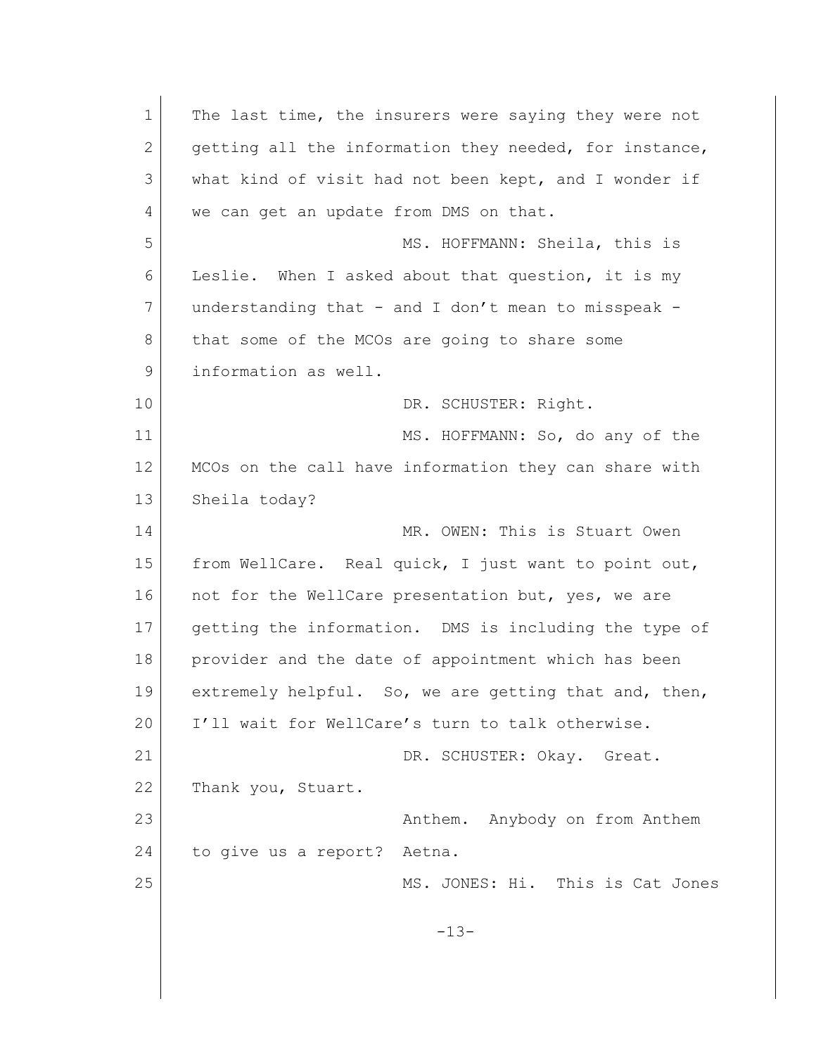The last time, the insurers were saying they were not getting all the information they needed, for instance, what kind of visit had not been kept, and I wonder if we can get an update from DMS on that.

MS. HOFFMANN: Sheila, this is Leslie. When I asked about that question, it is my understanding that - and I don't mean to misspeak - that some of the MCOs are going to share some information as well.

DR. SCHUSTER: Right.

MS. HOFFMANN: So, do any of the MCOs on the call have information they can share with Sheila today?

MR. OWEN: This is Stuart Owen from WellCare. Real quick, I just want to point out, not for the WellCare presentation but, yes, we are getting the information. DMS is including the type of provider and the date of appointment which has been extremely helpful. So, we are getting that and, then, I'll wait for WellCare's turn to talk otherwise.

DR. SCHUSTER: Okay. Great. Thank you, Stuart.

Anthem. Anybody on from Anthem to give us a report? Aetna.

MS. JONES: Hi. This is Cat Jones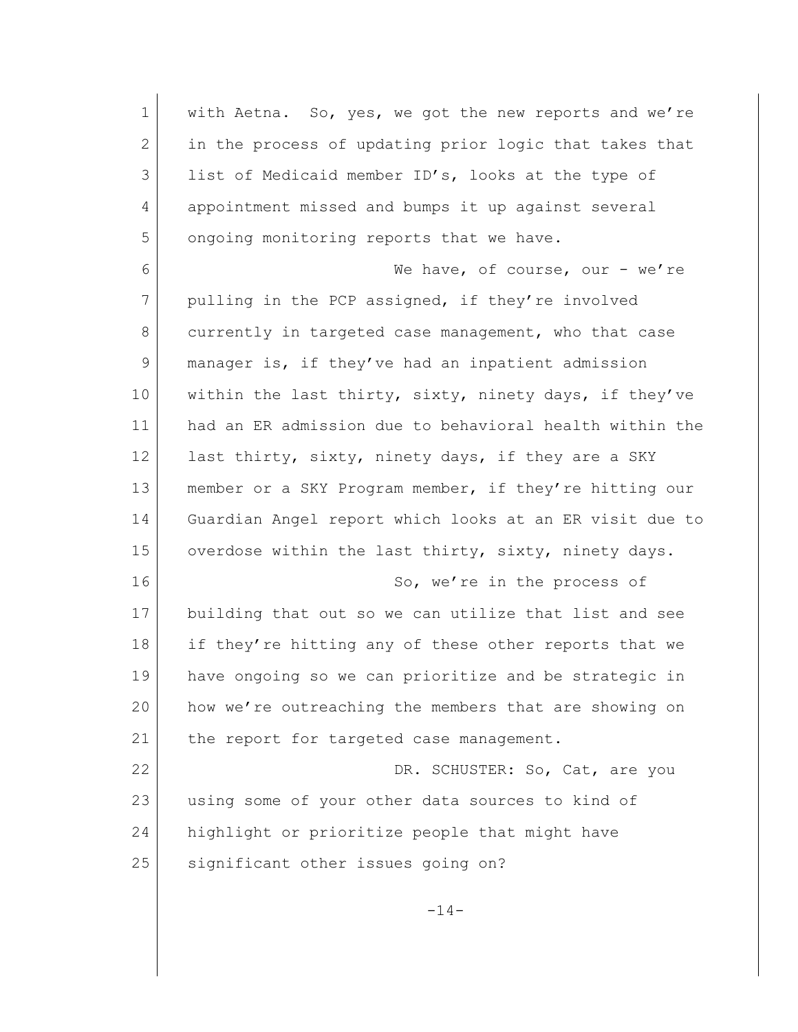with Aetna. So, yes, we got the new reports and we're in the process of updating prior logic that takes that list of Medicaid member ID's, looks at the type of appointment missed and bumps it up against several ongoing monitoring reports that we have.

We have, of course, our - we're pulling in the PCP assigned, if they're involved currently in targeted case management, who that case manager is, if they've had an inpatient admission within the last thirty, sixty, ninety days, if they've had an ER admission due to behavioral health within the last thirty, sixty, ninety days, if they are a SKY member or a SKY Program member, if they're hitting our Guardian Angel report which looks at an ER visit due to overdose within the last thirty, sixty, ninety days.

So, we're in the process of building that out so we can utilize that list and see if they're hitting any of these other reports that we have ongoing so we can prioritize and be strategic in how we're outreaching the members that are showing on the report for targeted case management.

DR. SCHUSTER: So, Cat, are you using some of your other data sources to kind of highlight or prioritize people that might have significant other issues going on?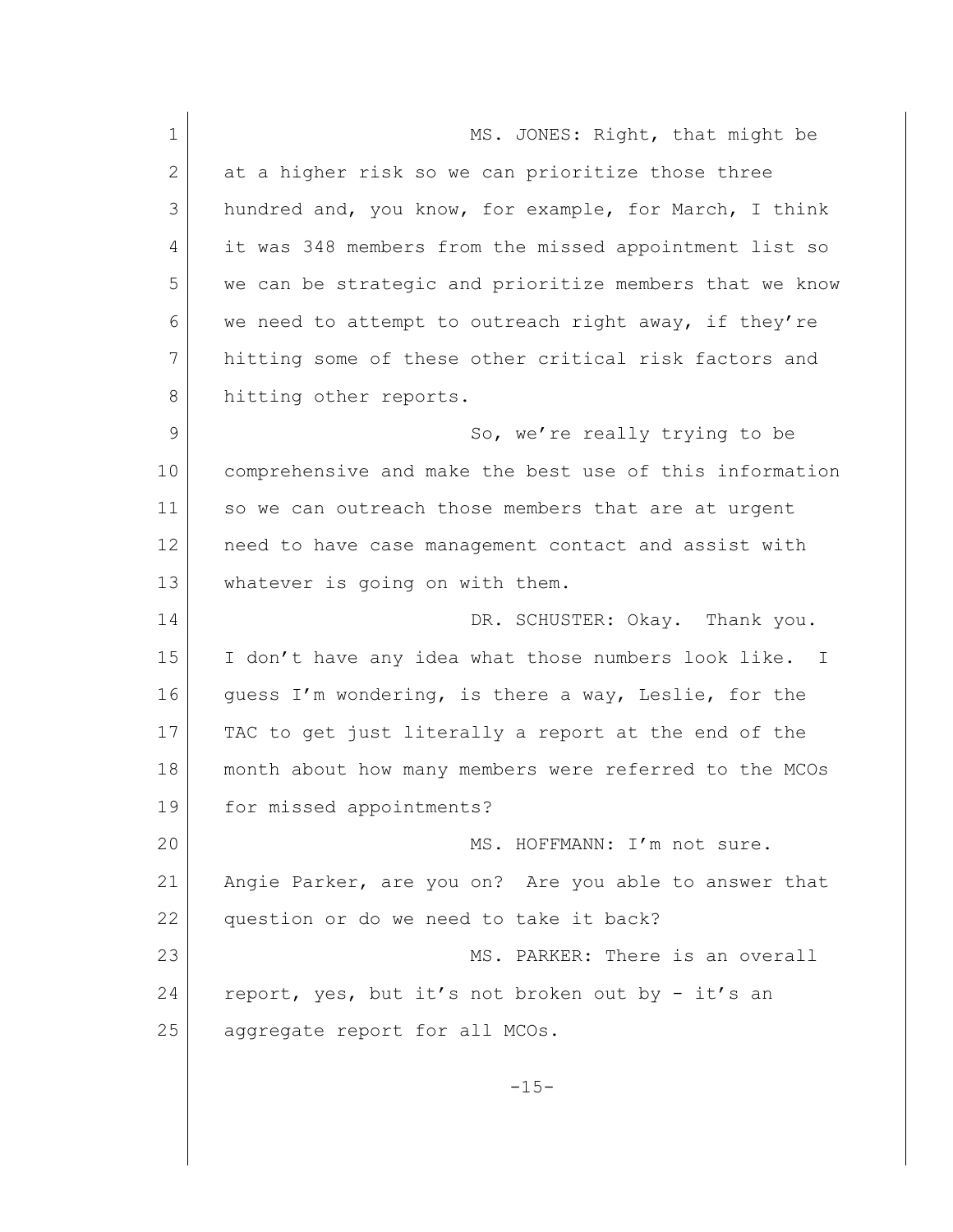MS. JONES: Right, that might be at a higher risk so we can prioritize those three hundred and, you know, for example, for March, I think it was 348 members from the missed appointment list so we can be strategic and prioritize members that we know we need to attempt to outreach right away, if they're hitting some of these other critical risk factors and hitting other reports.

So, we're really trying to be comprehensive and make the best use of this information so we can outreach those members that are at urgent need to have case management contact and assist with whatever is going on with them.

DR. SCHUSTER: Okay. Thank you. I don't have any idea what those numbers look like. I guess I'm wondering, is there a way, Leslie, for the TAC to get just literally a report at the end of the month about how many members were referred to the MCOs for missed appointments?

MS. HOFFMANN: I'm not sure. Angie Parker, are you on? Are you able to answer that question or do we need to take it back?

MS. PARKER: There is an overall report, yes, but it's not broken out by - it's an aggregate report for all MCOs.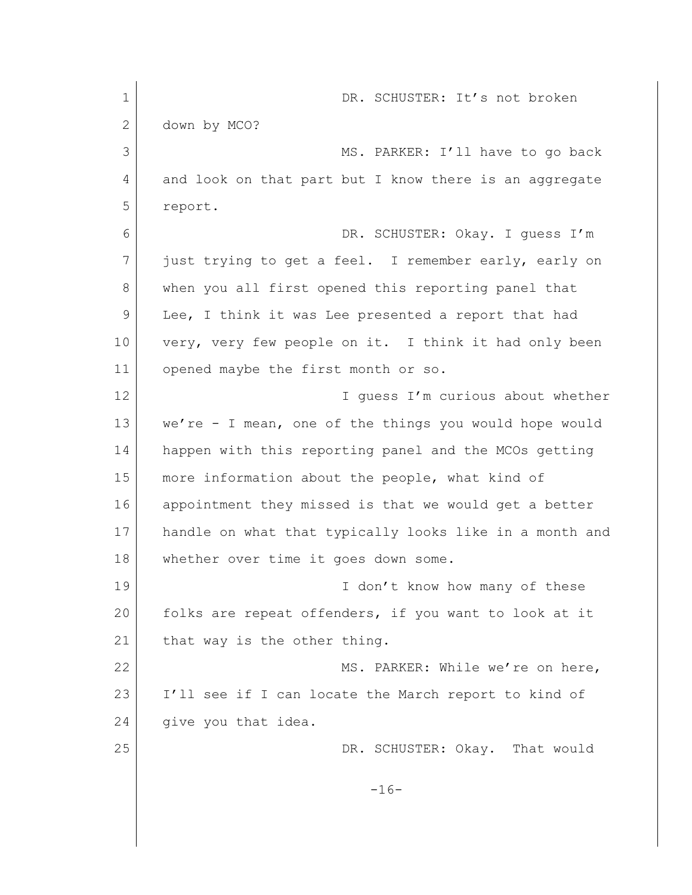DR. SCHUSTER: It's not broken down by MCO?

MS. PARKER: I'll have to go back and look on that part but I know there is an aggregate report.

DR. SCHUSTER: Okay. I guess I'm just trying to get a feel. I remember early, early on when you all first opened this reporting panel that Lee, I think it was Lee presented a report that had very, very few people on it. I think it had only been opened maybe the first month or so.

I guess I'm curious about whether we're - I mean, one of the things you would hope would happen with this reporting panel and the MCOs getting more information about the people, what kind of appointment they missed is that we would get a better handle on what that typically looks like in a month and whether over time it goes down some.

I don't know how many of these folks are repeat offenders, if you want to look at it that way is the other thing.

MS. PARKER: While we're on here, I'll see if I can locate the March report to kind of give you that idea.

DR. SCHUSTER: Okay. That would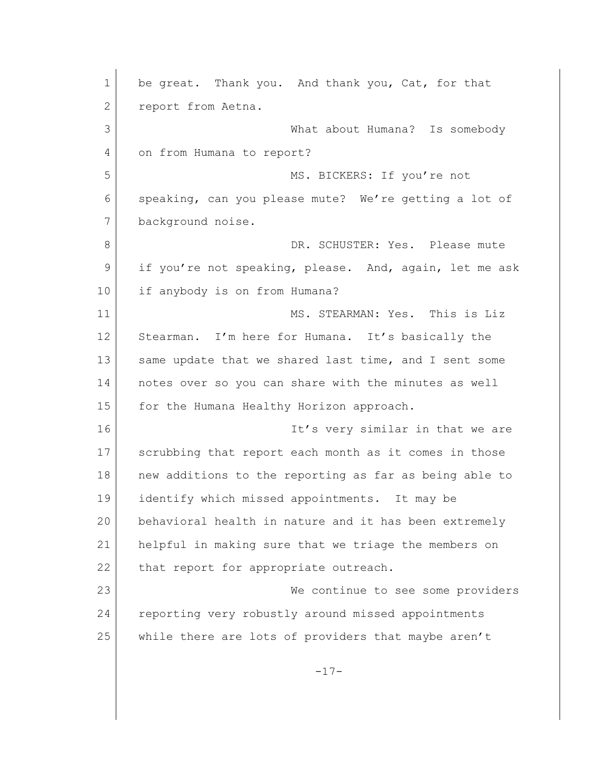be great. Thank you. And thank you, Cat, for that report from Aetna.

What about Humana? Is somebody on from Humana to report?

MS. BICKERS: If you're not speaking, can you please mute? We're getting a lot of background noise.

DR. SCHUSTER: Yes. Please mute if you're not speaking, please. And, again, let me ask if anybody is on from Humana?

MS. STEARMAN: Yes. This is Liz Stearman. I'm here for Humana. It's basically the same update that we shared last time, and I sent some notes over so you can share with the minutes as well for the Humana Healthy Horizon approach.

It's very similar in that we are scrubbing that report each month as it comes in those new additions to the reporting as far as being able to identify which missed appointments. It may be behavioral health in nature and it has been extremely helpful in making sure that we triage the members on that report for appropriate outreach.

We continue to see some providers reporting very robustly around missed appointments while there are lots of providers that maybe aren't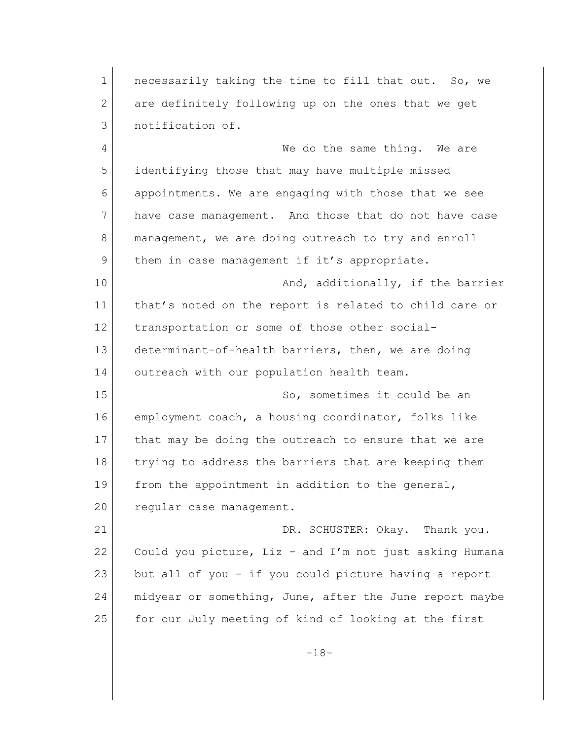necessarily taking the time to fill that out. So, we are definitely following up on the ones that we get notification of.

We do the same thing. We are identifying those that may have multiple missed appointments. We are engaging with those that we see have case management. And those that do not have case management, we are doing outreach to try and enroll them in case management if it's appropriate.

And, additionally, if the barrier that's noted on the report is related to child care or transportation or some of those other social-determinant-of-health barriers, then, we are doing outreach with our population health team.

So, sometimes it could be an employment coach, a housing coordinator, folks like that may be doing the outreach to ensure that we are trying to address the barriers that are keeping them from the appointment in addition to the general, regular case management.

DR. SCHUSTER: Okay. Thank you. Could you picture, Liz - and I'm not just asking Humana but all of you - if you could picture having a report midyear or something, June, after the June report maybe for our July meeting of kind of looking at the first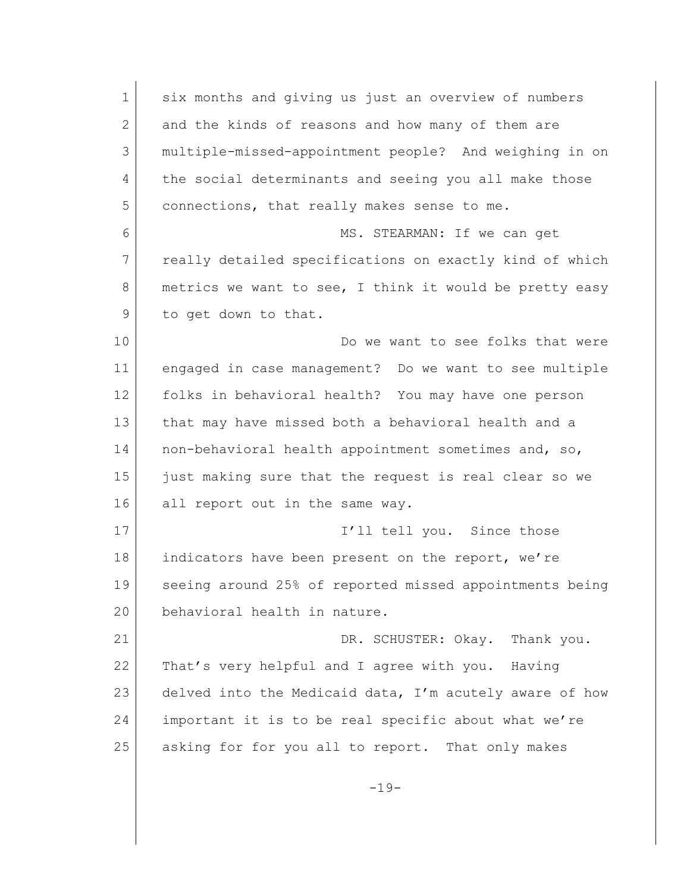six months and giving us just an overview of numbers and the kinds of reasons and how many of them are multiple-missed-appointment people? And weighing in on the social determinants and seeing you all make those connections, that really makes sense to me.

MS. STEARMAN: If we can get really detailed specifications on exactly kind of which metrics we want to see, I think it would be pretty easy to get down to that.

Do we want to see folks that were engaged in case management? Do we want to see multiple folks in behavioral health? You may have one person that may have missed both a behavioral health and a non-behavioral health appointment sometimes and, so, just making sure that the request is real clear so we all report out in the same way.

I'll tell you. Since those indicators have been present on the report, we're seeing around 25% of reported missed appointments being behavioral health in nature.

DR. SCHUSTER: Okay. Thank you. That's very helpful and I agree with you. Having delved into the Medicaid data, I'm acutely aware of how important it is to be real specific about what we're asking for for you all to report. That only makes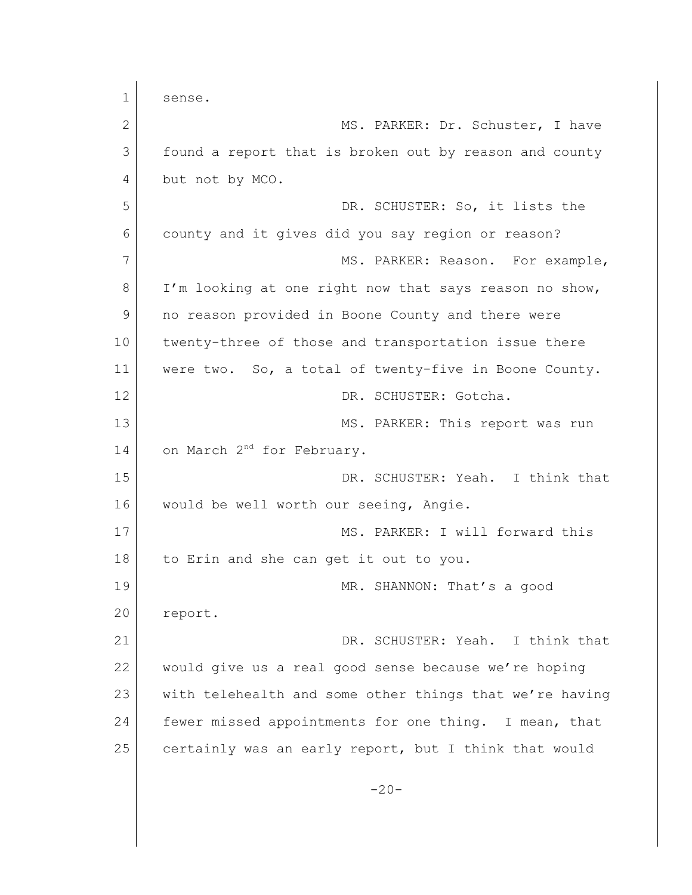sense.

MS. PARKER: Dr. Schuster, I have found a report that is broken out by reason and county but not by MCO.

DR. SCHUSTER: So, it lists the county and it gives did you say region or reason?

MS. PARKER: Reason. For example, I'm looking at one right now that says reason no show, no reason provided in Boone County and there were twenty-three of those and transportation issue there were two. So, a total of twenty-five in Boone County.

DR. SCHUSTER: Gotcha.

MS. PARKER: This report was run on March 2nd for February.

DR. SCHUSTER: Yeah. I think that would be well worth our seeing, Angie.

MS. PARKER: I will forward this to Erin and she can get it out to you.

MR. SHANNON: That's a good report.

DR. SCHUSTER: Yeah. I think that would give us a real good sense because we're hoping with telehealth and some other things that we're having fewer missed appointments for one thing. I mean, that certainly was an early report, but I think that would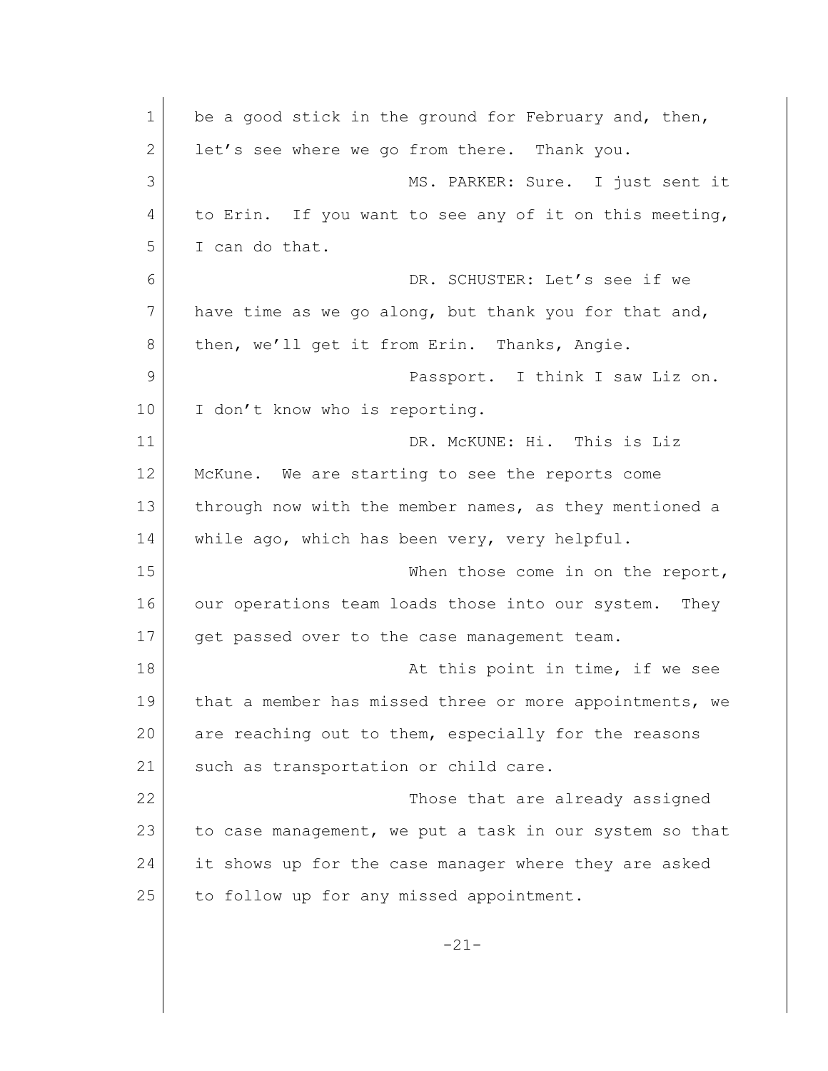be a good stick in the ground for February and, then, let's see where we go from there. Thank you.

MS. PARKER: Sure. I just sent it to Erin. If you want to see any of it on this meeting, I can do that.

DR. SCHUSTER: Let's see if we have time as we go along, but thank you for that and, then, we'll get it from Erin. Thanks, Angie.

Passport. I think I saw Liz on. I don't know who is reporting.

DR. McKUNE: Hi. This is Liz McKune. We are starting to see the reports come through now with the member names, as they mentioned a while ago, which has been very, very helpful.

When those come in on the report, our operations team loads those into our system. They get passed over to the case management team.

At this point in time, if we see that a member has missed three or more appointments, we are reaching out to them, especially for the reasons such as transportation or child care.

Those that are already assigned to case management, we put a task in our system so that it shows up for the case manager where they are asked to follow up for any missed appointment.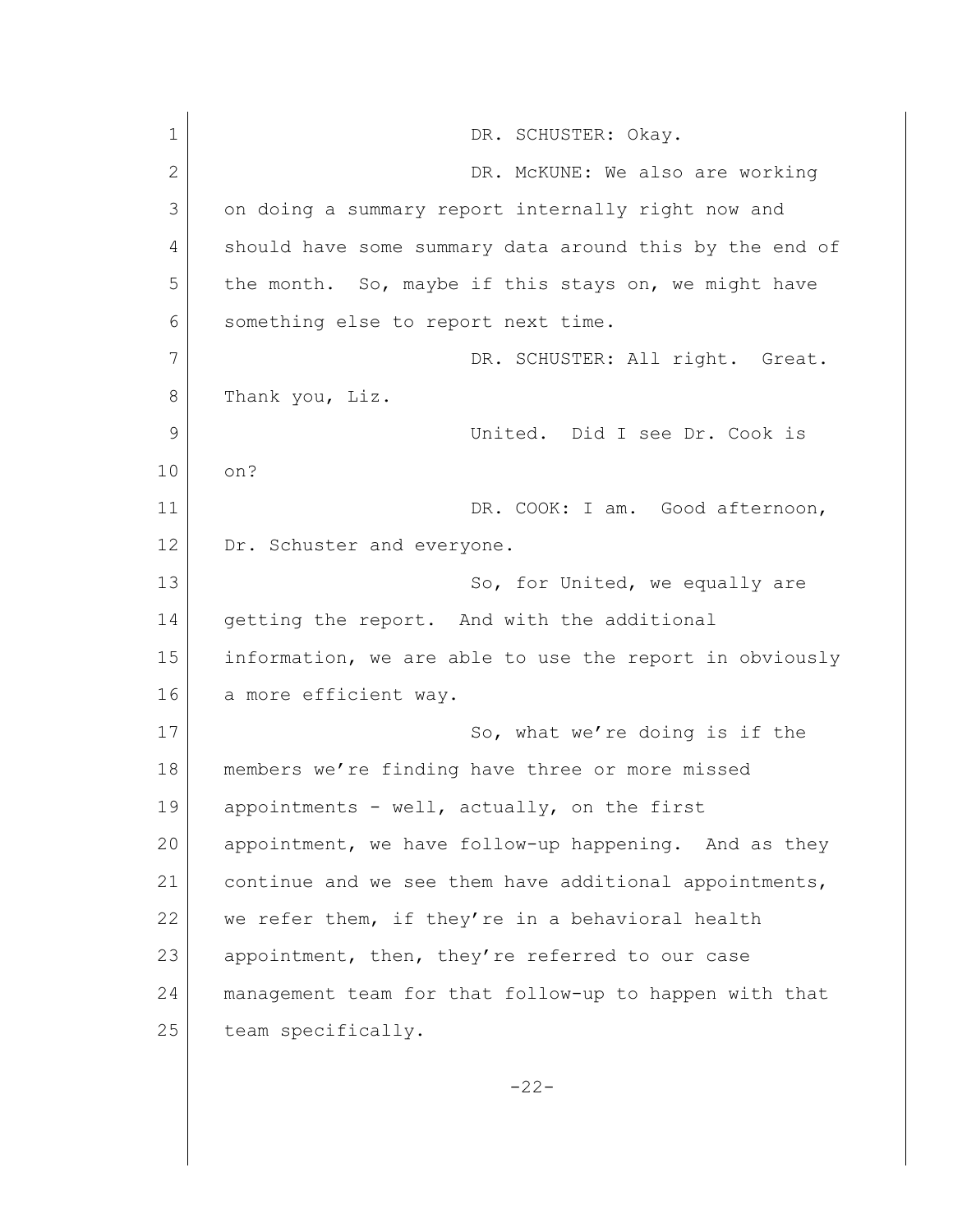DR. SCHUSTER: Okay.

DR. McKUNE: We also are working on doing a summary report internally right now and should have some summary data around this by the end of the month. So, maybe if this stays on, we might have something else to report next time.

DR. SCHUSTER: All right. Great. Thank you, Liz.

United. Did I see Dr. Cook is on?

DR. COOK: I am. Good afternoon, Dr. Schuster and everyone.

So, for United, we equally are getting the report. And with the additional information, we are able to use the report in obviously a more efficient way.

So, what we're doing is if the members we're finding have three or more missed appointments - well, actually, on the first appointment, we have follow-up happening. And as they continue and we see them have additional appointments, we refer them, if they're in a behavioral health appointment, then, they're referred to our case management team for that follow-up to happen with that team specifically.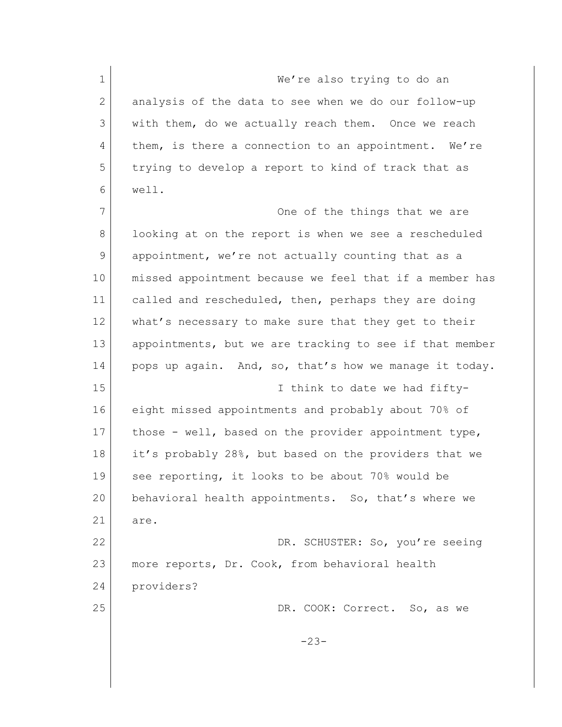We're also trying to do an analysis of the data to see when we do our follow-up with them, do we actually reach them. Once we reach them, is there a connection to an appointment. We're trying to develop a report to kind of track that as well.

One of the things that we are looking at on the report is when we see a rescheduled appointment, we're not actually counting that as a missed appointment because we feel that if a member has called and rescheduled, then, perhaps they are doing what's necessary to make sure that they get to their appointments, but we are tracking to see if that member pops up again. And, so, that's how we manage it today.

I think to date we had fifty-eight missed appointments and probably about 70% of those - well, based on the provider appointment type, it's probably 28%, but based on the providers that we see reporting, it looks to be about 70% would be behavioral health appointments. So, that's where we are.

DR. SCHUSTER: So, you're seeing more reports, Dr. Cook, from behavioral health providers?

DR. COOK: Correct. So, as we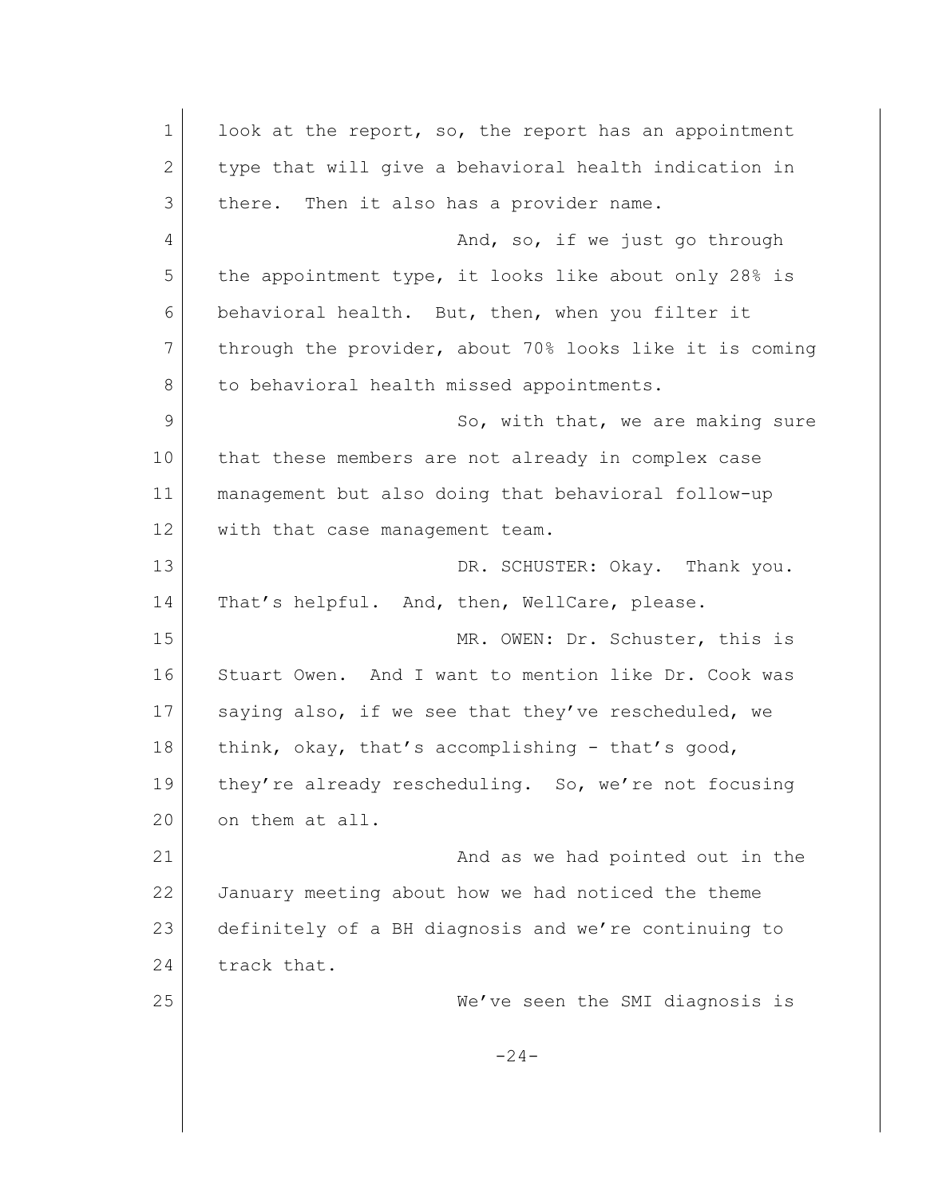look at the report, so, the report has an appointment type that will give a behavioral health indication in there. Then it also has a provider name.

And, so, if we just go through the appointment type, it looks like about only 28% is behavioral health. But, then, when you filter it through the provider, about 70% looks like it is coming to behavioral health missed appointments.

So, with that, we are making sure that these members are not already in complex case management but also doing that behavioral follow-up with that case management team.

DR. SCHUSTER: Okay. Thank you. That's helpful. And, then, WellCare, please.

MR. OWEN: Dr. Schuster, this is Stuart Owen. And I want to mention like Dr. Cook was saying also, if we see that they've rescheduled, we think, okay, that's accomplishing - that's good, they're already rescheduling. So, we're not focusing on them at all.

And as we had pointed out in the January meeting about how we had noticed the theme definitely of a BH diagnosis and we're continuing to track that.

We've seen the SMI diagnosis is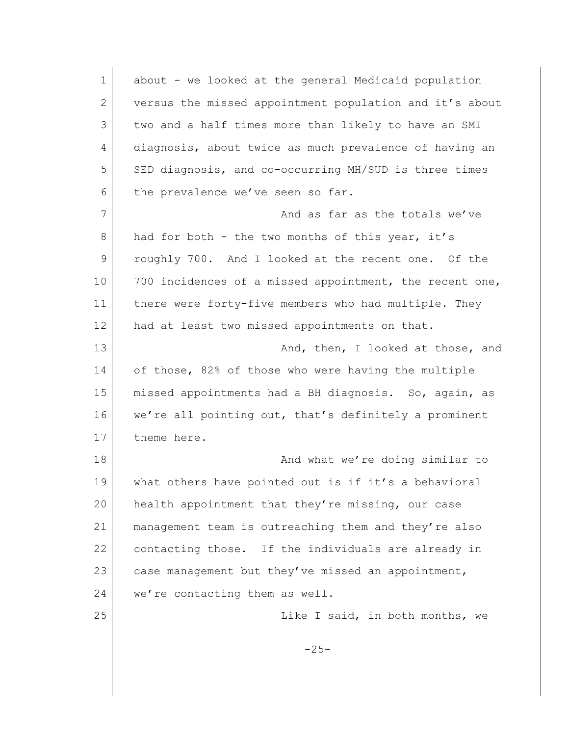about - we looked at the general Medicaid population versus the missed appointment population and it's about two and a half times more than likely to have an SMI diagnosis, about twice as much prevalence of having an SED diagnosis, and co-occurring MH/SUD is three times the prevalence we've seen so far.

And as far as the totals we've had for both - the two months of this year, it's roughly 700. And I looked at the recent one. Of the 700 incidences of a missed appointment, the recent one, there were forty-five members who had multiple. They had at least two missed appointments on that.

And, then, I looked at those, and of those, 82% of those who were having the multiple missed appointments had a BH diagnosis. So, again, as we're all pointing out, that's definitely a prominent theme here.

And what we're doing similar to what others have pointed out is if it's a behavioral health appointment that they're missing, our case management team is outreaching them and they're also contacting those. If the individuals are already in case management but they've missed an appointment, we're contacting them as well.

Like I said, in both months, we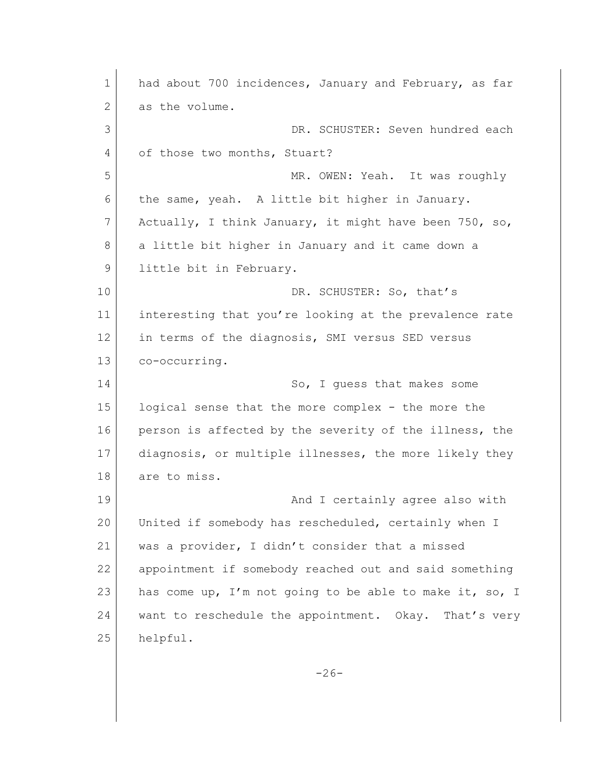had about 700 incidences, January and February, as far as the volume.

DR. SCHUSTER: Seven hundred each of those two months, Stuart?

MR. OWEN: Yeah. It was roughly the same, yeah. A little bit higher in January. Actually, I think January, it might have been 750, so, a little bit higher in January and it came down a little bit in February.

DR. SCHUSTER: So, that's interesting that you're looking at the prevalence rate in terms of the diagnosis, SMI versus SED versus co-occurring.

So, I guess that makes some logical sense that the more complex - the more the person is affected by the severity of the illness, the diagnosis, or multiple illnesses, the more likely they are to miss.

And I certainly agree also with United if somebody has rescheduled, certainly when I was a provider, I didn't consider that a missed appointment if somebody reached out and said something has come up, I'm not going to be able to make it, so, I want to reschedule the appointment. Okay. That's very helpful.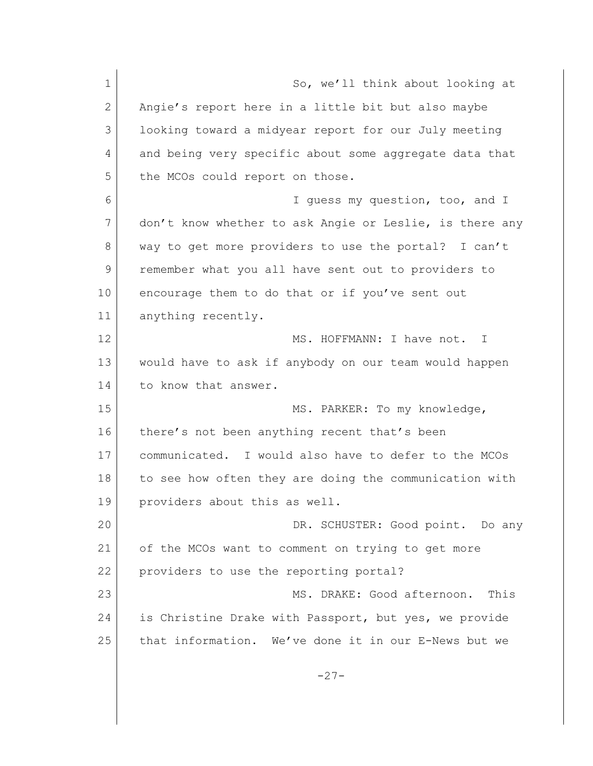So, we'll think about looking at Angie's report here in a little bit but also maybe looking toward a midyear report for our July meeting and being very specific about some aggregate data that the MCOs could report on those.

I guess my question, too, and I don't know whether to ask Angie or Leslie, is there any way to get more providers to use the portal? I can't remember what you all have sent out to providers to encourage them to do that or if you've sent out anything recently.

MS. HOFFMANN: I have not. I would have to ask if anybody on our team would happen to know that answer.

MS. PARKER: To my knowledge, there's not been anything recent that's been communicated. I would also have to defer to the MCOs to see how often they are doing the communication with providers about this as well.

DR. SCHUSTER: Good point. Do any of the MCOs want to comment on trying to get more providers to use the reporting portal?

MS. DRAKE: Good afternoon. This is Christine Drake with Passport, but yes, we provide that information. We've done it in our E-News but we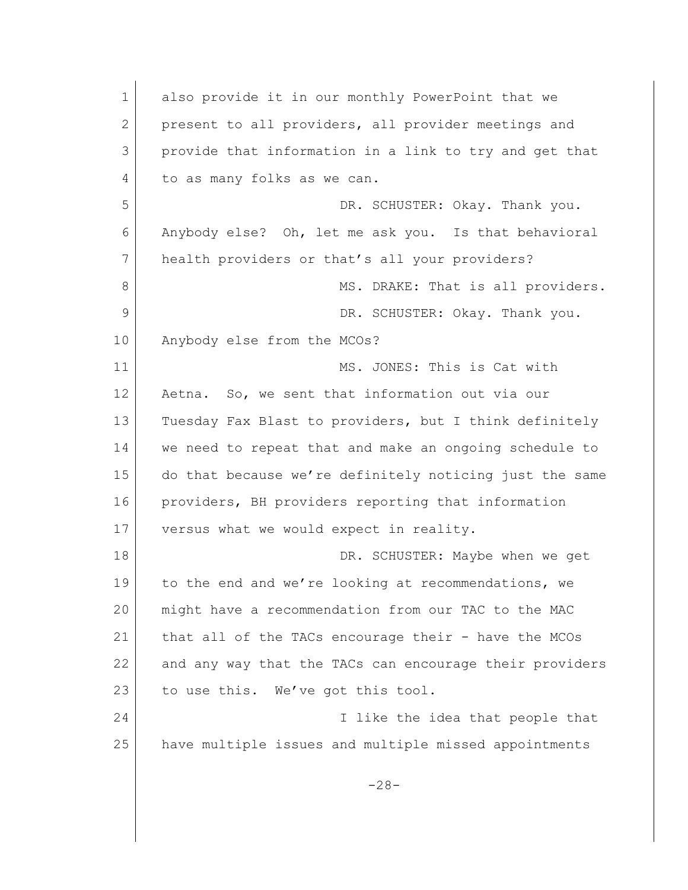also provide it in our monthly PowerPoint that we present to all providers, all provider meetings and provide that information in a link to try and get that to as many folks as we can.

DR. SCHUSTER: Okay. Thank you. Anybody else? Oh, let me ask you. Is that behavioral health providers or that's all your providers?

MS. DRAKE: That is all providers.

DR. SCHUSTER: Okay. Thank you. Anybody else from the MCOs?

MS. JONES: This is Cat with Aetna. So, we sent that information out via our Tuesday Fax Blast to providers, but I think definitely we need to repeat that and make an ongoing schedule to do that because we're definitely noticing just the same providers, BH providers reporting that information versus what we would expect in reality.

DR. SCHUSTER: Maybe when we get to the end and we're looking at recommendations, we might have a recommendation from our TAC to the MAC that all of the TACs encourage their - have the MCOs and any way that the TACs can encourage their providers to use this. We've got this tool.

I like the idea that people that have multiple issues and multiple missed appointments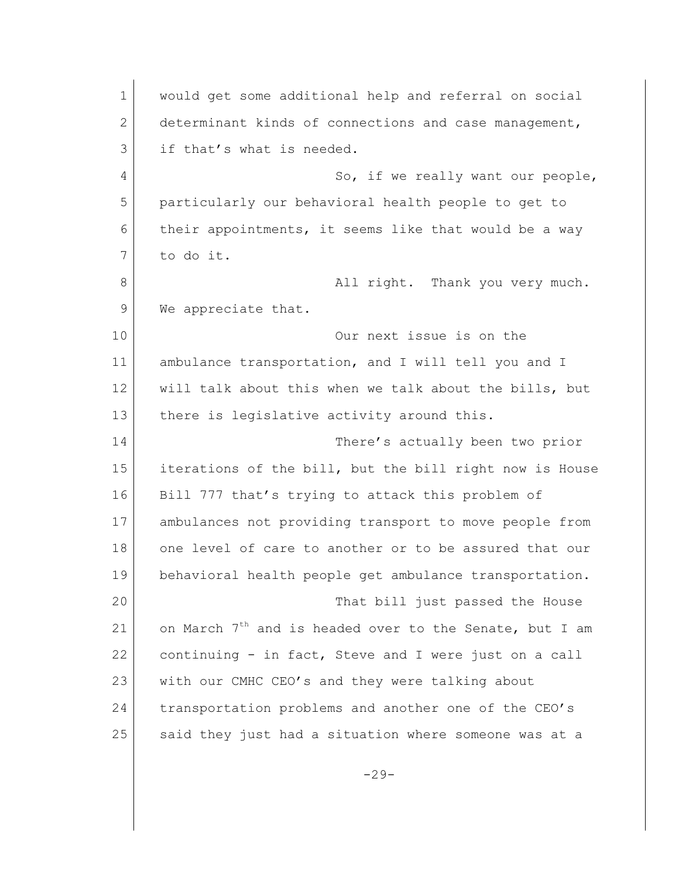would get some additional help and referral on social determinant kinds of connections and case management, if that's what is needed.

So, if we really want our people, particularly our behavioral health people to get to their appointments, it seems like that would be a way to do it.

All right. Thank you very much. We appreciate that.

Our next issue is on the ambulance transportation, and I will tell you and I will talk about this when we talk about the bills, but there is legislative activity around this.

There's actually been two prior iterations of the bill, but the bill right now is House Bill 777 that's trying to attack this problem of ambulances not providing transport to move people from one level of care to another or to be assured that our behavioral health people get ambulance transportation.

That bill just passed the House on March 7th and is headed over to the Senate, but I am continuing - in fact, Steve and I were just on a call with our CMHC CEO's and they were talking about transportation problems and another one of the CEO's said they just had a situation where someone was at a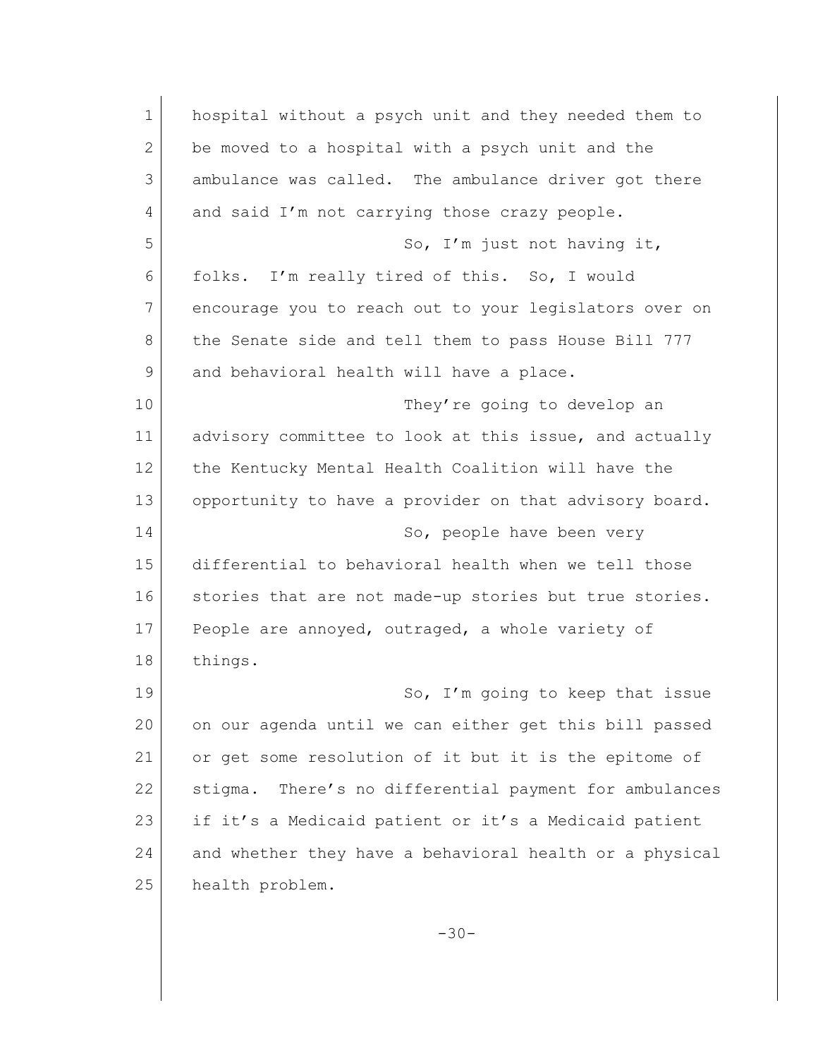hospital without a psych unit and they needed them to be moved to a hospital with a psych unit and the ambulance was called. The ambulance driver got there and said I'm not carrying those crazy people.

So, I'm just not having it, folks. I'm really tired of this. So, I would encourage you to reach out to your legislators over on the Senate side and tell them to pass House Bill 777 and behavioral health will have a place.

They're going to develop an advisory committee to look at this issue, and actually the Kentucky Mental Health Coalition will have the opportunity to have a provider on that advisory board.

So, people have been very differential to behavioral health when we tell those stories that are not made-up stories but true stories. People are annoyed, outraged, a whole variety of things.

So, I'm going to keep that issue on our agenda until we can either get this bill passed or get some resolution of it but it is the epitome of stigma. There's no differential payment for ambulances if it's a Medicaid patient or it's a Medicaid patient and whether they have a behavioral health or a physical health problem.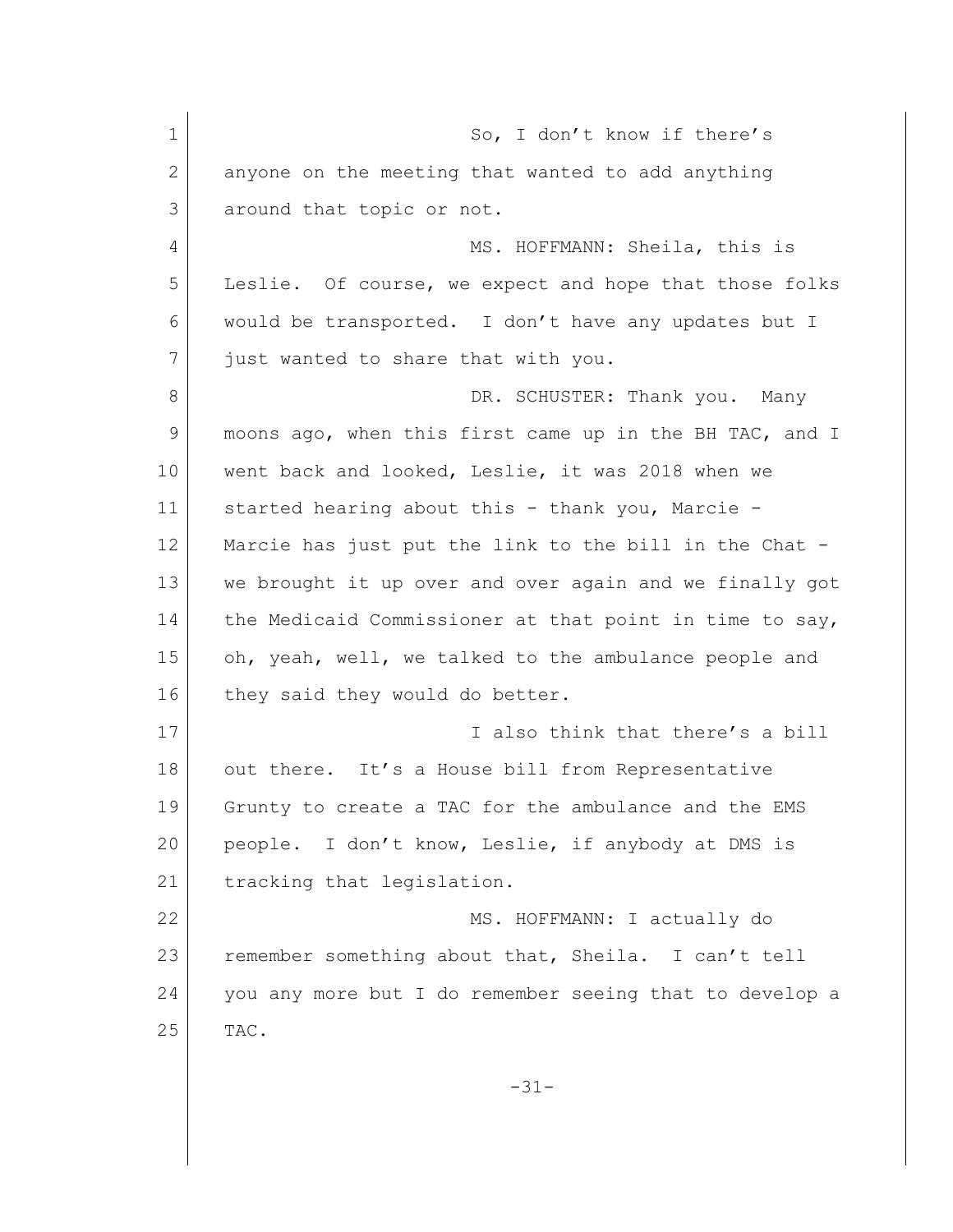So, I don't know if there's anyone on the meeting that wanted to add anything around that topic or not.

MS. HOFFMANN: Sheila, this is Leslie. Of course, we expect and hope that those folks would be transported. I don't have any updates but I just wanted to share that with you.

DR. SCHUSTER: Thank you. Many moons ago, when this first came up in the BH TAC, and I went back and looked, Leslie, it was 2018 when we started hearing about this - thank you, Marcie - Marcie has just put the link to the bill in the Chat - we brought it up over and over again and we finally got the Medicaid Commissioner at that point in time to say, oh, yeah, well, we talked to the ambulance people and they said they would do better.

I also think that there's a bill out there. It's a House bill from Representative Grunty to create a TAC for the ambulance and the EMS people. I don't know, Leslie, if anybody at DMS is tracking that legislation.

MS. HOFFMANN: I actually do remember something about that, Sheila. I can't tell you any more but I do remember seeing that to develop a TAC.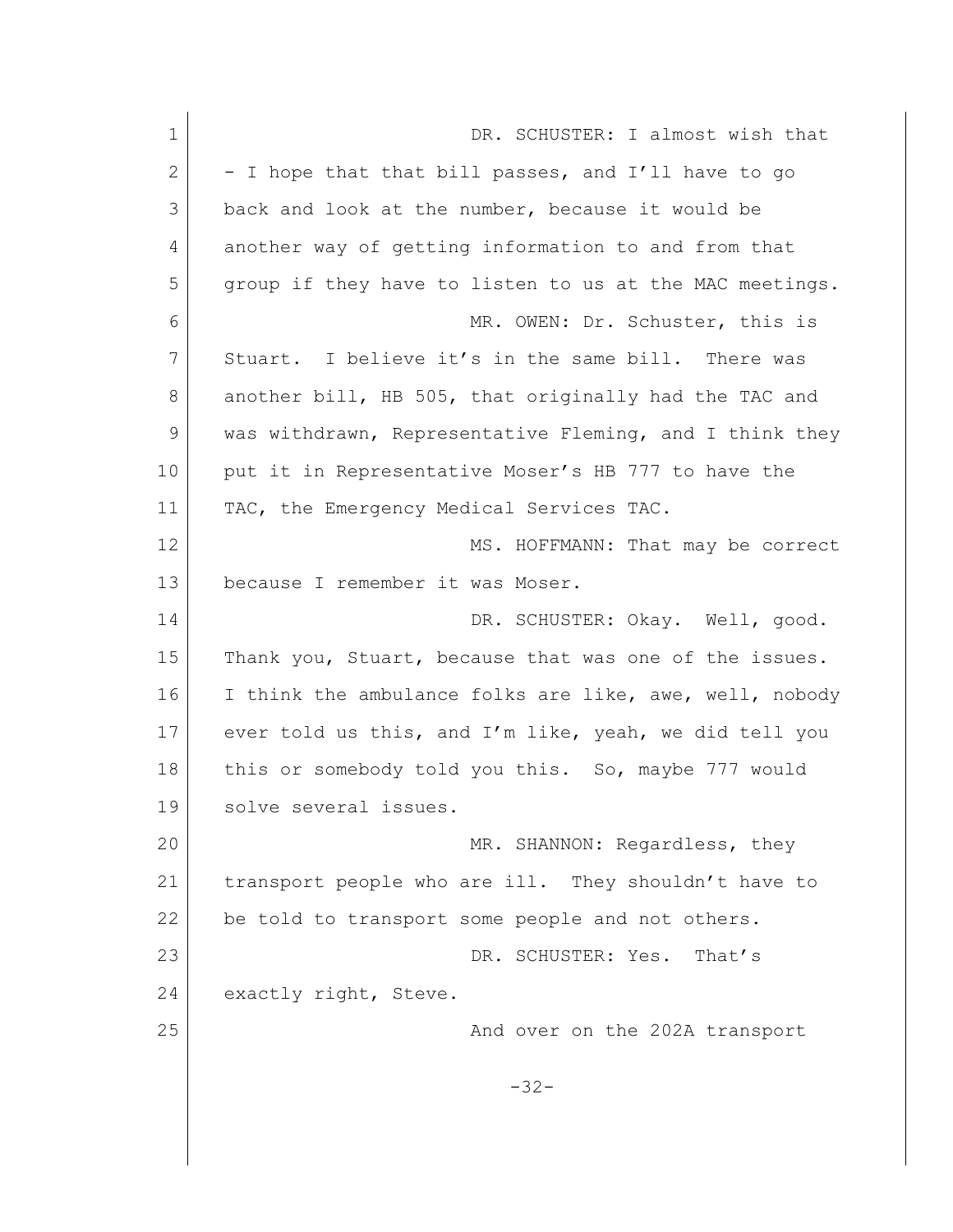DR. SCHUSTER: I almost wish that - I hope that that bill passes, and I'll have to go back and look at the number, because it would be another way of getting information to and from that group if they have to listen to us at the MAC meetings.

MR. OWEN: Dr. Schuster, this is Stuart. I believe it's in the same bill. There was another bill, HB 505, that originally had the TAC and was withdrawn, Representative Fleming, and I think they put it in Representative Moser's HB 777 to have the TAC, the Emergency Medical Services TAC.

MS. HOFFMANN: That may be correct because I remember it was Moser.

DR. SCHUSTER: Okay. Well, good. Thank you, Stuart, because that was one of the issues. I think the ambulance folks are like, awe, well, nobody ever told us this, and I'm like, yeah, we did tell you this or somebody told you this. So, maybe 777 would solve several issues.

MR. SHANNON: Regardless, they transport people who are ill. They shouldn't have to be told to transport some people and not others.

DR. SCHUSTER: Yes. That's exactly right, Steve.

And over on the 202A transport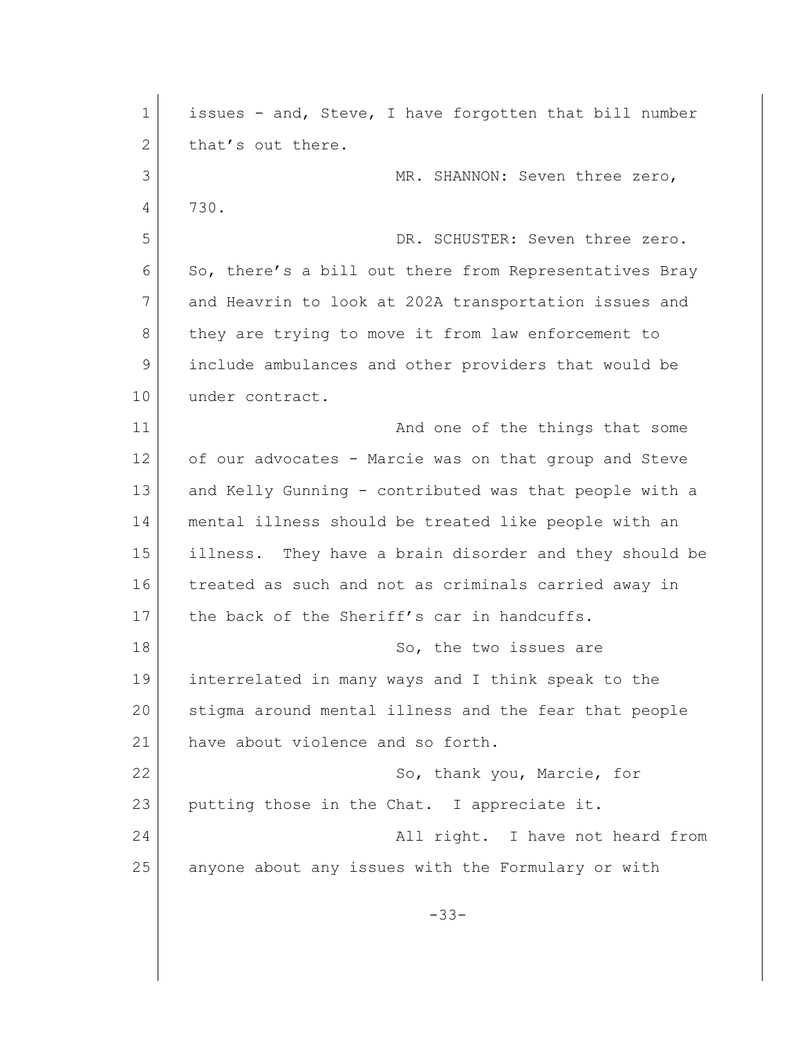issues - and, Steve, I have forgotten that bill number that's out there.

MR. SHANNON: Seven three zero, 730.

DR. SCHUSTER: Seven three zero. So, there's a bill out there from Representatives Bray and Heavrin to look at 202A transportation issues and they are trying to move it from law enforcement to include ambulances and other providers that would be under contract.

And one of the things that some of our advocates - Marcie was on that group and Steve and Kelly Gunning - contributed was that people with a mental illness should be treated like people with an illness. They have a brain disorder and they should be treated as such and not as criminals carried away in the back of the Sheriff's car in handcuffs.

So, the two issues are interrelated in many ways and I think speak to the stigma around mental illness and the fear that people have about violence and so forth.

So, thank you, Marcie, for putting those in the Chat. I appreciate it.

All right. I have not heard from anyone about any issues with the Formulary or with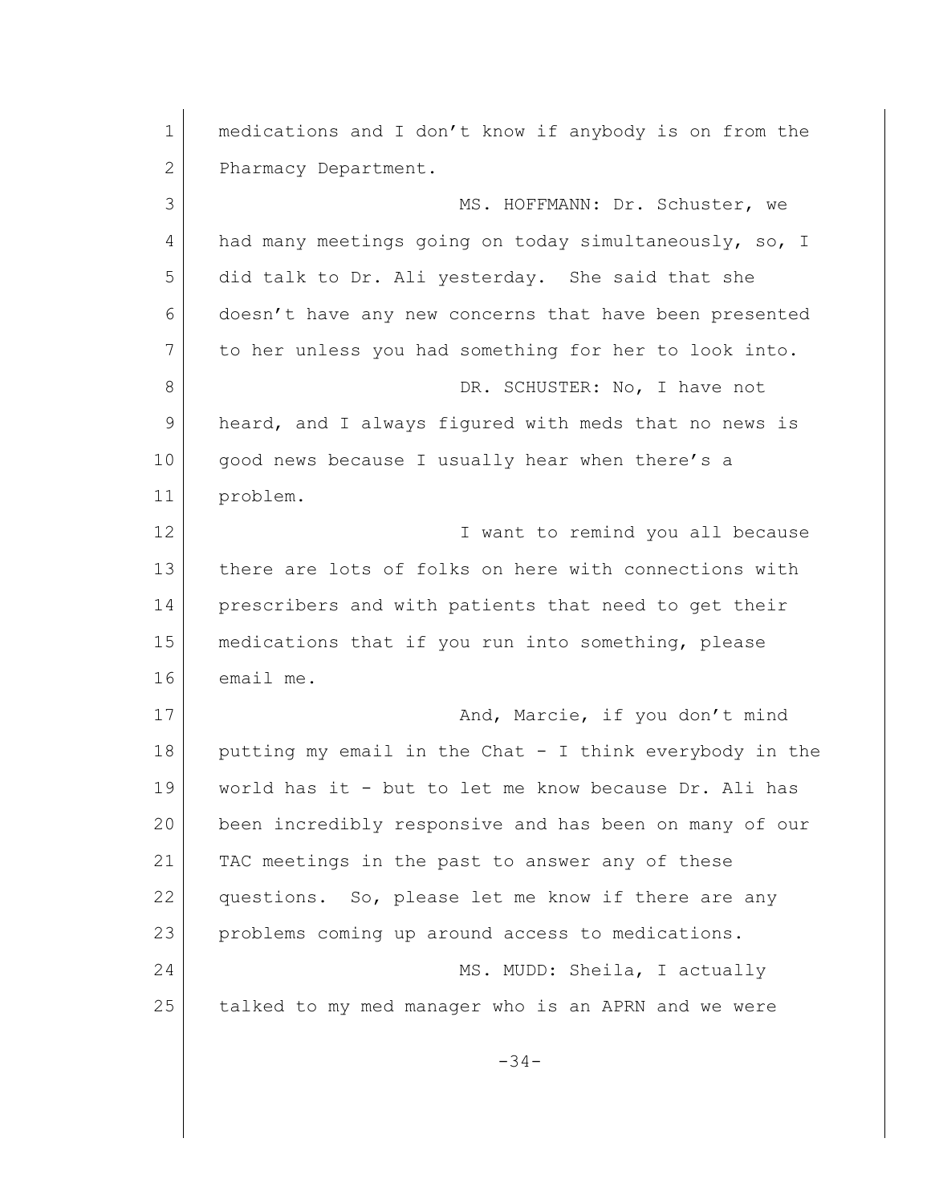medications and I don't know if anybody is on from the Pharmacy Department.

MS. HOFFMANN: Dr. Schuster, we had many meetings going on today simultaneously, so, I did talk to Dr. Ali yesterday. She said that she doesn't have any new concerns that have been presented to her unless you had something for her to look into.

DR. SCHUSTER: No, I have not heard, and I always figured with meds that no news is good news because I usually hear when there's a problem.

I want to remind you all because there are lots of folks on here with connections with prescribers and with patients that need to get their medications that if you run into something, please email me.

And, Marcie, if you don't mind putting my email in the Chat - I think everybody in the world has it - but to let me know because Dr. Ali has been incredibly responsive and has been on many of our TAC meetings in the past to answer any of these questions. So, please let me know if there are any problems coming up around access to medications.

MS. MUDD: Sheila, I actually talked to my med manager who is an APRN and we were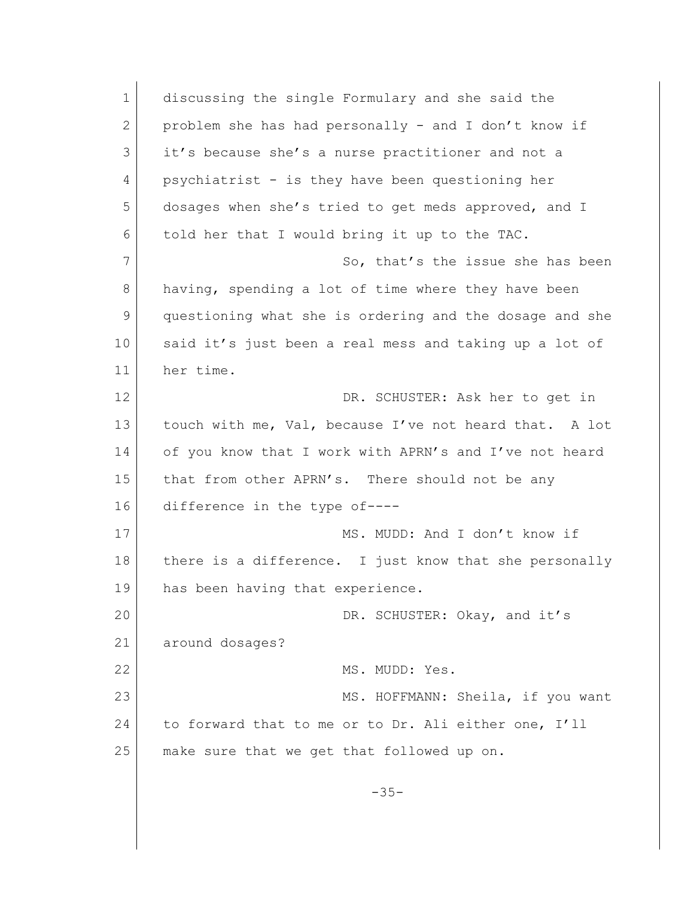discussing the single Formulary and she said the problem she has had personally - and I don't know if it's because she's a nurse practitioner and not a psychiatrist - is they have been questioning her dosages when she's tried to get meds approved, and I told her that I would bring it up to the TAC.

So, that's the issue she has been having, spending a lot of time where they have been questioning what she is ordering and the dosage and she said it's just been a real mess and taking up a lot of her time.

DR. SCHUSTER: Ask her to get in touch with me, Val, because I've not heard that. A lot of you know that I work with APRN's and I've not heard that from other APRN's. There should not be any difference in the type of----

MS. MUDD: And I don't know if there is a difference. I just know that she personally has been having that experience.

DR. SCHUSTER: Okay, and it's around dosages?

MS. MUDD: Yes.

MS. HOFFMANN: Sheila, if you want to forward that to me or to Dr. Ali either one, I'll make sure that we get that followed up on.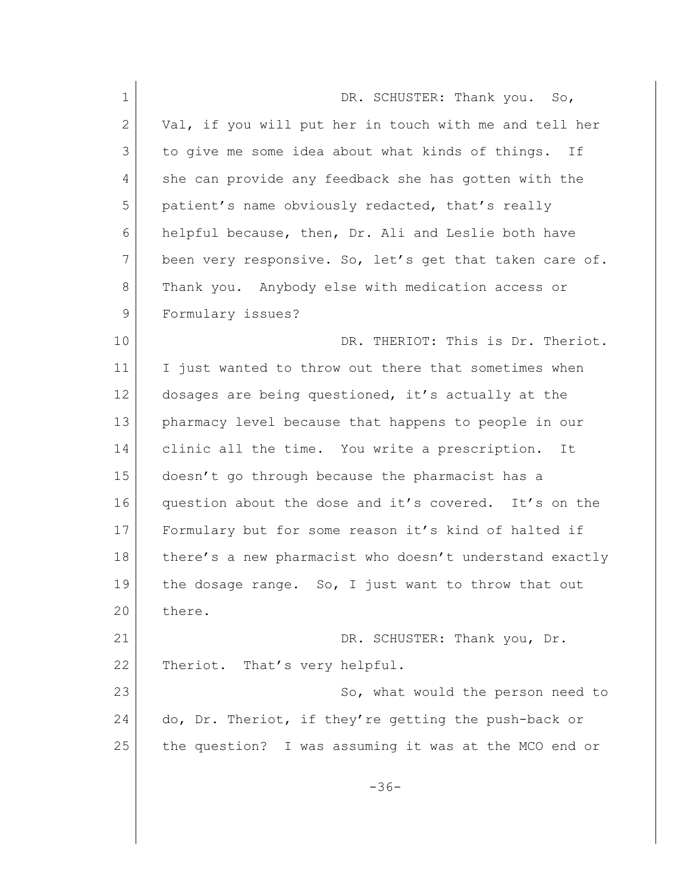DR. SCHUSTER: Thank you. So, Val, if you will put her in touch with me and tell her to give me some idea about what kinds of things. If she can provide any feedback she has gotten with the patient's name obviously redacted, that's really helpful because, then, Dr. Ali and Leslie both have been very responsive. So, let's get that taken care of. Thank you. Anybody else with medication access or Formulary issues?

DR. THERIOT: This is Dr. Theriot. I just wanted to throw out there that sometimes when dosages are being questioned, it's actually at the pharmacy level because that happens to people in our clinic all the time. You write a prescription. It doesn't go through because the pharmacist has a question about the dose and it's covered. It's on the Formulary but for some reason it's kind of halted if there's a new pharmacist who doesn't understand exactly the dosage range. So, I just want to throw that out there.

DR. SCHUSTER: Thank you, Dr. Theriot. That's very helpful.

So, what would the person need to do, Dr. Theriot, if they're getting the push-back or the question? I was assuming it was at the MCO end or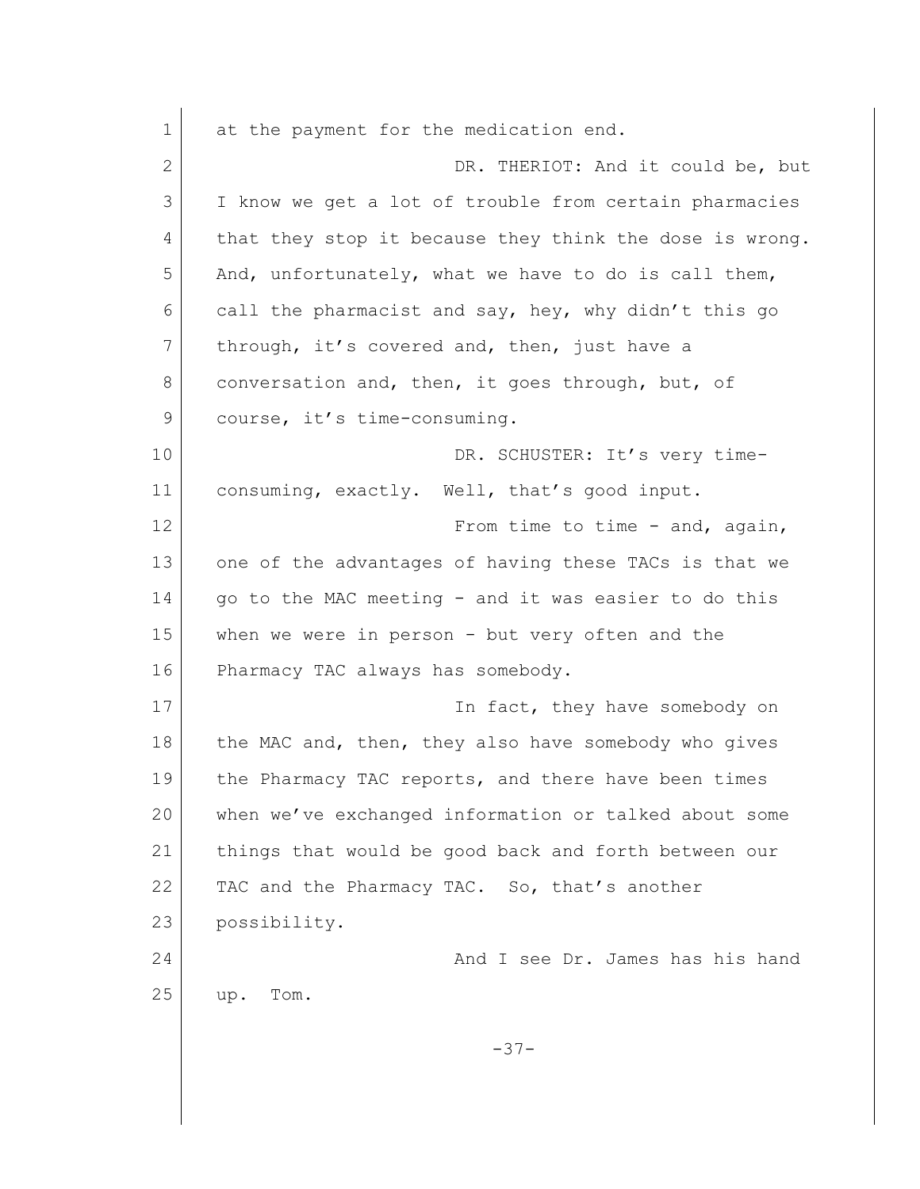at the payment for the medication end.

DR. THERIOT: And it could be, but I know we get a lot of trouble from certain pharmacies that they stop it because they think the dose is wrong. And, unfortunately, what we have to do is call them, call the pharmacist and say, hey, why didn't this go through, it's covered and, then, just have a conversation and, then, it goes through, but, of course, it's time-consuming.

DR. SCHUSTER: It's very time-consuming, exactly. Well, that's good input.

From time to time - and, again, one of the advantages of having these TACs is that we go to the MAC meeting - and it was easier to do this when we were in person - but very often and the Pharmacy TAC always has somebody.

In fact, they have somebody on the MAC and, then, they also have somebody who gives the Pharmacy TAC reports, and there have been times when we've exchanged information or talked about some things that would be good back and forth between our TAC and the Pharmacy TAC. So, that's another possibility.

And I see Dr. James has his hand up. Tom.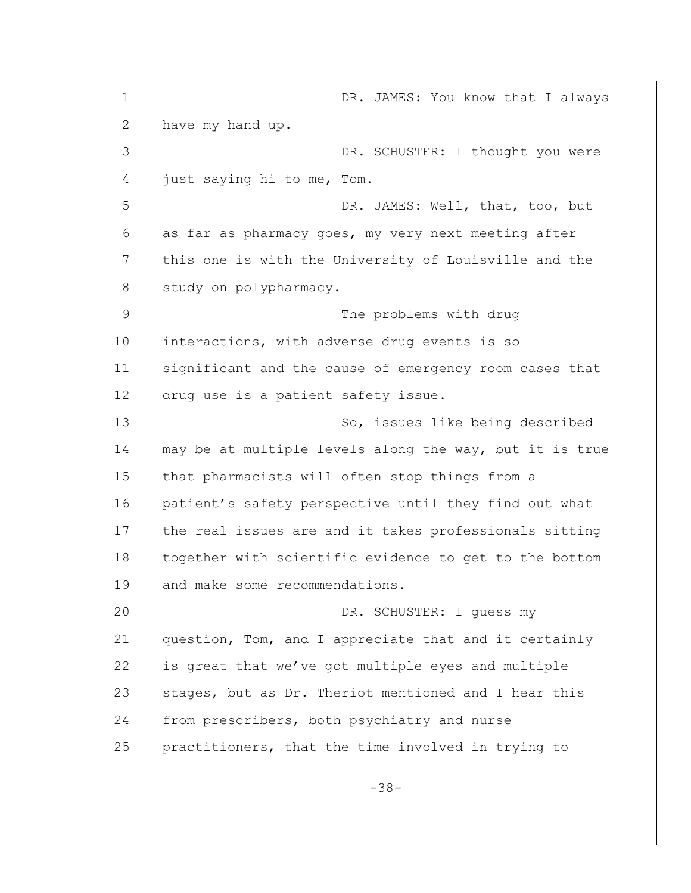DR. JAMES: You know that I always have my hand up.

DR. SCHUSTER: I thought you were just saying hi to me, Tom.

DR. JAMES: Well, that, too, but as far as pharmacy goes, my very next meeting after this one is with the University of Louisville and the study on polypharmacy.

The problems with drug interactions, with adverse drug events is so significant and the cause of emergency room cases that drug use is a patient safety issue.

So, issues like being described may be at multiple levels along the way, but it is true that pharmacists will often stop things from a patient's safety perspective until they find out what the real issues are and it takes professionals sitting together with scientific evidence to get to the bottom and make some recommendations.

DR. SCHUSTER: I guess my question, Tom, and I appreciate that and it certainly is great that we've got multiple eyes and multiple stages, but as Dr. Theriot mentioned and I hear this from prescribers, both psychiatry and nurse practitioners, that the time involved in trying to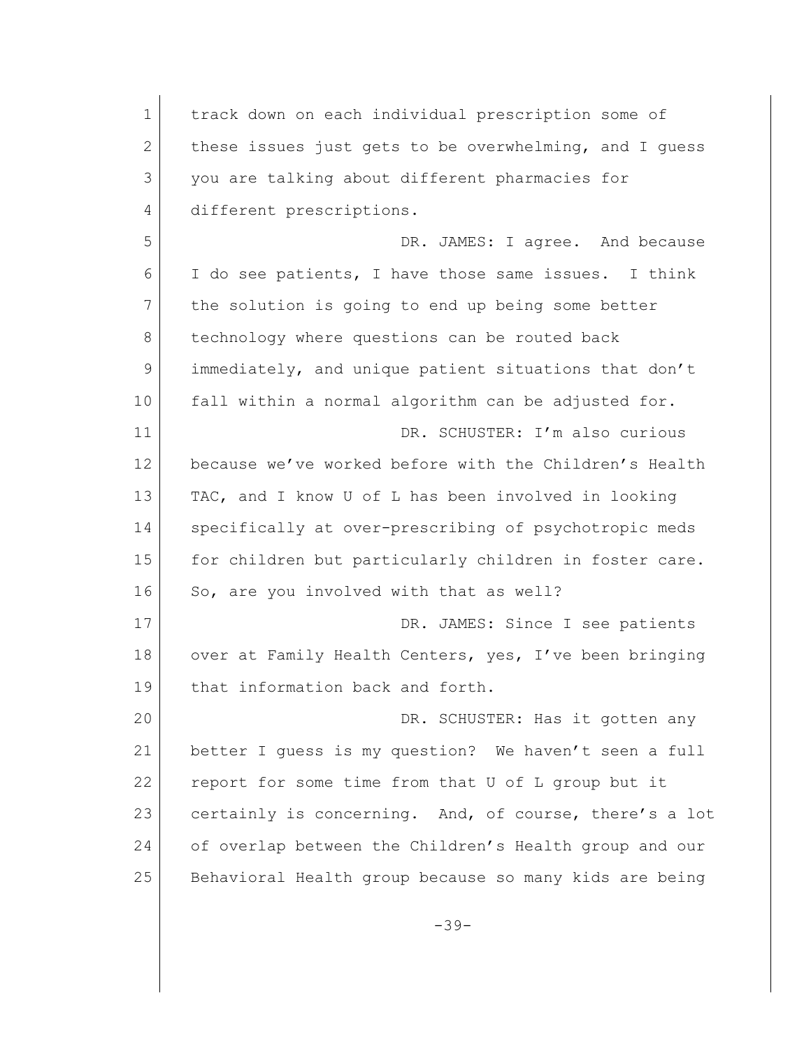track down on each individual prescription some of these issues just gets to be overwhelming, and I guess you are talking about different pharmacies for different prescriptions.

DR. JAMES: I agree. And because I do see patients, I have those same issues. I think the solution is going to end up being some better technology where questions can be routed back immediately, and unique patient situations that don't fall within a normal algorithm can be adjusted for.

DR. SCHUSTER: I'm also curious because we've worked before with the Children's Health TAC, and I know U of L has been involved in looking specifically at over-prescribing of psychotropic meds for children but particularly children in foster care. So, are you involved with that as well?

DR. JAMES: Since I see patients over at Family Health Centers, yes, I've been bringing that information back and forth.

DR. SCHUSTER: Has it gotten any better I guess is my question? We haven't seen a full report for some time from that U of L group but it certainly is concerning. And, of course, there's a lot of overlap between the Children's Health group and our Behavioral Health group because so many kids are being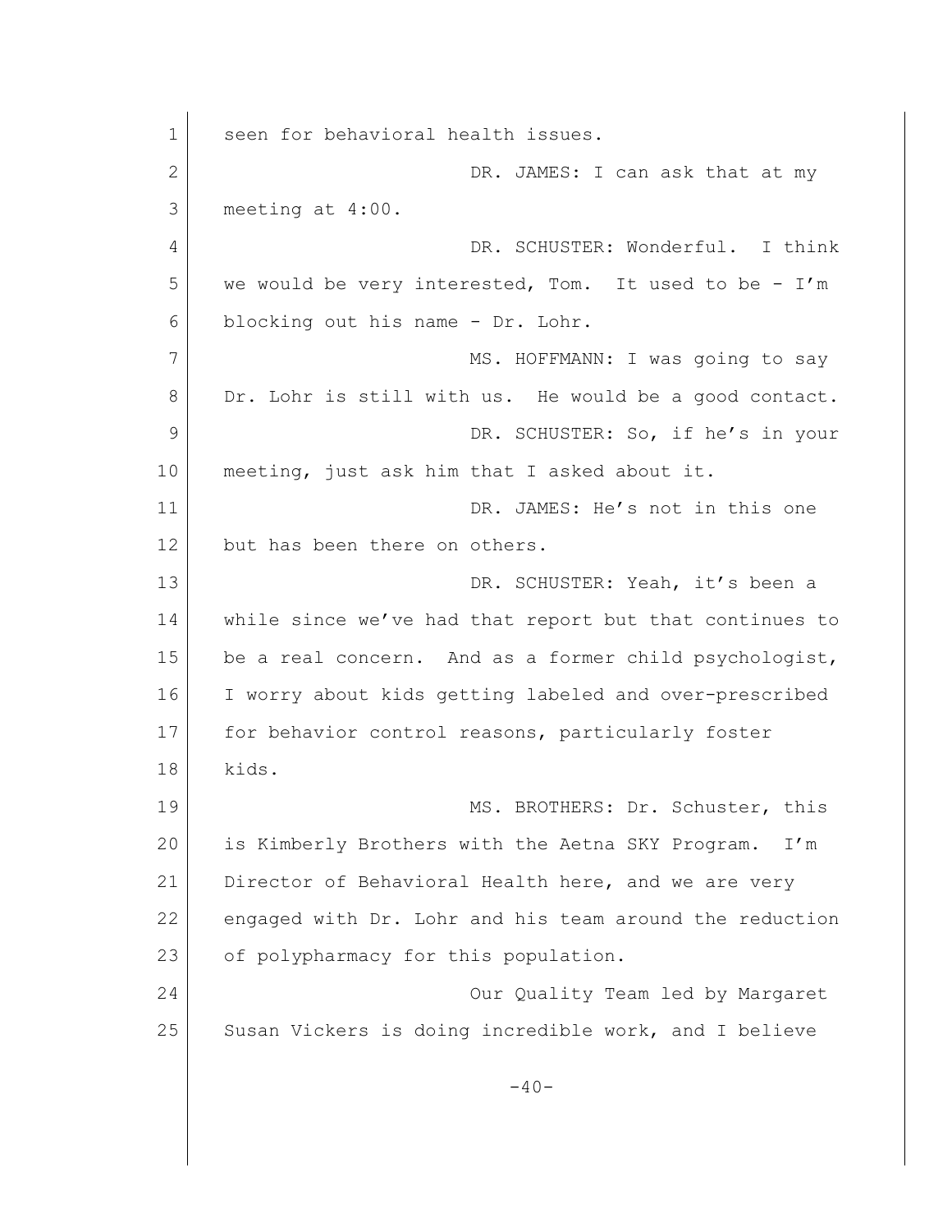seen for behavioral health issues.

DR. JAMES: I can ask that at my meeting at 4:00.

DR. SCHUSTER: Wonderful. I think we would be very interested, Tom. It used to be - I'm blocking out his name - Dr. Lohr.

MS. HOFFMANN: I was going to say Dr. Lohr is still with us. He would be a good contact.

DR. SCHUSTER: So, if he's in your meeting, just ask him that I asked about it.

DR. JAMES: He's not in this one but has been there on others.

DR. SCHUSTER: Yeah, it's been a while since we've had that report but that continues to be a real concern. And as a former child psychologist, I worry about kids getting labeled and over-prescribed for behavior control reasons, particularly foster kids.

MS. BROTHERS: Dr. Schuster, this is Kimberly Brothers with the Aetna SKY Program. I'm Director of Behavioral Health here, and we are very engaged with Dr. Lohr and his team around the reduction of polypharmacy for this population.

Our Quality Team led by Margaret Susan Vickers is doing incredible work, and I believe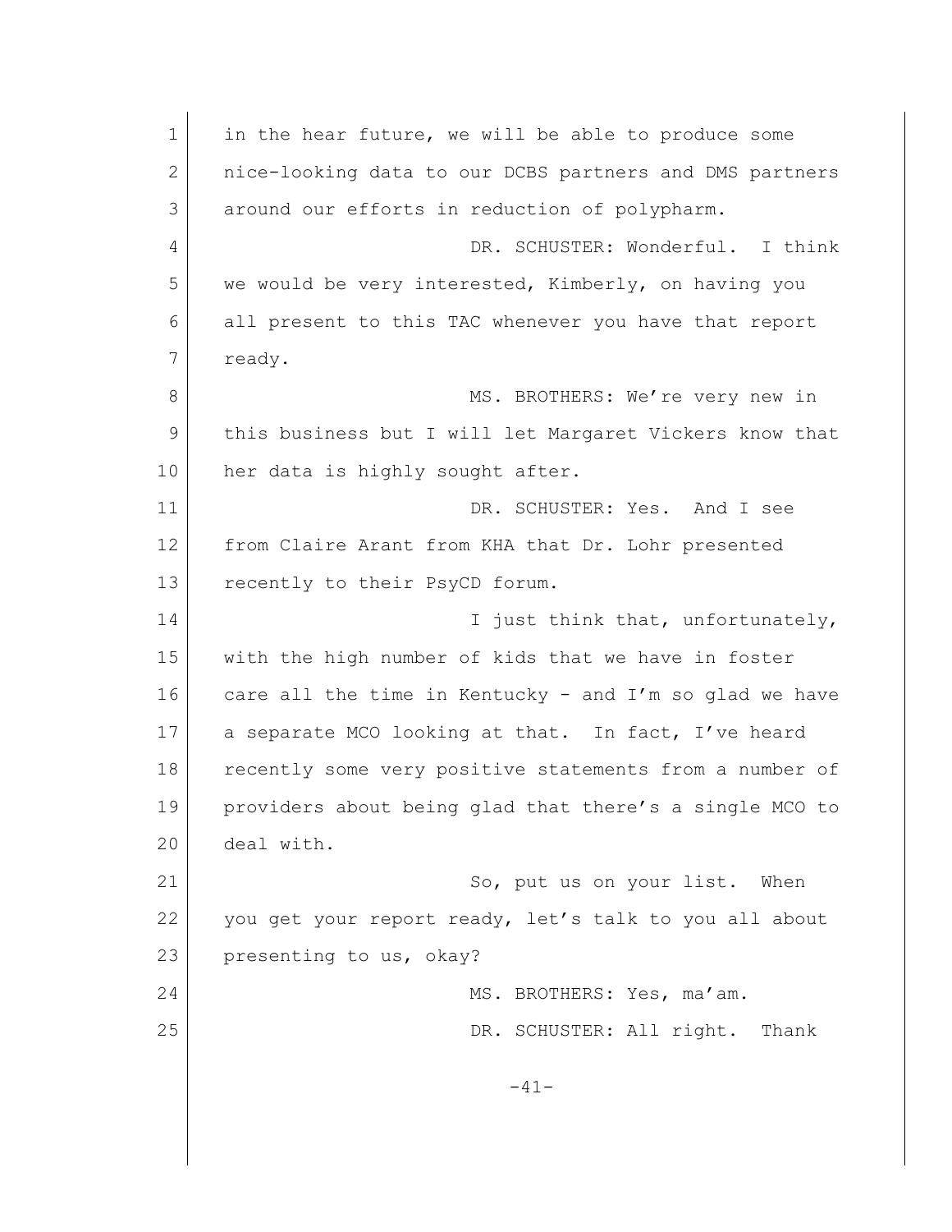in the hear future, we will be able to produce some nice-looking data to our DCBS partners and DMS partners around our efforts in reduction of polypharm.

DR. SCHUSTER: Wonderful. I think we would be very interested, Kimberly, on having you all present to this TAC whenever you have that report ready.

MS. BROTHERS: We're very new in this business but I will let Margaret Vickers know that her data is highly sought after.

DR. SCHUSTER: Yes. And I see from Claire Arant from KHA that Dr. Lohr presented recently to their PsyCD forum.

I just think that, unfortunately, with the high number of kids that we have in foster care all the time in Kentucky - and I'm so glad we have a separate MCO looking at that. In fact, I've heard recently some very positive statements from a number of providers about being glad that there's a single MCO to deal with.

So, put us on your list. When you get your report ready, let's talk to you all about presenting to us, okay?

MS. BROTHERS: Yes, ma'am.

DR. SCHUSTER: All right. Thank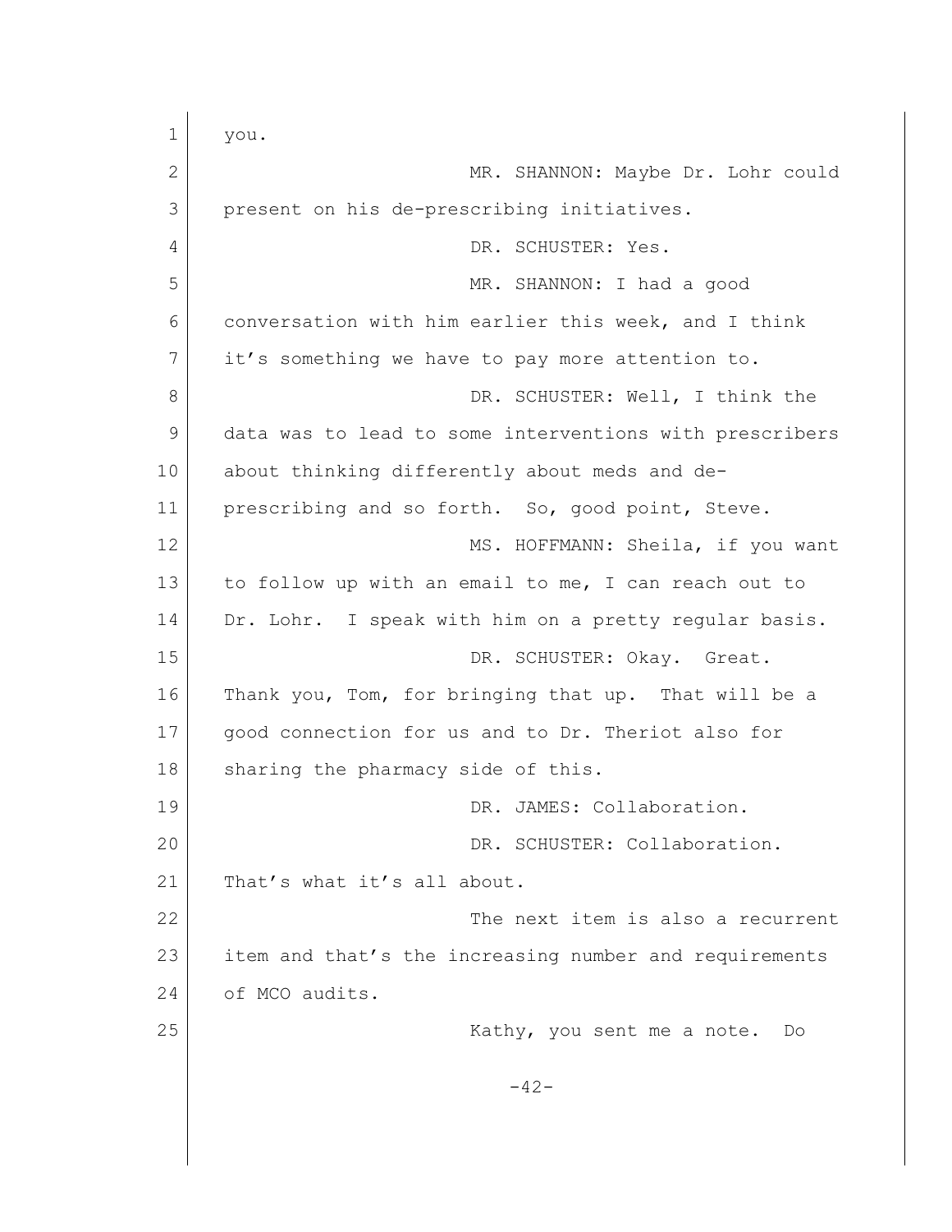you.

MR. SHANNON: Maybe Dr. Lohr could present on his de-prescribing initiatives.

DR. SCHUSTER: Yes.

MR. SHANNON: I had a good conversation with him earlier this week, and I think it's something we have to pay more attention to.

DR. SCHUSTER: Well, I think the data was to lead to some interventions with prescribers about thinking differently about meds and de-prescribing and so forth. So, good point, Steve.

MS. HOFFMANN: Sheila, if you want to follow up with an email to me, I can reach out to Dr. Lohr. I speak with him on a pretty regular basis.

DR. SCHUSTER: Okay. Great. Thank you, Tom, for bringing that up. That will be a good connection for us and to Dr. Theriot also for sharing the pharmacy side of this.

DR. JAMES: Collaboration.

DR. SCHUSTER: Collaboration. That's what it's all about.

The next item is also a recurrent item and that's the increasing number and requirements of MCO audits.

Kathy, you sent me a note. Do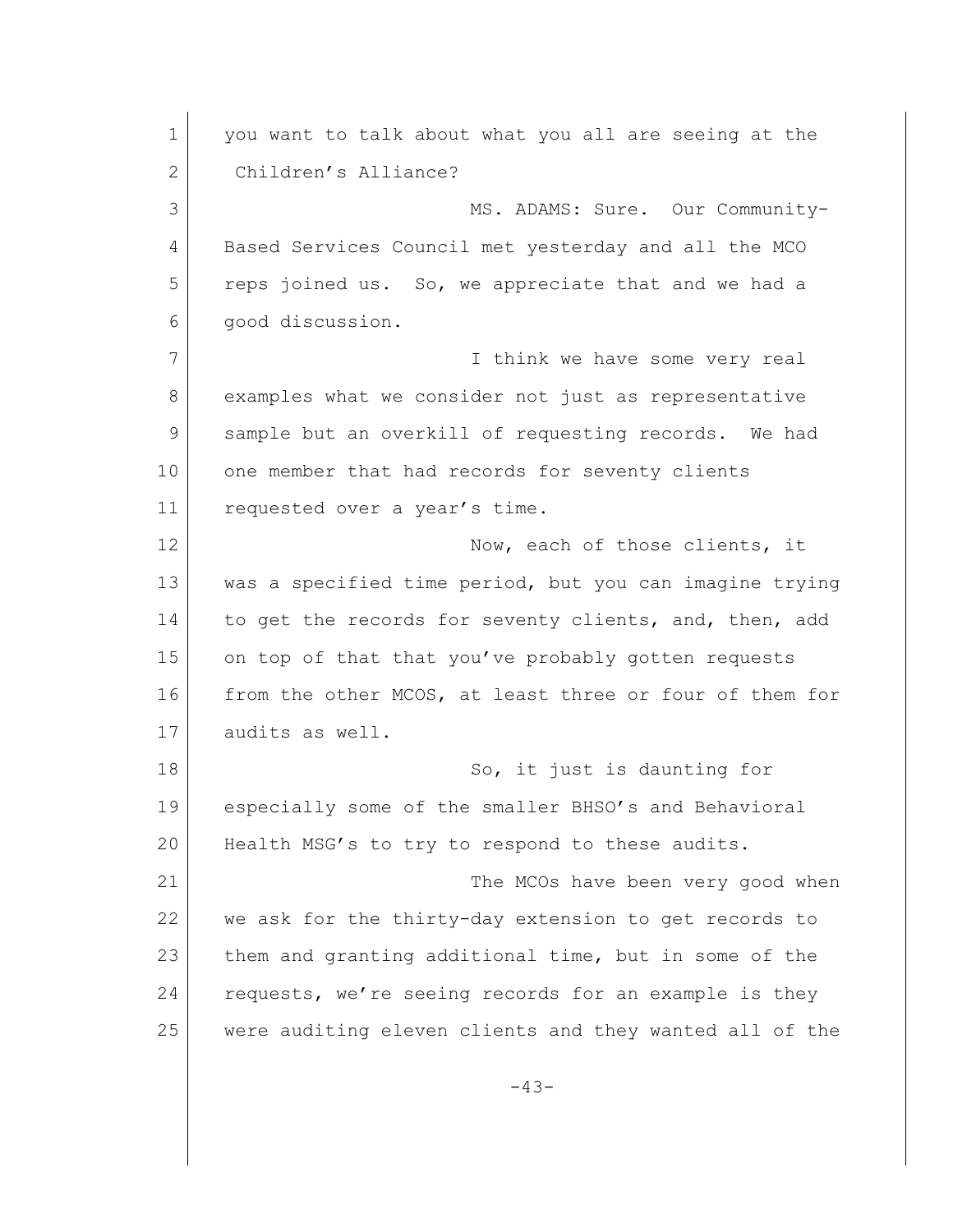you want to talk about what you all are seeing at the Children's Alliance?

MS. ADAMS: Sure. Our Community-Based Services Council met yesterday and all the MCO reps joined us. So, we appreciate that and we had a good discussion.

I think we have some very real examples what we consider not just as representative sample but an overkill of requesting records. We had one member that had records for seventy clients requested over a year's time.

Now, each of those clients, it was a specified time period, but you can imagine trying to get the records for seventy clients, and, then, add on top of that that you've probably gotten requests from the other MCOS, at least three or four of them for audits as well.

So, it just is daunting for especially some of the smaller BHSO's and Behavioral Health MSG's to try to respond to these audits.

The MCOs have been very good when we ask for the thirty-day extension to get records to them and granting additional time, but in some of the requests, we're seeing records for an example is they were auditing eleven clients and they wanted all of the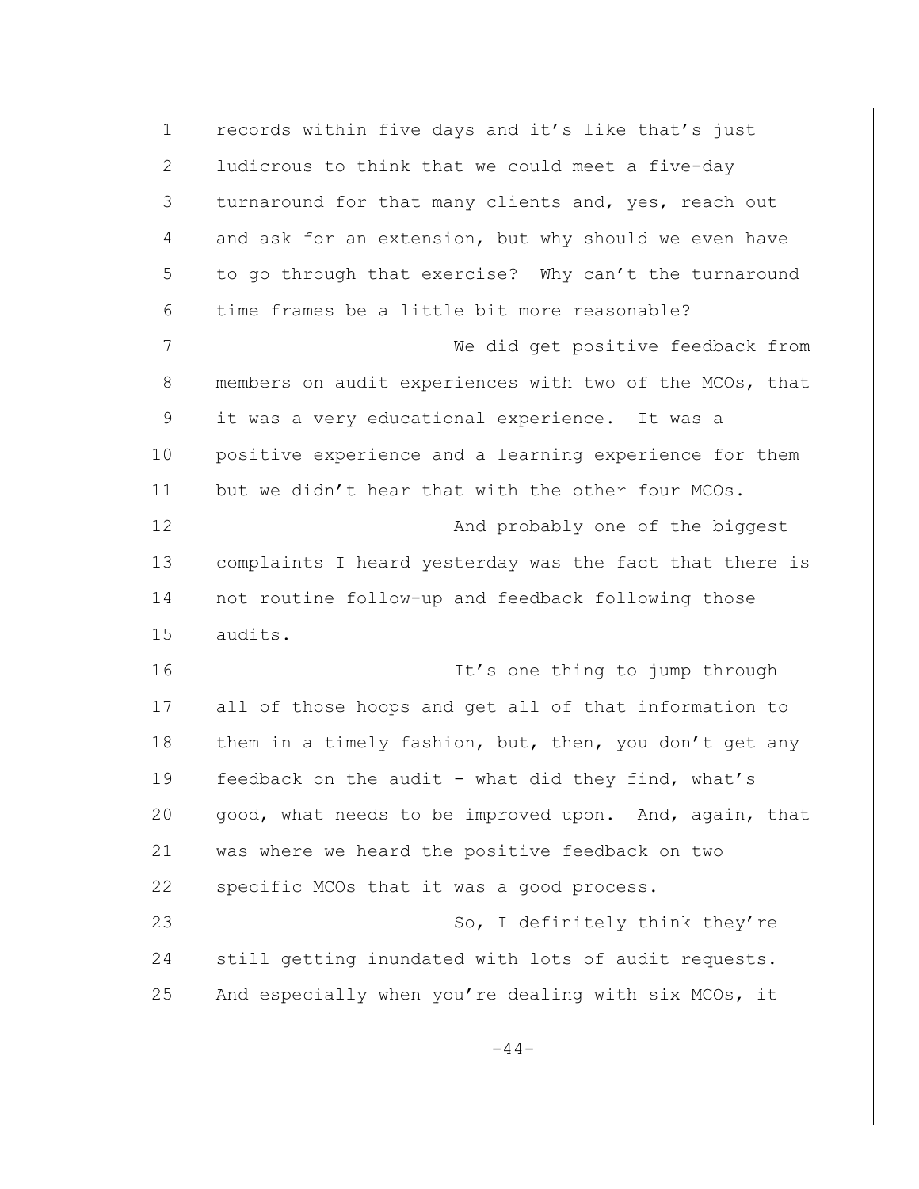records within five days and it's like that's just ludicrous to think that we could meet a five-day turnaround for that many clients and, yes, reach out and ask for an extension, but why should we even have to go through that exercise? Why can't the turnaround time frames be a little bit more reasonable?

We did get positive feedback from members on audit experiences with two of the MCOs, that it was a very educational experience. It was a positive experience and a learning experience for them but we didn't hear that with the other four MCOs.

And probably one of the biggest complaints I heard yesterday was the fact that there is not routine follow-up and feedback following those audits.

It's one thing to jump through all of those hoops and get all of that information to them in a timely fashion, but, then, you don't get any feedback on the audit - what did they find, what's good, what needs to be improved upon. And, again, that was where we heard the positive feedback on two specific MCOs that it was a good process.

So, I definitely think they're still getting inundated with lots of audit requests. And especially when you're dealing with six MCOs, it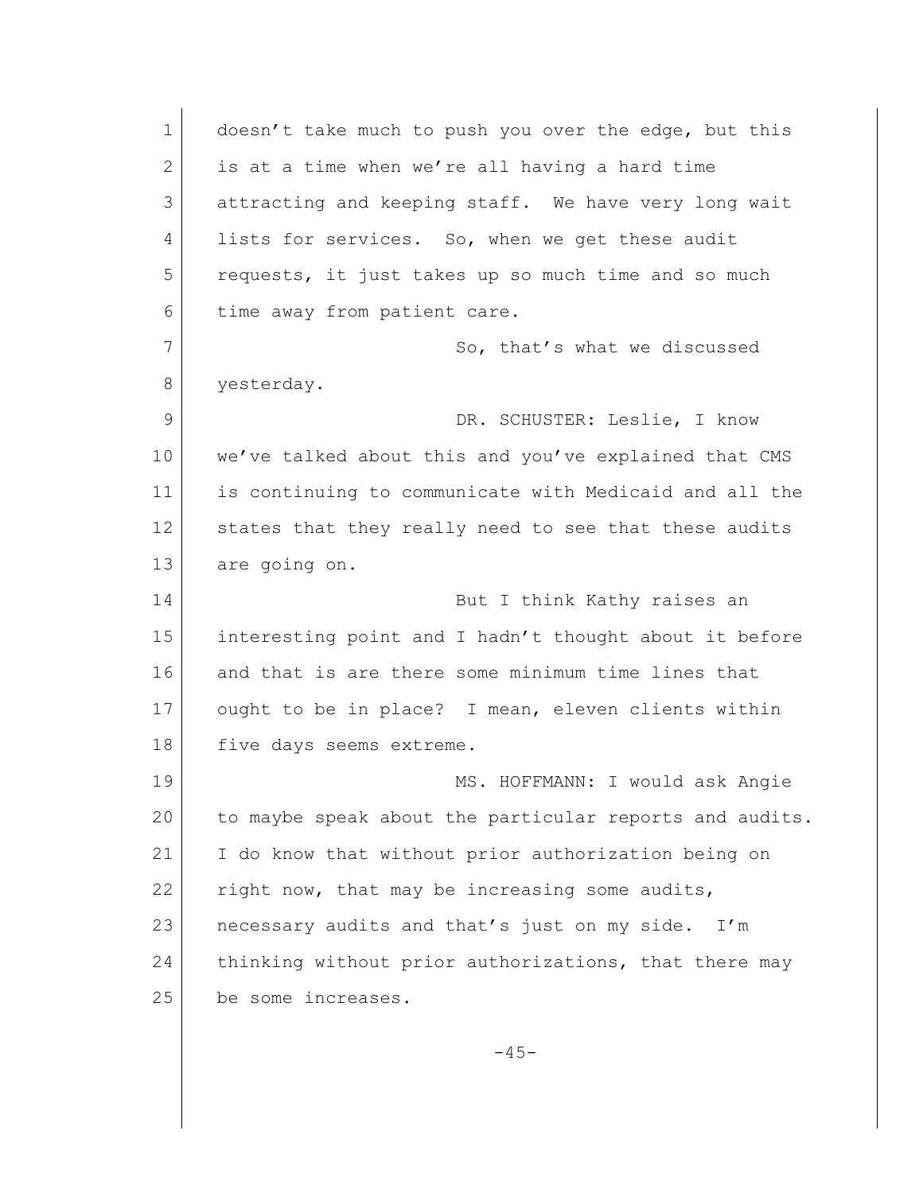doesn't take much to push you over the edge, but this is at a time when we're all having a hard time attracting and keeping staff. We have very long wait lists for services. So, when we get these audit requests, it just takes up so much time and so much time away from patient care.

So, that's what we discussed yesterday.

DR. SCHUSTER: Leslie, I know we've talked about this and you've explained that CMS is continuing to communicate with Medicaid and all the states that they really need to see that these audits are going on.

But I think Kathy raises an interesting point and I hadn't thought about it before and that is are there some minimum time lines that ought to be in place? I mean, eleven clients within five days seems extreme.

MS. HOFFMANN: I would ask Angie to maybe speak about the particular reports and audits. I do know that without prior authorization being on right now, that may be increasing some audits, necessary audits and that's just on my side. I'm thinking without prior authorizations, that there may be some increases.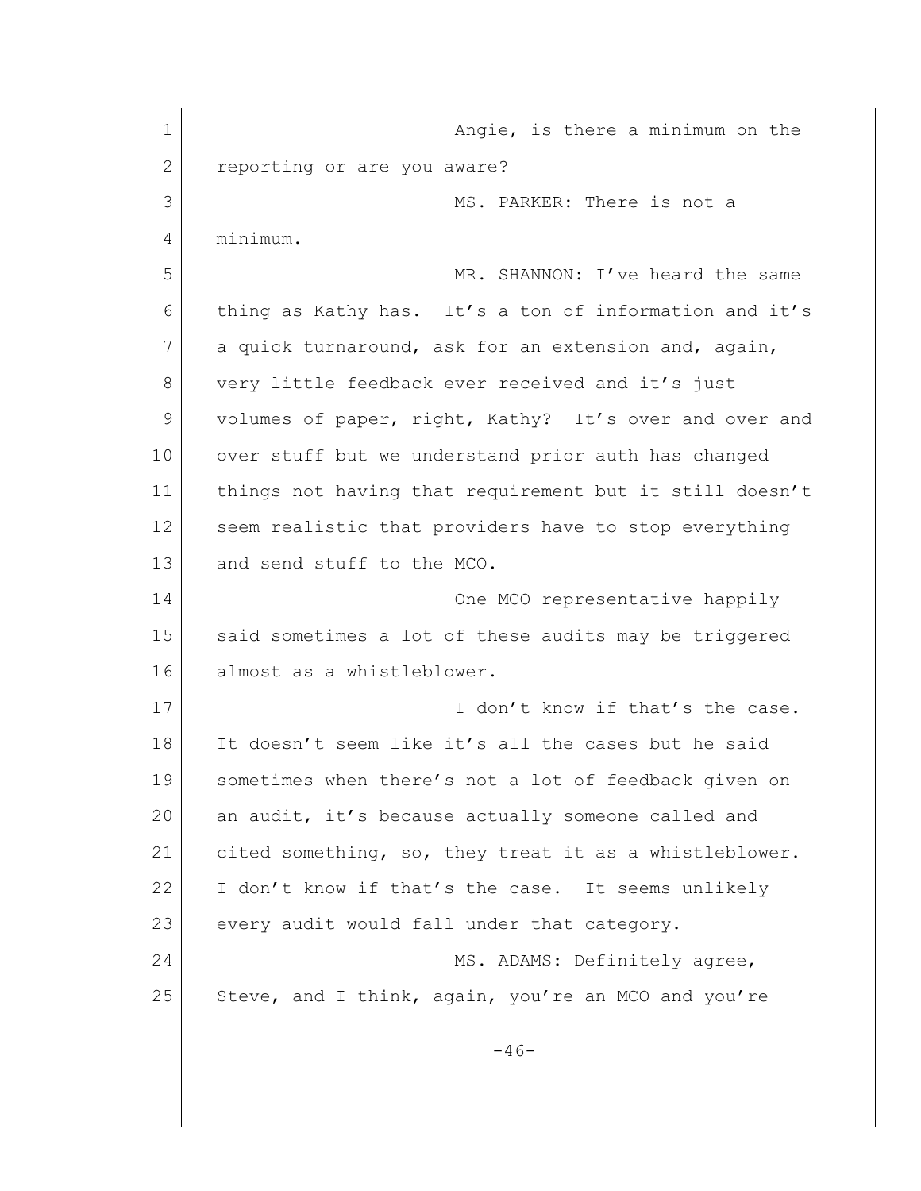Angie, is there a minimum on the reporting or are you aware?

MS. PARKER: There is not a minimum.

MR. SHANNON: I've heard the same thing as Kathy has. It's a ton of information and it's a quick turnaround, ask for an extension and, again, very little feedback ever received and it's just volumes of paper, right, Kathy? It's over and over and over stuff but we understand prior auth has changed things not having that requirement but it still doesn't seem realistic that providers have to stop everything and send stuff to the MCO.

One MCO representative happily said sometimes a lot of these audits may be triggered almost as a whistleblower.

I don't know if that's the case. It doesn't seem like it's all the cases but he said sometimes when there's not a lot of feedback given on an audit, it's because actually someone called and cited something, so, they treat it as a whistleblower. I don't know if that's the case. It seems unlikely every audit would fall under that category.

MS. ADAMS: Definitely agree, Steve, and I think, again, you're an MCO and you're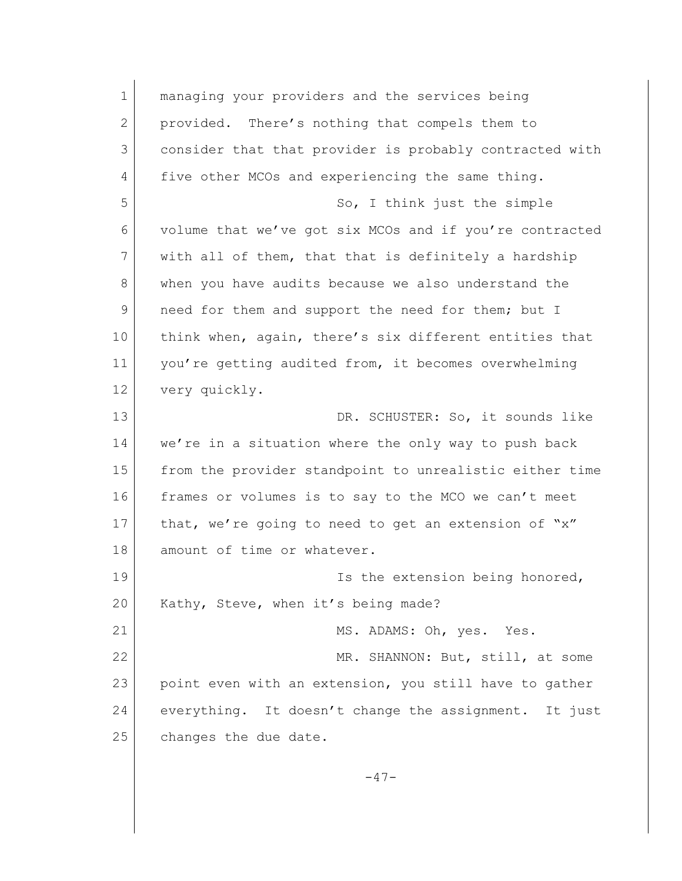managing your providers and the services being provided. There's nothing that compels them to consider that that provider is probably contracted with five other MCOs and experiencing the same thing.

So, I think just the simple volume that we've got six MCOs and if you're contracted with all of them, that that is definitely a hardship when you have audits because we also understand the need for them and support the need for them; but I think when, again, there's six different entities that you're getting audited from, it becomes overwhelming very quickly.

DR. SCHUSTER: So, it sounds like we're in a situation where the only way to push back from the provider standpoint to unrealistic either time frames or volumes is to say to the MCO we can't meet that, we're going to need to get an extension of "x" amount of time or whatever.

Is the extension being honored, Kathy, Steve, when it's being made?

MS. ADAMS: Oh, yes. Yes.

MR. SHANNON: But, still, at some point even with an extension, you still have to gather everything. It doesn't change the assignment. It just changes the due date.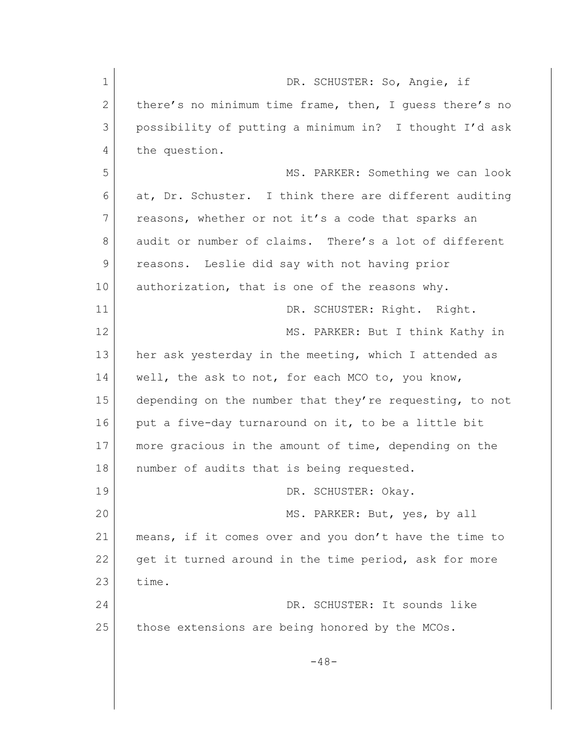DR. SCHUSTER: So, Angie, if there's no minimum time frame, then, I guess there's no possibility of putting a minimum in? I thought I'd ask the question.

MS. PARKER: Something we can look at, Dr. Schuster. I think there are different auditing reasons, whether or not it's a code that sparks an audit or number of claims. There's a lot of different reasons. Leslie did say with not having prior authorization, that is one of the reasons why.

DR. SCHUSTER: Right. Right.

MS. PARKER: But I think Kathy in her ask yesterday in the meeting, which I attended as well, the ask to not, for each MCO to, you know, depending on the number that they're requesting, to not put a five-day turnaround on it, to be a little bit more gracious in the amount of time, depending on the number of audits that is being requested.

DR. SCHUSTER: Okay.

MS. PARKER: But, yes, by all means, if it comes over and you don't have the time to get it turned around in the time period, ask for more time.

DR. SCHUSTER: It sounds like those extensions are being honored by the MCOs.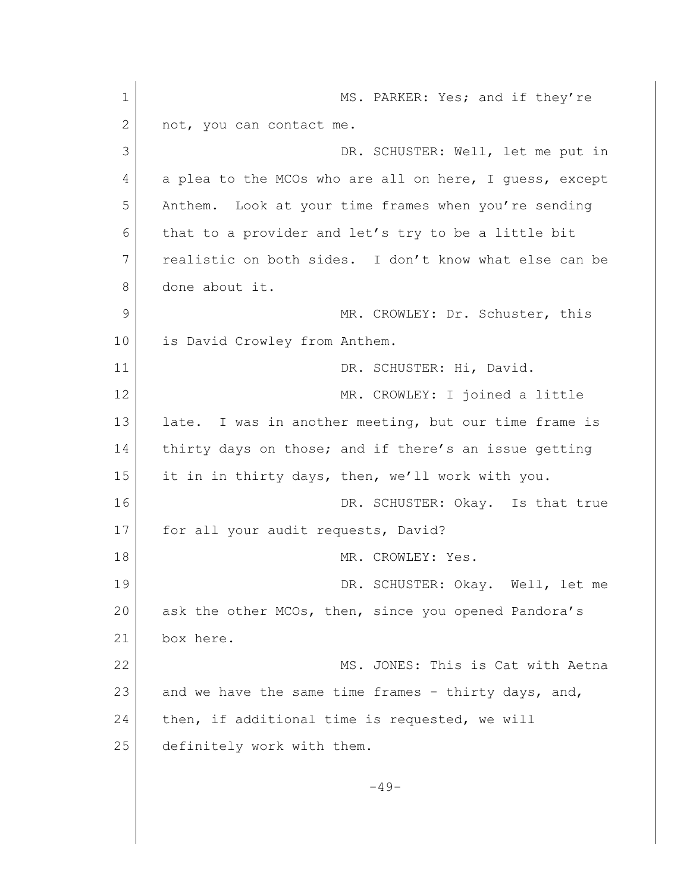MS. PARKER: Yes; and if they're not, you can contact me.

DR. SCHUSTER: Well, let me put in a plea to the MCOs who are all on here, I guess, except Anthem. Look at your time frames when you're sending that to a provider and let's try to be a little bit realistic on both sides. I don't know what else can be done about it.

MR. CROWLEY: Dr. Schuster, this is David Crowley from Anthem.

DR. SCHUSTER: Hi, David.

MR. CROWLEY: I joined a little late. I was in another meeting, but our time frame is thirty days on those; and if there's an issue getting it in in thirty days, then, we'll work with you.

DR. SCHUSTER: Okay. Is that true for all your audit requests, David?

MR. CROWLEY: Yes.

DR. SCHUSTER: Okay. Well, let me ask the other MCOs, then, since you opened Pandora's box here.

MS. JONES: This is Cat with Aetna and we have the same time frames - thirty days, and, then, if additional time is requested, we will definitely work with them.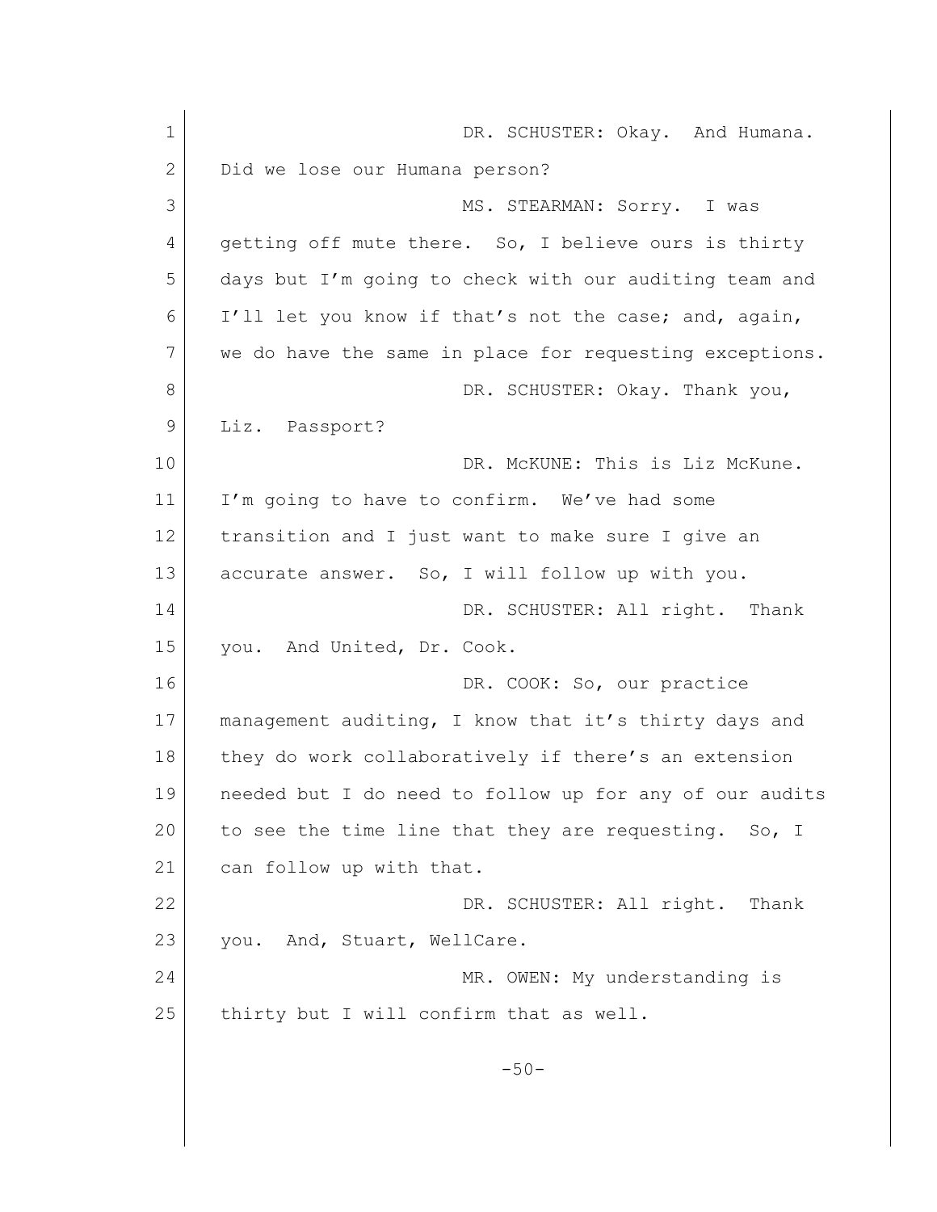DR. SCHUSTER: Okay. And Humana. Did we lose our Humana person?

MS. STEARMAN: Sorry. I was getting off mute there. So, I believe ours is thirty days but I'm going to check with our auditing team and I'll let you know if that's not the case; and, again, we do have the same in place for requesting exceptions.

DR. SCHUSTER: Okay. Thank you, Liz. Passport?

DR. McKUNE: This is Liz McKune. I'm going to have to confirm. We've had some transition and I just want to make sure I give an accurate answer. So, I will follow up with you.

DR. SCHUSTER: All right. Thank you. And United, Dr. Cook.

DR. COOK: So, our practice management auditing, I know that it's thirty days and they do work collaboratively if there's an extension needed but I do need to follow up for any of our audits to see the time line that they are requesting. So, I can follow up with that.

DR. SCHUSTER: All right. Thank you. And, Stuart, WellCare.

MR. OWEN: My understanding is thirty but I will confirm that as well.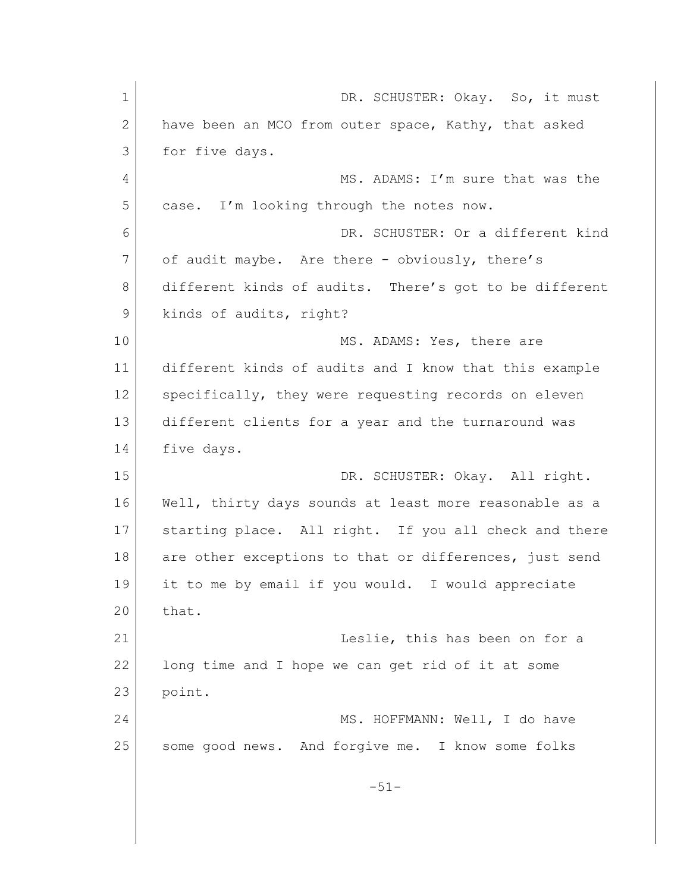DR. SCHUSTER: Okay. So, it must have been an MCO from outer space, Kathy, that asked for five days.

MS. ADAMS: I'm sure that was the case. I'm looking through the notes now.

DR. SCHUSTER: Or a different kind of audit maybe. Are there - obviously, there's different kinds of audits. There's got to be different kinds of audits, right?

MS. ADAMS: Yes, there are different kinds of audits and I know that this example specifically, they were requesting records on eleven different clients for a year and the turnaround was five days.

DR. SCHUSTER: Okay. All right. Well, thirty days sounds at least more reasonable as a starting place. All right. If you all check and there are other exceptions to that or differences, just send it to me by email if you would. I would appreciate that.

Leslie, this has been on for a long time and I hope we can get rid of it at some point.

MS. HOFFMANN: Well, I do have some good news. And forgive me. I know some folks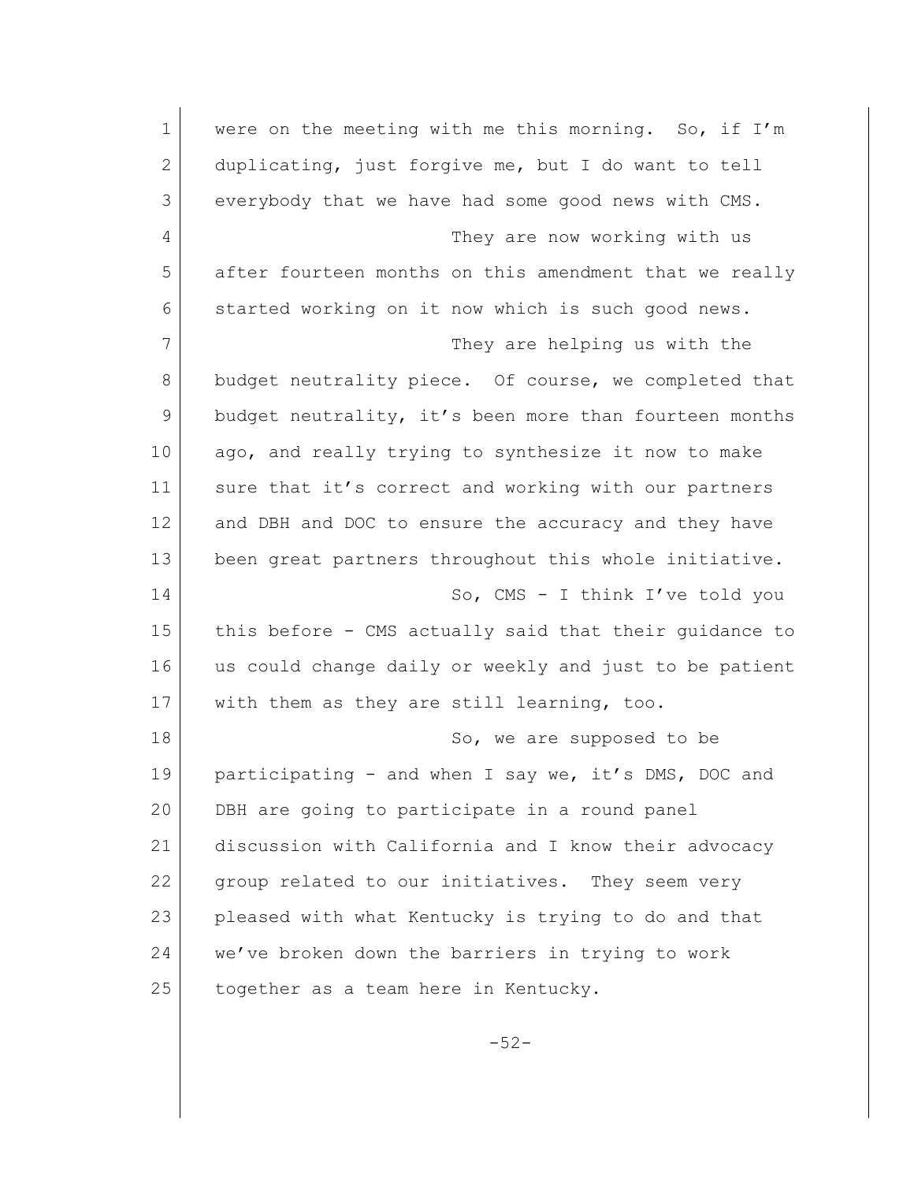were on the meeting with me this morning. So, if I'm duplicating, just forgive me, but I do want to tell everybody that we have had some good news with CMS.

They are now working with us after fourteen months on this amendment that we really started working on it now which is such good news.

They are helping us with the budget neutrality piece. Of course, we completed that budget neutrality, it's been more than fourteen months ago, and really trying to synthesize it now to make sure that it's correct and working with our partners and DBH and DOC to ensure the accuracy and they have been great partners throughout this whole initiative.

So, CMS - I think I've told you this before - CMS actually said that their guidance to us could change daily or weekly and just to be patient with them as they are still learning, too.

So, we are supposed to be participating - and when I say we, it's DMS, DOC and DBH are going to participate in a round panel discussion with California and I know their advocacy group related to our initiatives. They seem very pleased with what Kentucky is trying to do and that we've broken down the barriers in trying to work together as a team here in Kentucky.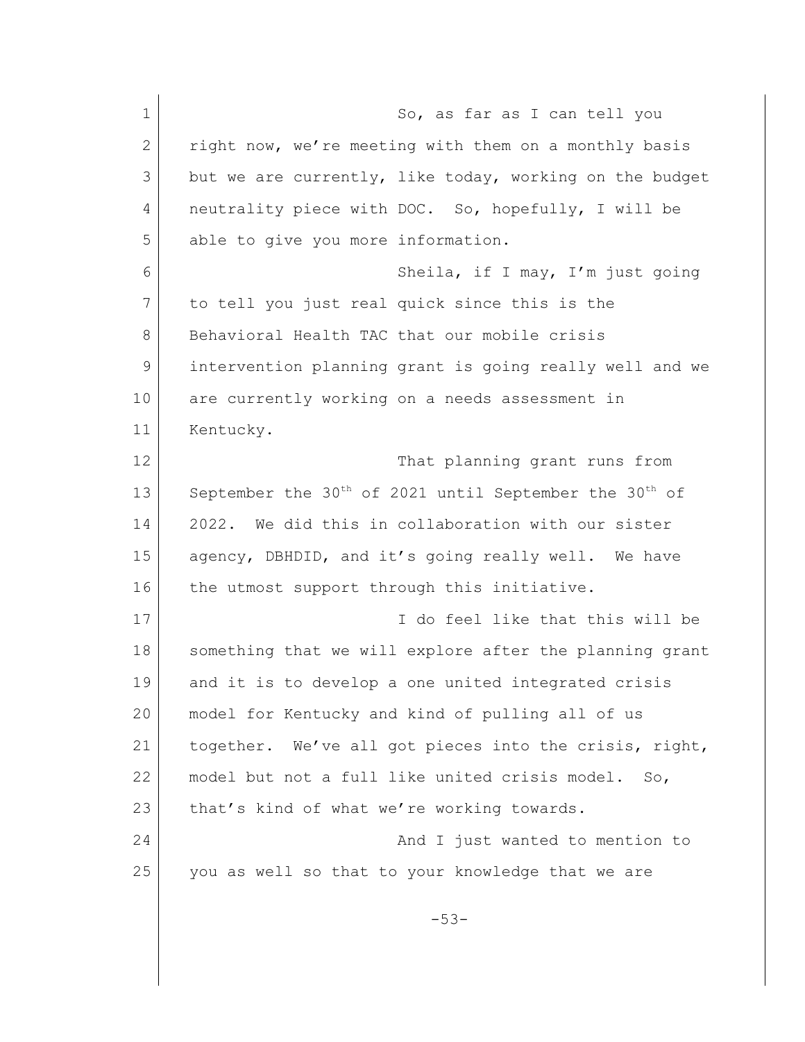So, as far as I can tell you right now, we're meeting with them on a monthly basis but we are currently, like today, working on the budget neutrality piece with DOC. So, hopefully, I will be able to give you more information.

Sheila, if I may, I'm just going to tell you just real quick since this is the Behavioral Health TAC that our mobile crisis intervention planning grant is going really well and we are currently working on a needs assessment in Kentucky.

That planning grant runs from September the 30th of 2021 until September the 30th of 2022. We did this in collaboration with our sister agency, DBHDID, and it's going really well. We have the utmost support through this initiative.

I do feel like that this will be something that we will explore after the planning grant and it is to develop a one united integrated crisis model for Kentucky and kind of pulling all of us together. We've all got pieces into the crisis, right, model but not a full like united crisis model. So, that's kind of what we're working towards.

And I just wanted to mention to you as well so that to your knowledge that we are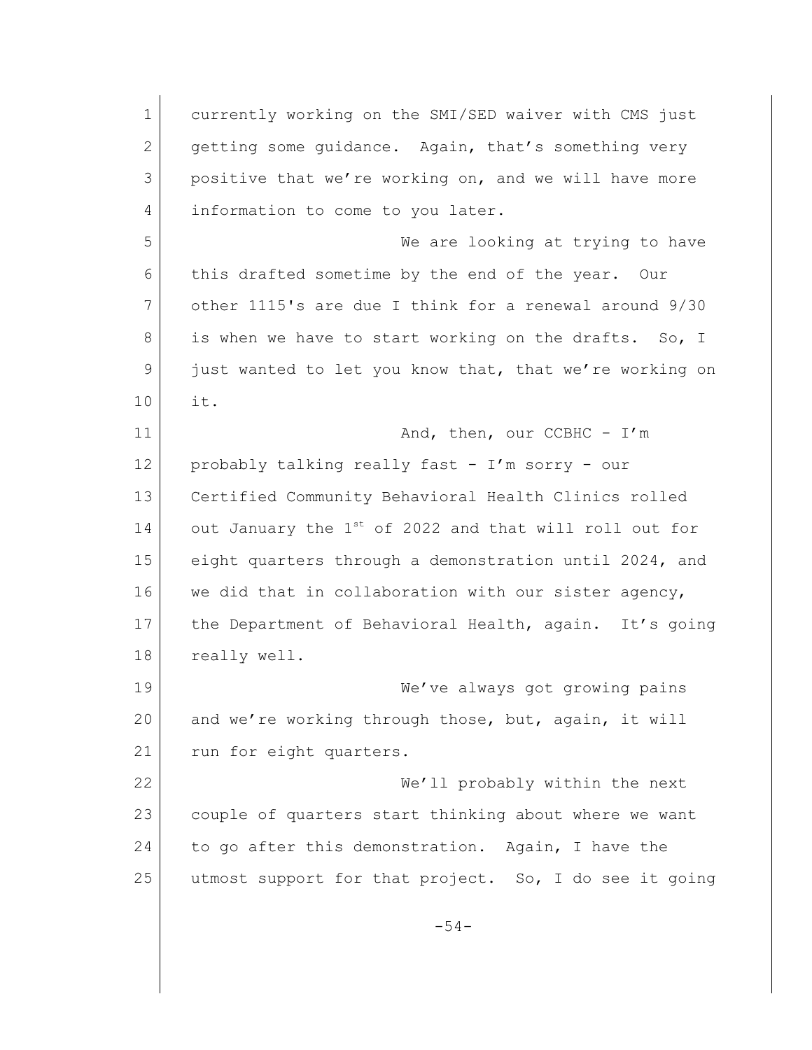currently working on the SMI/SED waiver with CMS just getting some guidance. Again, that's something very positive that we're working on, and we will have more information to come to you later.

We are looking at trying to have this drafted sometime by the end of the year. Our other 1115's are due I think for a renewal around 9/30 is when we have to start working on the drafts. So, I just wanted to let you know that, that we're working on it.

And, then, our CCBHC - I'm probably talking really fast - I'm sorry - our Certified Community Behavioral Health Clinics rolled out January the 1st of 2022 and that will roll out for eight quarters through a demonstration until 2024, and we did that in collaboration with our sister agency, the Department of Behavioral Health, again. It's going really well.

We've always got growing pains and we're working through those, but, again, it will run for eight quarters.

We'll probably within the next couple of quarters start thinking about where we want to go after this demonstration. Again, I have the utmost support for that project. So, I do see it going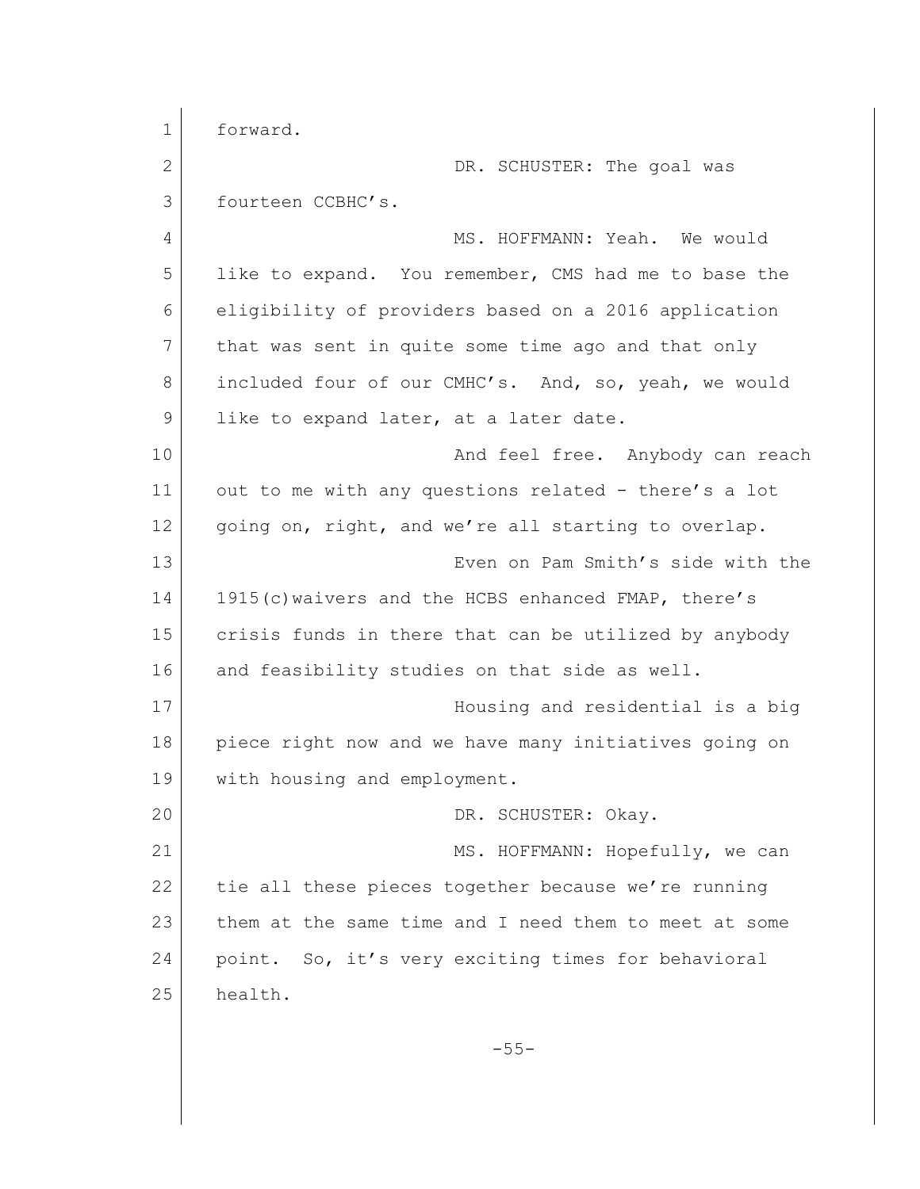forward.

DR. SCHUSTER: The goal was fourteen CCBHC's.

MS. HOFFMANN: Yeah. We would like to expand. You remember, CMS had me to base the eligibility of providers based on a 2016 application that was sent in quite some time ago and that only included four of our CMHC's. And, so, yeah, we would like to expand later, at a later date.

And feel free. Anybody can reach out to me with any questions related - there's a lot going on, right, and we're all starting to overlap.

Even on Pam Smith's side with the 1915(c)waivers and the HCBS enhanced FMAP, there's crisis funds in there that can be utilized by anybody and feasibility studies on that side as well.

Housing and residential is a big piece right now and we have many initiatives going on with housing and employment.

DR. SCHUSTER: Okay.

MS. HOFFMANN: Hopefully, we can tie all these pieces together because we're running them at the same time and I need them to meet at some point. So, it's very exciting times for behavioral health.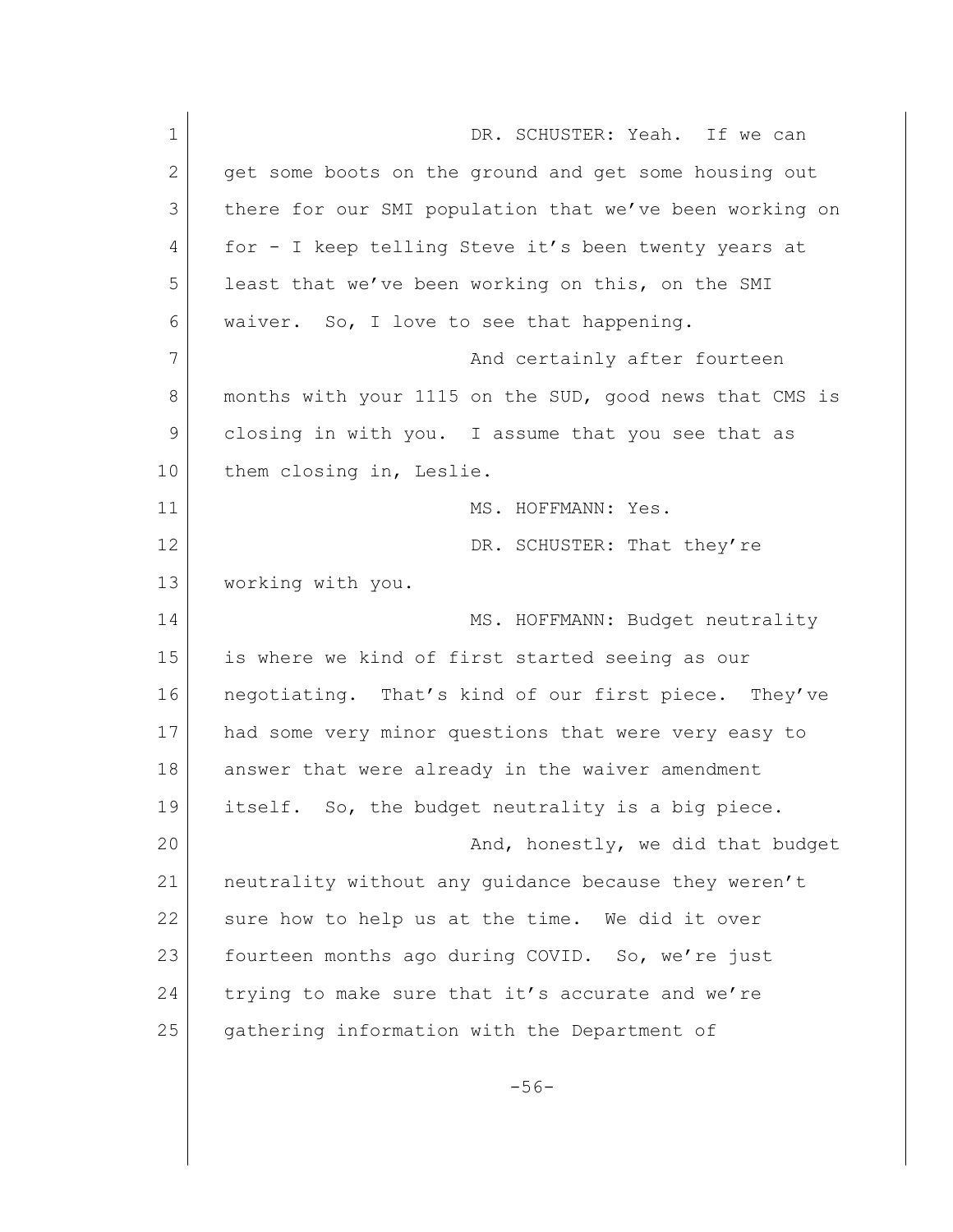DR. SCHUSTER: Yeah. If we can get some boots on the ground and get some housing out there for our SMI population that we've been working on for - I keep telling Steve it's been twenty years at least that we've been working on this, on the SMI waiver. So, I love to see that happening.

And certainly after fourteen months with your 1115 on the SUD, good news that CMS is closing in with you. I assume that you see that as them closing in, Leslie.

MS. HOFFMANN: Yes.

DR. SCHUSTER: That they're working with you.

MS. HOFFMANN: Budget neutrality is where we kind of first started seeing as our negotiating. That's kind of our first piece. They've had some very minor questions that were very easy to answer that were already in the waiver amendment itself. So, the budget neutrality is a big piece.

And, honestly, we did that budget neutrality without any guidance because they weren't sure how to help us at the time. We did it over fourteen months ago during COVID. So, we're just trying to make sure that it's accurate and we're gathering information with the Department of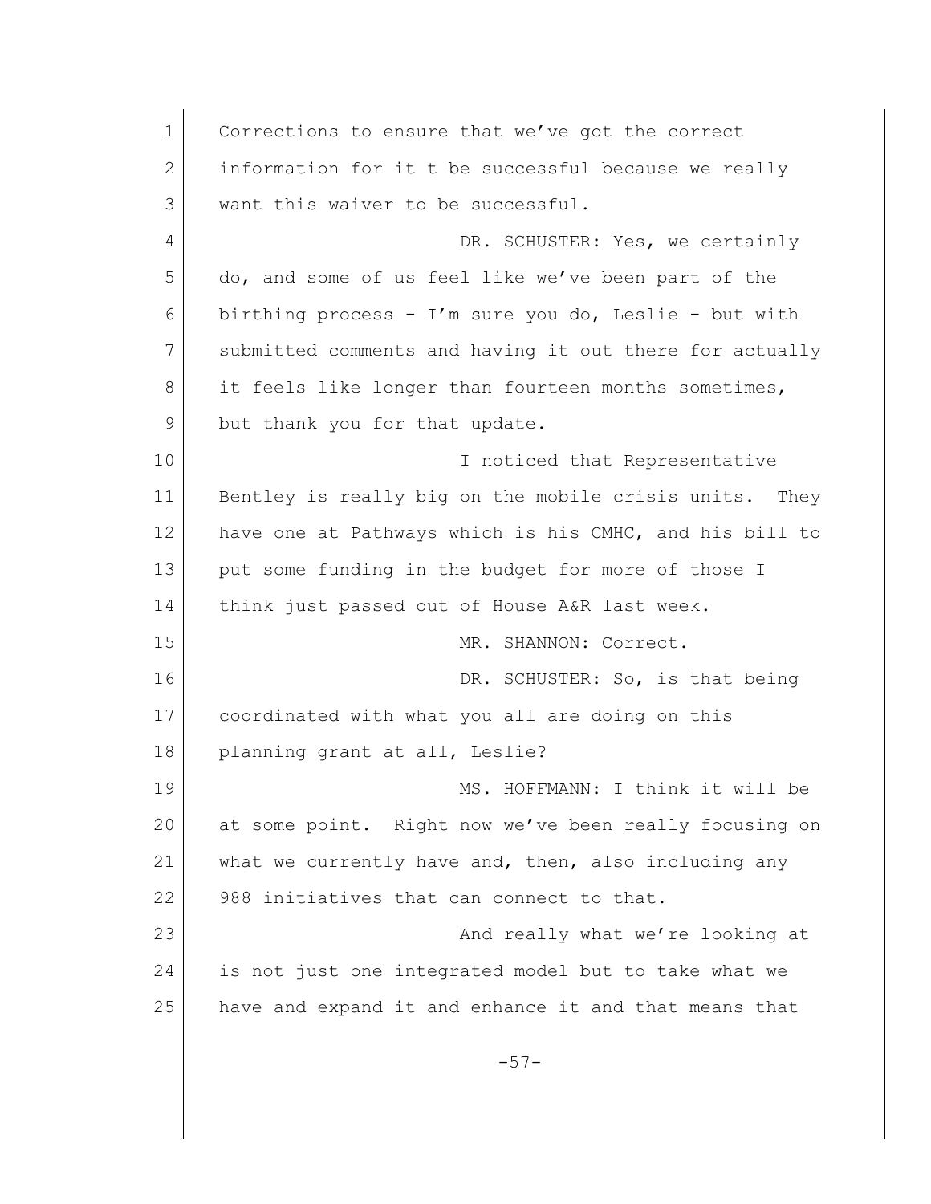Corrections to ensure that we've got the correct information for it t be successful because we really want this waiver to be successful.

DR. SCHUSTER: Yes, we certainly do, and some of us feel like we've been part of the birthing process - I'm sure you do, Leslie - but with submitted comments and having it out there for actually it feels like longer than fourteen months sometimes, but thank you for that update.

I noticed that Representative Bentley is really big on the mobile crisis units. They have one at Pathways which is his CMHC, and his bill to put some funding in the budget for more of those I think just passed out of House A&R last week.

MR. SHANNON: Correct.

DR. SCHUSTER: So, is that being coordinated with what you all are doing on this planning grant at all, Leslie?

MS. HOFFMANN: I think it will be at some point. Right now we've been really focusing on what we currently have and, then, also including any 988 initiatives that can connect to that.

And really what we're looking at is not just one integrated model but to take what we have and expand it and enhance it and that means that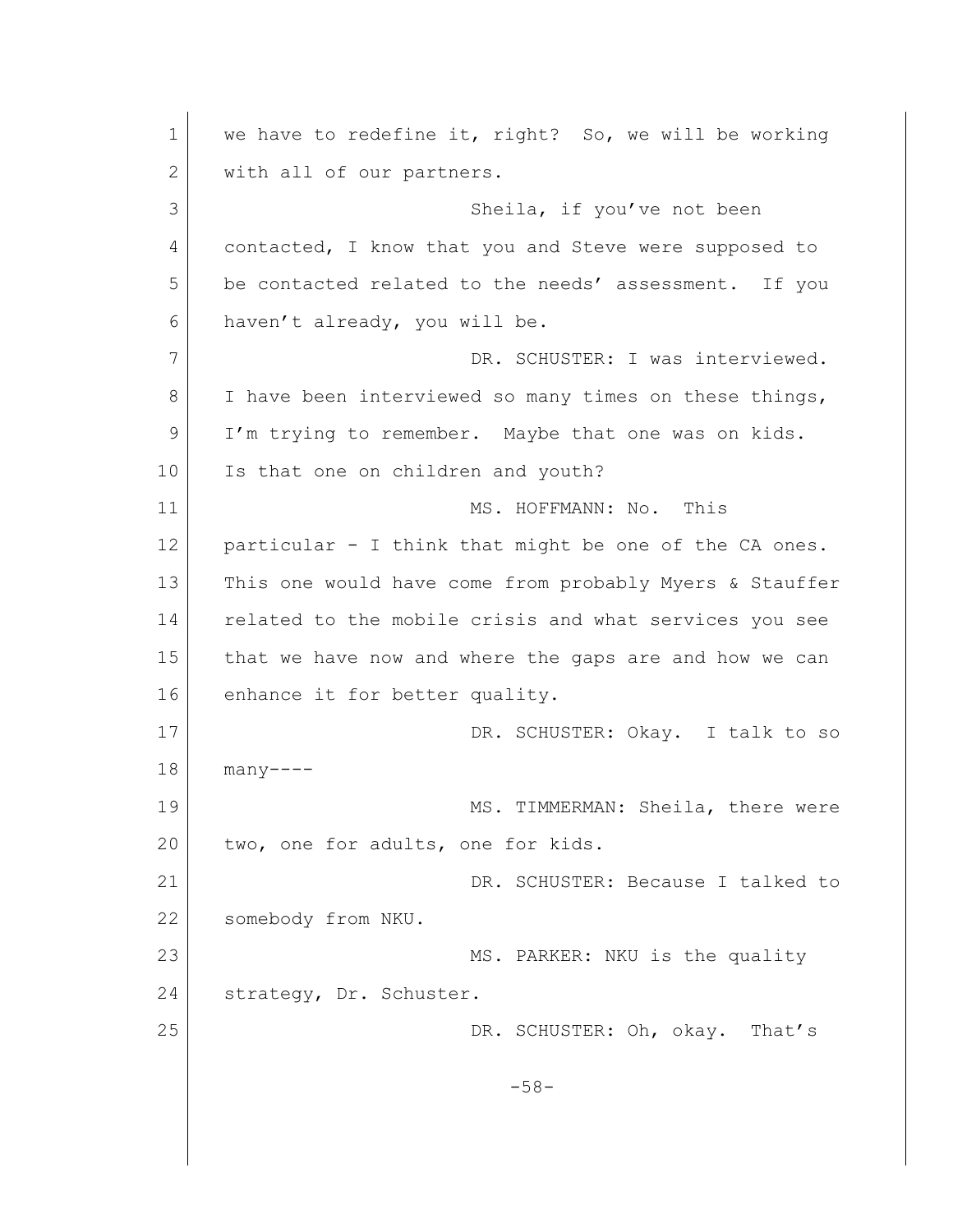we have to redefine it, right? So, we will be working with all of our partners.

Sheila, if you've not been contacted, I know that you and Steve were supposed to be contacted related to the needs' assessment. If you haven't already, you will be.

DR. SCHUSTER: I was interviewed. I have been interviewed so many times on these things, I'm trying to remember. Maybe that one was on kids. Is that one on children and youth?

MS. HOFFMANN: No. This particular - I think that might be one of the CA ones. This one would have come from probably Myers & Stauffer related to the mobile crisis and what services you see that we have now and where the gaps are and how we can enhance it for better quality.

DR. SCHUSTER: Okay. I talk to so many----

MS. TIMMERMAN: Sheila, there were two, one for adults, one for kids.

DR. SCHUSTER: Because I talked to somebody from NKU.

MS. PARKER: NKU is the quality strategy, Dr. Schuster.

DR. SCHUSTER: Oh, okay. That's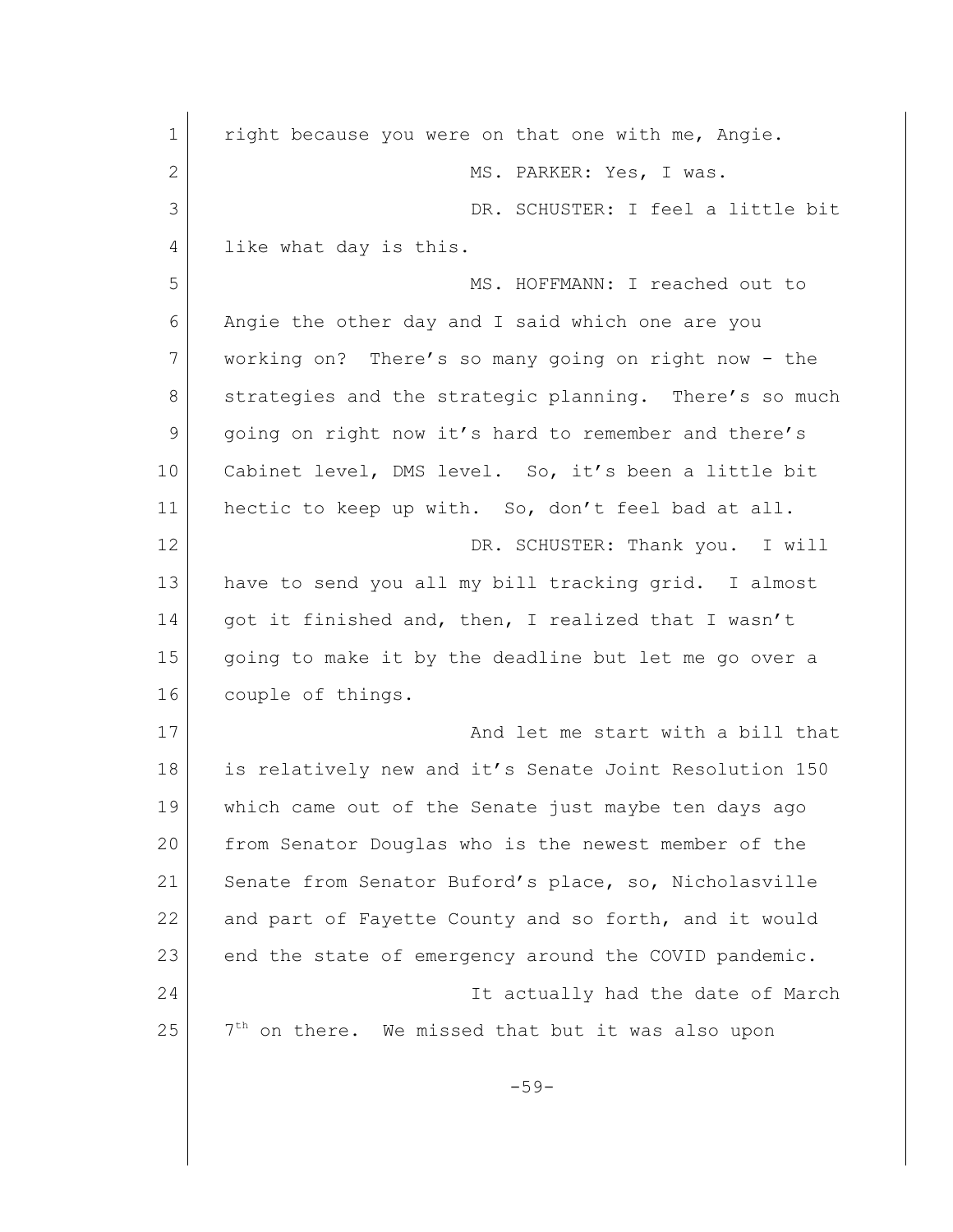right because you were on that one with me, Angie.

MS. PARKER: Yes, I was.

DR. SCHUSTER: I feel a little bit like what day is this.

MS. HOFFMANN: I reached out to Angie the other day and I said which one are you working on? There's so many going on right now - the strategies and the strategic planning. There's so much going on right now it's hard to remember and there's Cabinet level, DMS level. So, it's been a little bit hectic to keep up with. So, don't feel bad at all.

DR. SCHUSTER: Thank you. I will have to send you all my bill tracking grid. I almost got it finished and, then, I realized that I wasn't going to make it by the deadline but let me go over a couple of things.

And let me start with a bill that is relatively new and it's Senate Joint Resolution 150 which came out of the Senate just maybe ten days ago from Senator Douglas who is the newest member of the Senate from Senator Buford's place, so, Nicholasville and part of Fayette County and so forth, and it would end the state of emergency around the COVID pandemic.

It actually had the date of March 7th on there. We missed that but it was also upon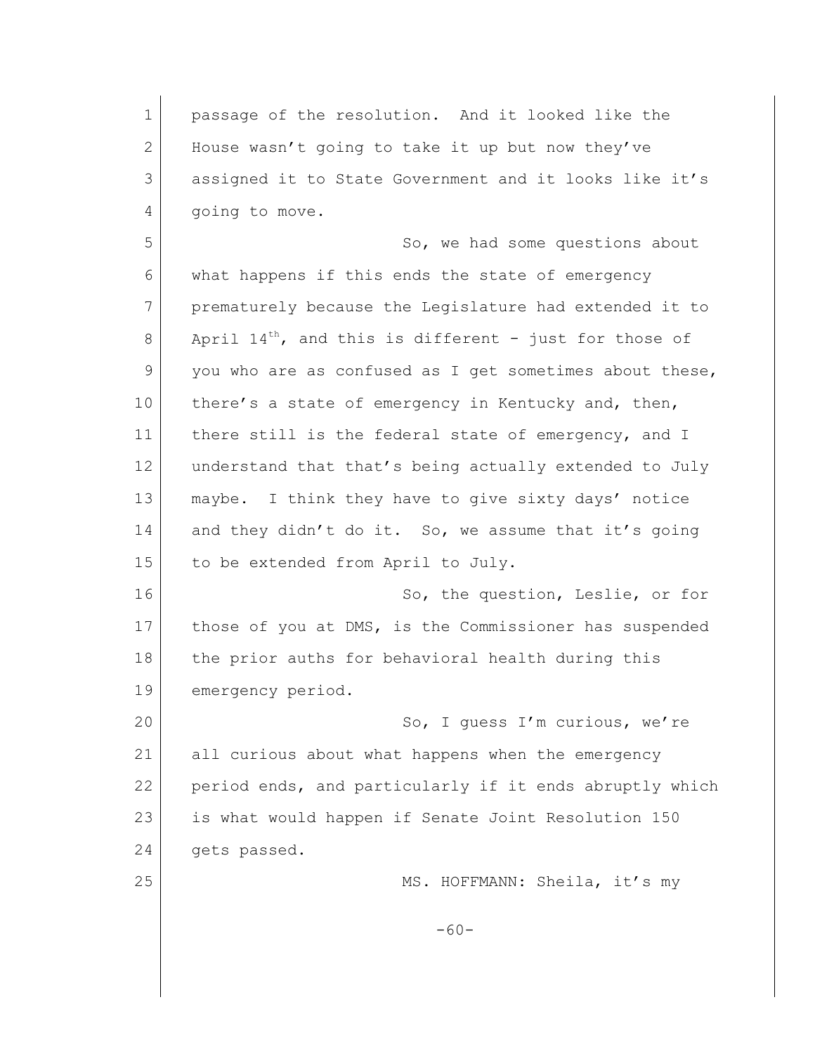passage of the resolution. And it looked like the House wasn't going to take it up but now they've assigned it to State Government and it looks like it's going to move.

So, we had some questions about what happens if this ends the state of emergency prematurely because the Legislature had extended it to April 14th, and this is different - just for those of you who are as confused as I get sometimes about these, there's a state of emergency in Kentucky and, then, there still is the federal state of emergency, and I understand that that's being actually extended to July maybe. I think they have to give sixty days' notice and they didn't do it. So, we assume that it's going to be extended from April to July.

So, the question, Leslie, or for those of you at DMS, is the Commissioner has suspended the prior auths for behavioral health during this emergency period.

So, I guess I'm curious, we're all curious about what happens when the emergency period ends, and particularly if it ends abruptly which is what would happen if Senate Joint Resolution 150 gets passed.

MS. HOFFMANN: Sheila, it's my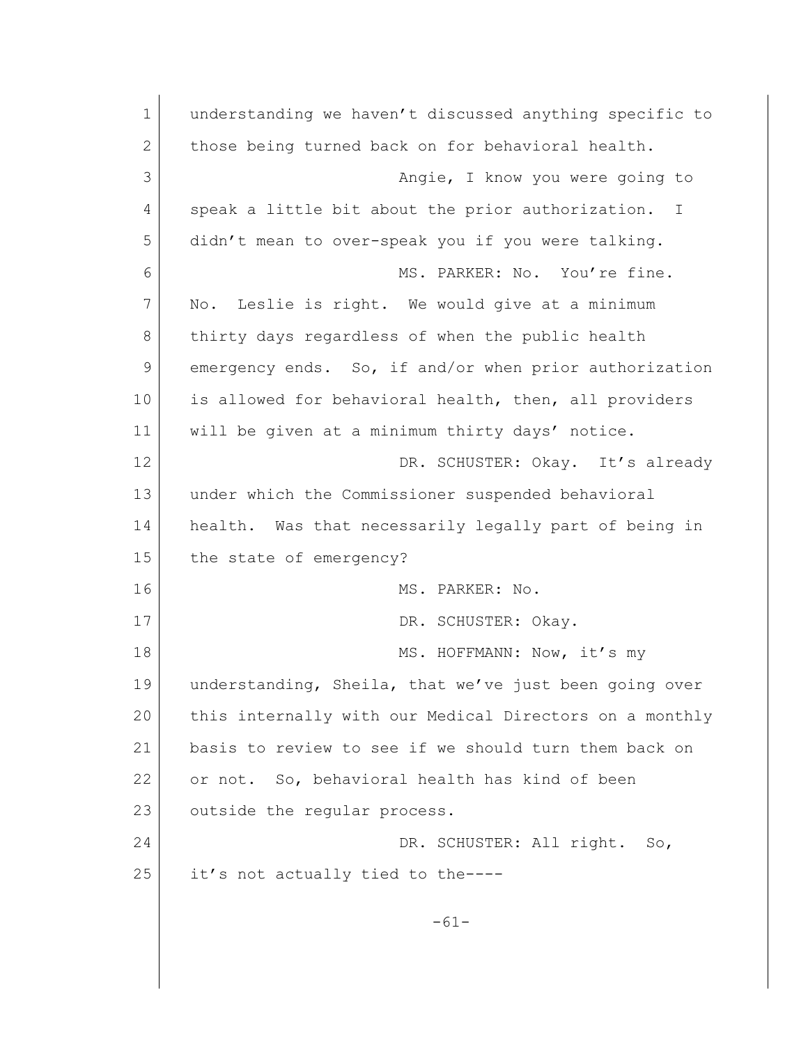understanding we haven't discussed anything specific to those being turned back on for behavioral health.

Angie, I know you were going to speak a little bit about the prior authorization. I didn't mean to over-speak you if you were talking.

MS. PARKER: No. You're fine. No. Leslie is right. We would give at a minimum thirty days regardless of when the public health emergency ends. So, if and/or when prior authorization is allowed for behavioral health, then, all providers will be given at a minimum thirty days' notice.

DR. SCHUSTER: Okay. It's already under which the Commissioner suspended behavioral health. Was that necessarily legally part of being in the state of emergency?

MS. PARKER: No.

DR. SCHUSTER: Okay.

MS. HOFFMANN: Now, it's my understanding, Sheila, that we've just been going over this internally with our Medical Directors on a monthly basis to review to see if we should turn them back on or not. So, behavioral health has kind of been outside the regular process.

DR. SCHUSTER: All right. So, it's not actually tied to the----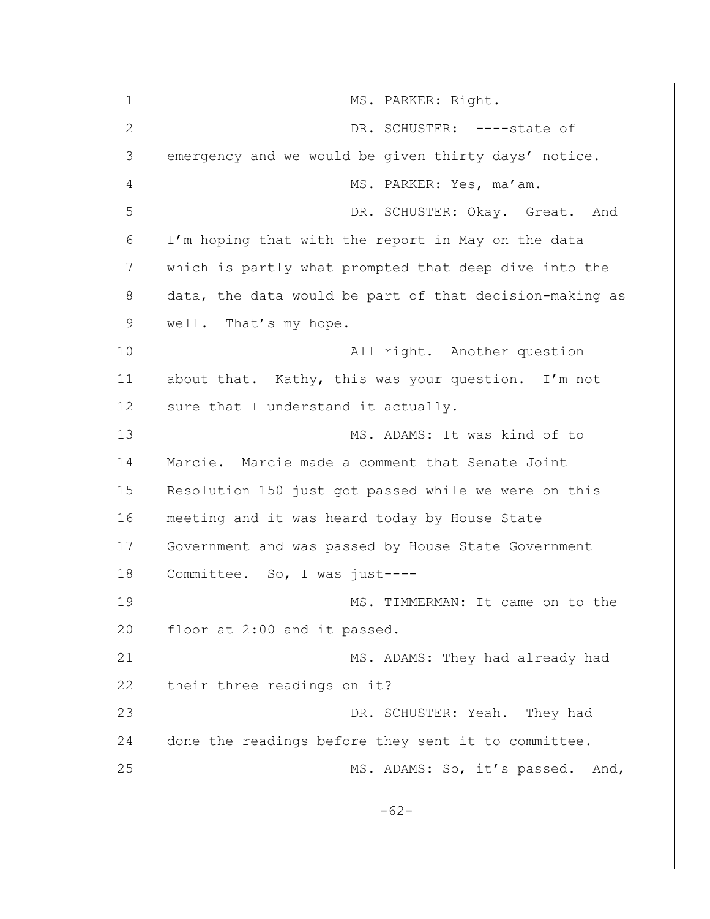MS. PARKER: Right.

DR. SCHUSTER: ----state of emergency and we would be given thirty days' notice.

MS. PARKER: Yes, ma'am.

DR. SCHUSTER: Okay. Great. And I'm hoping that with the report in May on the data which is partly what prompted that deep dive into the data, the data would be part of that decision-making as well. That's my hope.

All right. Another question about that. Kathy, this was your question. I'm not sure that I understand it actually.

MS. ADAMS: It was kind of to Marcie. Marcie made a comment that Senate Joint Resolution 150 just got passed while we were on this meeting and it was heard today by House State Government and was passed by House State Government Committee. So, I was just----

MS. TIMMERMAN: It came on to the floor at 2:00 and it passed.

MS. ADAMS: They had already had their three readings on it?

DR. SCHUSTER: Yeah. They had done the readings before they sent it to committee.

MS. ADAMS: So, it's passed. And,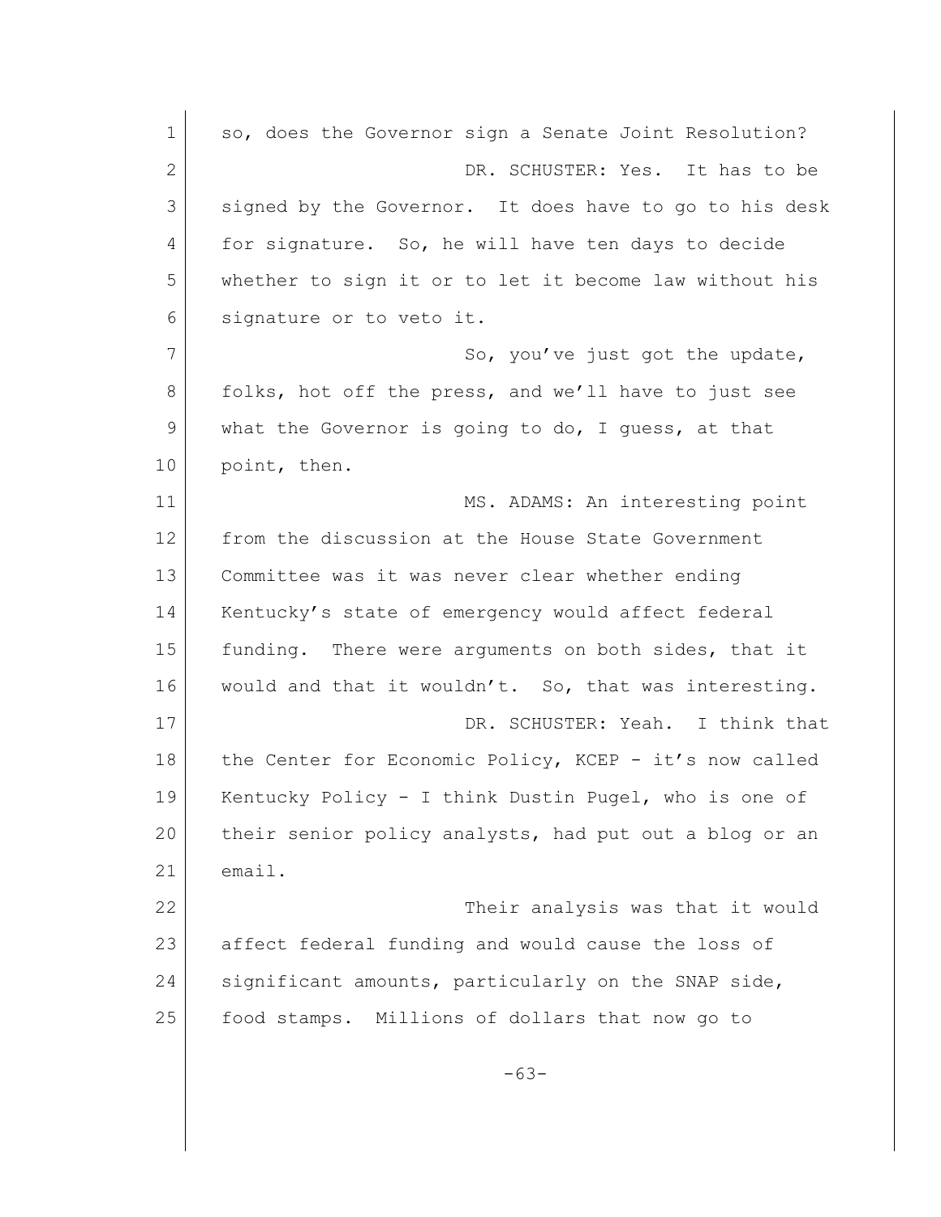so, does the Governor sign a Senate Joint Resolution?

DR. SCHUSTER: Yes. It has to be signed by the Governor. It does have to go to his desk for signature. So, he will have ten days to decide whether to sign it or to let it become law without his signature or to veto it.

So, you've just got the update, folks, hot off the press, and we'll have to just see what the Governor is going to do, I guess, at that point, then.

MS. ADAMS: An interesting point from the discussion at the House State Government Committee was it was never clear whether ending Kentucky's state of emergency would affect federal funding. There were arguments on both sides, that it would and that it wouldn't. So, that was interesting.

DR. SCHUSTER: Yeah. I think that the Center for Economic Policy, KCEP - it's now called Kentucky Policy - I think Dustin Pugel, who is one of their senior policy analysts, had put out a blog or an email.

Their analysis was that it would affect federal funding and would cause the loss of significant amounts, particularly on the SNAP side, food stamps. Millions of dollars that now go to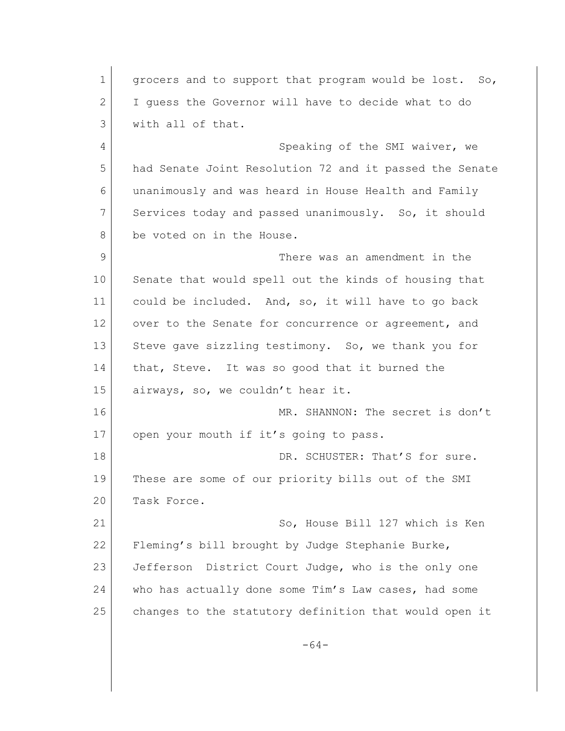grocers and to support that program would be lost. So, I guess the Governor will have to decide what to do with all of that.

Speaking of the SMI waiver, we had Senate Joint Resolution 72 and it passed the Senate unanimously and was heard in House Health and Family Services today and passed unanimously. So, it should be voted on in the House.

There was an amendment in the Senate that would spell out the kinds of housing that could be included. And, so, it will have to go back over to the Senate for concurrence or agreement, and Steve gave sizzling testimony. So, we thank you for that, Steve. It was so good that it burned the airways, so, we couldn't hear it.

MR. SHANNON: The secret is don't open your mouth if it's going to pass.

DR. SCHUSTER: That'S for sure. These are some of our priority bills out of the SMI Task Force.

So, House Bill 127 which is Ken Fleming's bill brought by Judge Stephanie Burke, Jefferson District Court Judge, who is the only one who has actually done some Tim's Law cases, had some changes to the statutory definition that would open it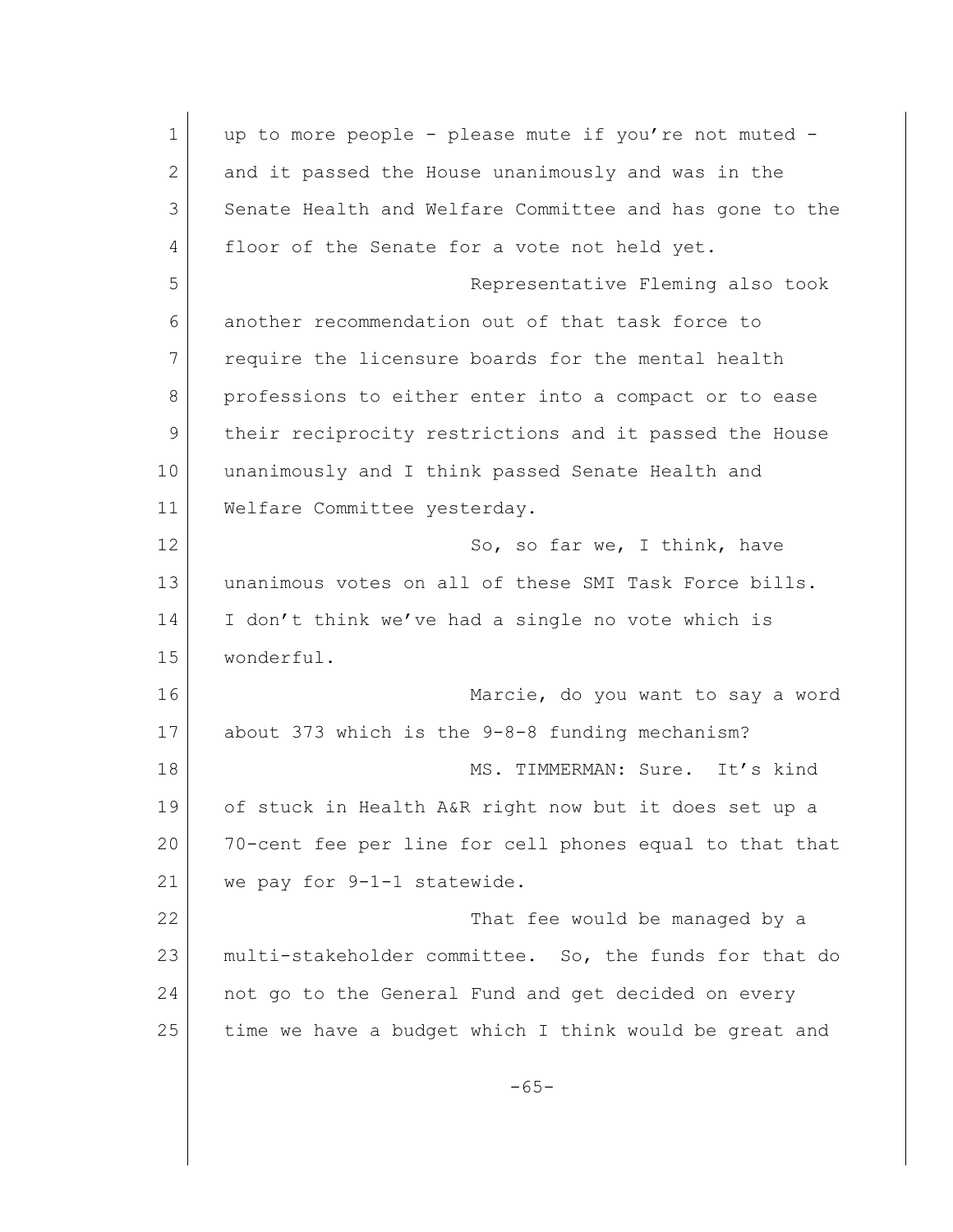up to more people - please mute if you're not muted - and it passed the House unanimously and was in the Senate Health and Welfare Committee and has gone to the floor of the Senate for a vote not held yet.

Representative Fleming also took another recommendation out of that task force to require the licensure boards for the mental health professions to either enter into a compact or to ease their reciprocity restrictions and it passed the House unanimously and I think passed Senate Health and Welfare Committee yesterday.

So, so far we, I think, have unanimous votes on all of these SMI Task Force bills. I don't think we've had a single no vote which is wonderful.

Marcie, do you want to say a word about 373 which is the 9-8-8 funding mechanism?

MS. TIMMERMAN: Sure. It's kind of stuck in Health A&R right now but it does set up a 70-cent fee per line for cell phones equal to that that we pay for 9-1-1 statewide.

That fee would be managed by a multi-stakeholder committee. So, the funds for that do not go to the General Fund and get decided on every time we have a budget which I think would be great and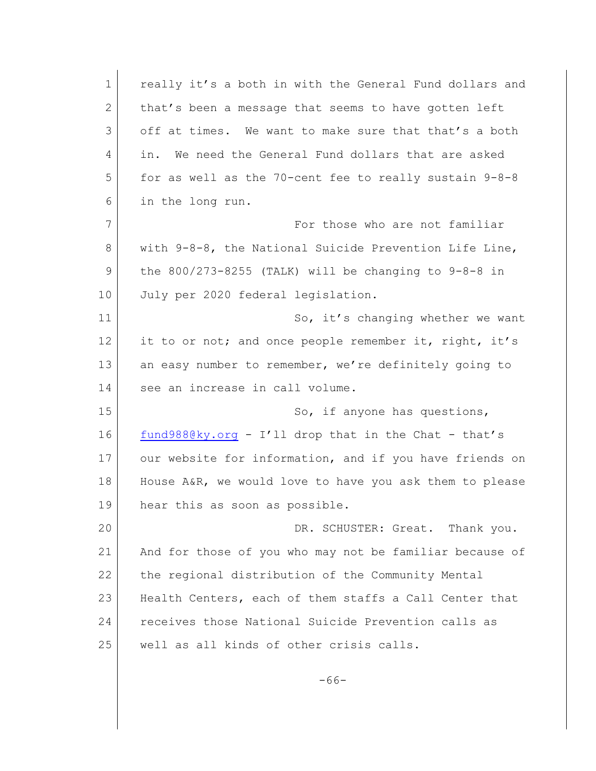really it's a both in with the General Fund dollars and that's been a message that seems to have gotten left off at times. We want to make sure that that's a both in. We need the General Fund dollars that are asked for as well as the 70-cent fee to really sustain 9-8-8 in the long run.

For those who are not familiar with 9-8-8, the National Suicide Prevention Life Line, the 800/273-8255 (TALK) will be changing to 9-8-8 in July per 2020 federal legislation.

So, it's changing whether we want it to or not; and once people remember it, right, it's an easy number to remember, we're definitely going to see an increase in call volume.

So, if anyone has questions, fund988@ky.org - I'll drop that in the Chat - that's our website for information, and if you have friends on House A&R, we would love to have you ask them to please hear this as soon as possible.

DR. SCHUSTER: Great. Thank you. And for those of you who may not be familiar because of the regional distribution of the Community Mental Health Centers, each of them staffs a Call Center that receives those National Suicide Prevention calls as well as all kinds of other crisis calls.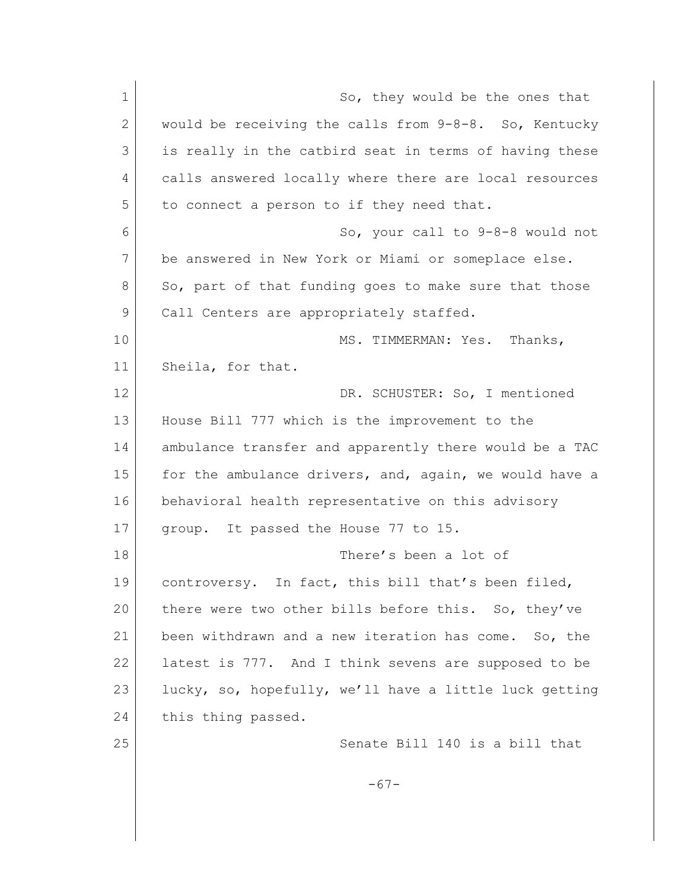So, they would be the ones that would be receiving the calls from 9-8-8. So, Kentucky is really in the catbird seat in terms of having these calls answered locally where there are local resources to connect a person to if they need that.

So, your call to 9-8-8 would not be answered in New York or Miami or someplace else. So, part of that funding goes to make sure that those Call Centers are appropriately staffed.

MS. TIMMERMAN: Yes. Thanks, Sheila, for that.

DR. SCHUSTER: So, I mentioned House Bill 777 which is the improvement to the ambulance transfer and apparently there would be a TAC for the ambulance drivers, and, again, we would have a behavioral health representative on this advisory group. It passed the House 77 to 15.

There's been a lot of controversy. In fact, this bill that's been filed, there were two other bills before this. So, they've been withdrawn and a new iteration has come. So, the latest is 777. And I think sevens are supposed to be lucky, so, hopefully, we'll have a little luck getting this thing passed.

Senate Bill 140 is a bill that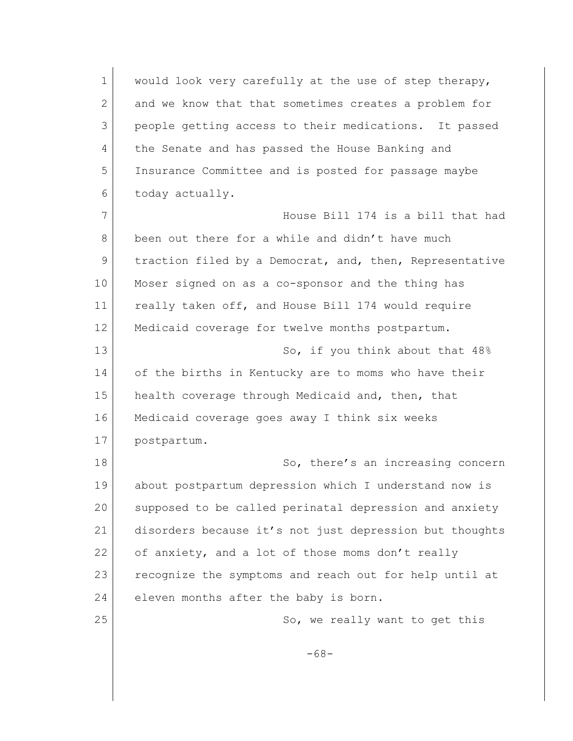would look very carefully at the use of step therapy, and we know that that sometimes creates a problem for people getting access to their medications. It passed the Senate and has passed the House Banking and Insurance Committee and is posted for passage maybe today actually.

House Bill 174 is a bill that had been out there for a while and didn't have much traction filed by a Democrat, and, then, Representative Moser signed on as a co-sponsor and the thing has really taken off, and House Bill 174 would require Medicaid coverage for twelve months postpartum.

So, if you think about that 48% of the births in Kentucky are to moms who have their health coverage through Medicaid and, then, that Medicaid coverage goes away I think six weeks postpartum.

So, there's an increasing concern about postpartum depression which I understand now is supposed to be called perinatal depression and anxiety disorders because it's not just depression but thoughts of anxiety, and a lot of those moms don't really recognize the symptoms and reach out for help until at eleven months after the baby is born.

So, we really want to get this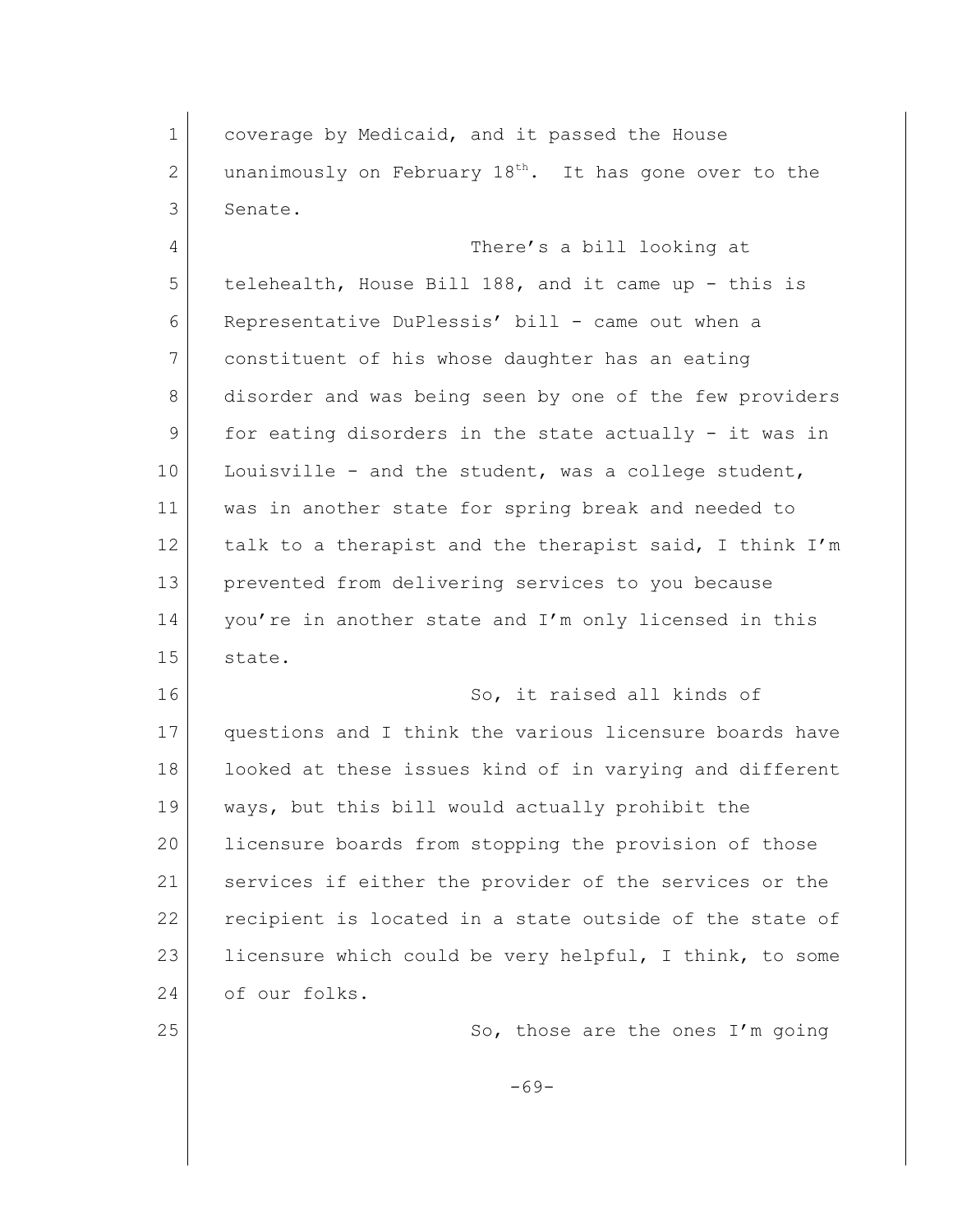coverage by Medicaid, and it passed the House unanimously on February 18th. It has gone over to the Senate.

There's a bill looking at telehealth, House Bill 188, and it came up - this is Representative DuPlessis' bill - came out when a constituent of his whose daughter has an eating disorder and was being seen by one of the few providers for eating disorders in the state actually - it was in Louisville - and the student, was a college student, was in another state for spring break and needed to talk to a therapist and the therapist said, I think I'm prevented from delivering services to you because you're in another state and I'm only licensed in this state.

So, it raised all kinds of questions and I think the various licensure boards have looked at these issues kind of in varying and different ways, but this bill would actually prohibit the licensure boards from stopping the provision of those services if either the provider of the services or the recipient is located in a state outside of the state of licensure which could be very helpful, I think, to some of our folks.

So, those are the ones I'm going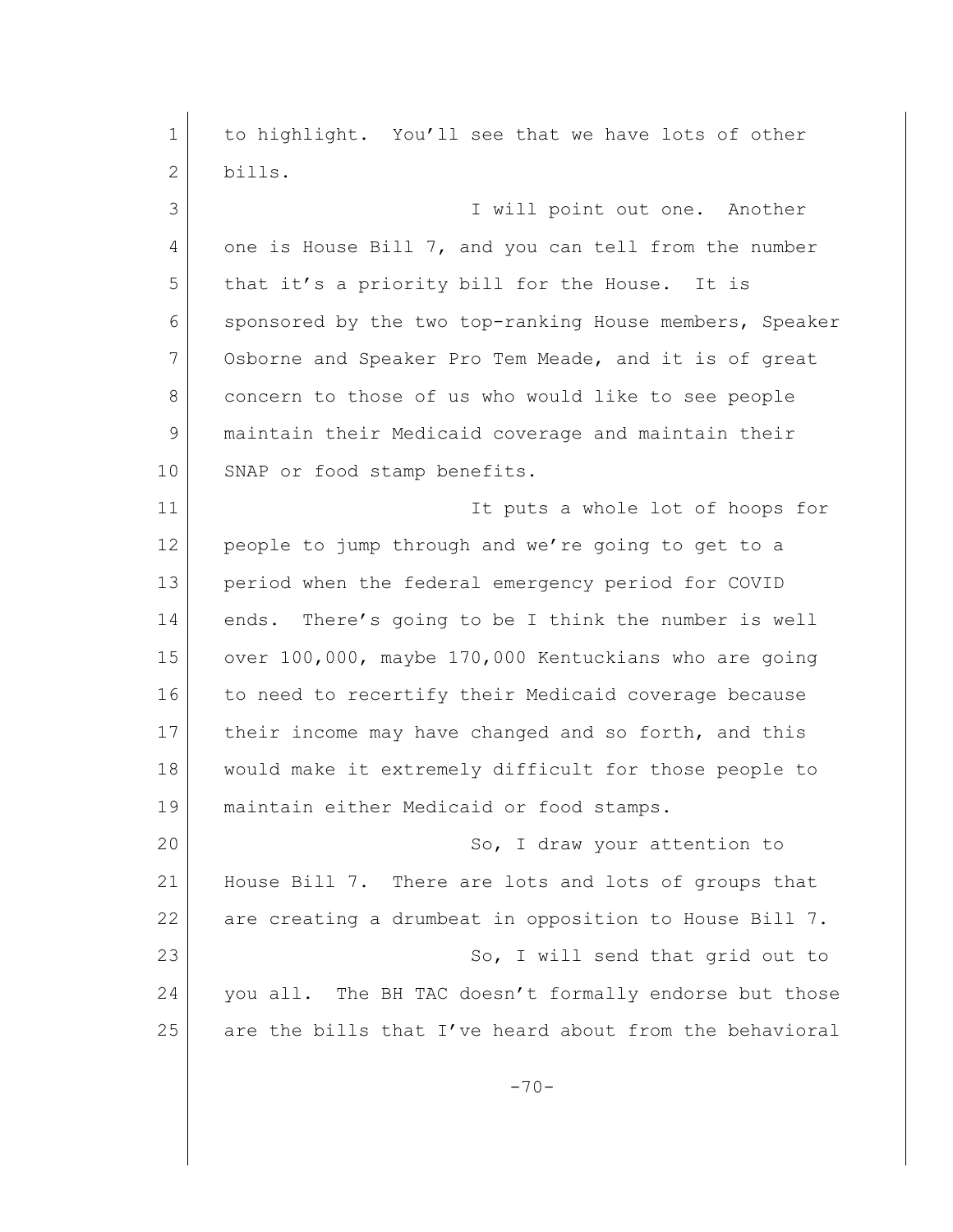to highlight. You'll see that we have lots of other bills.

I will point out one. Another one is House Bill 7, and you can tell from the number that it's a priority bill for the House. It is sponsored by the two top-ranking House members, Speaker Osborne and Speaker Pro Tem Meade, and it is of great concern to those of us who would like to see people maintain their Medicaid coverage and maintain their SNAP or food stamp benefits.

It puts a whole lot of hoops for people to jump through and we're going to get to a period when the federal emergency period for COVID ends. There's going to be I think the number is well over 100,000, maybe 170,000 Kentuckians who are going to need to recertify their Medicaid coverage because their income may have changed and so forth, and this would make it extremely difficult for those people to maintain either Medicaid or food stamps.

So, I draw your attention to House Bill 7. There are lots and lots of groups that are creating a drumbeat in opposition to House Bill 7.

So, I will send that grid out to you all. The BH TAC doesn't formally endorse but those are the bills that I've heard about from the behavioral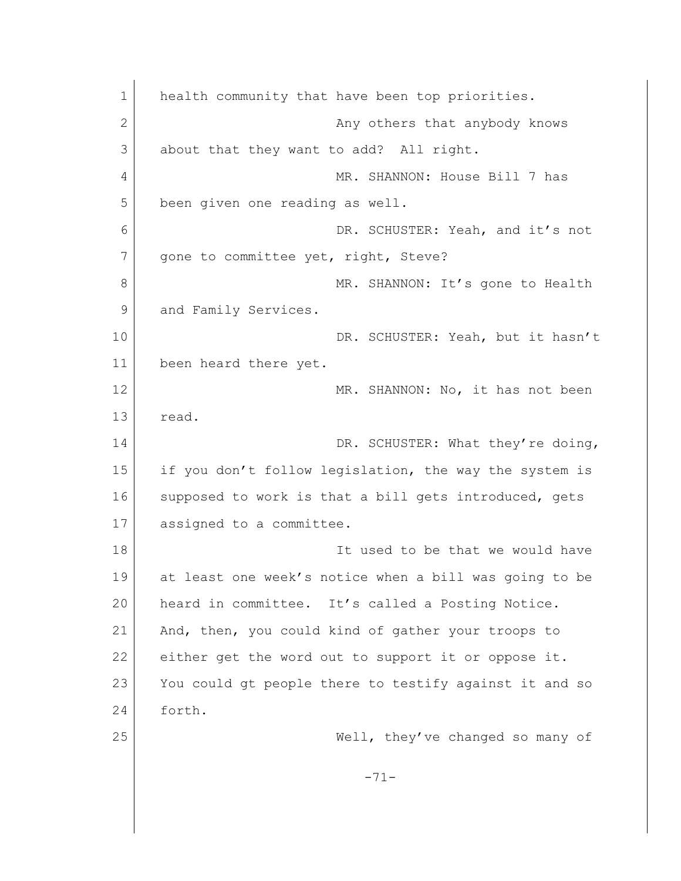health community that have been top priorities.

Any others that anybody knows about that they want to add? All right.

MR. SHANNON: House Bill 7 has been given one reading as well.

DR. SCHUSTER: Yeah, and it's not gone to committee yet, right, Steve?

MR. SHANNON: It's gone to Health and Family Services.

DR. SCHUSTER: Yeah, but it hasn't been heard there yet.

MR. SHANNON: No, it has not been read.

DR. SCHUSTER: What they're doing, if you don't follow legislation, the way the system is supposed to work is that a bill gets introduced, gets assigned to a committee.

It used to be that we would have at least one week's notice when a bill was going to be heard in committee. It's called a Posting Notice. And, then, you could kind of gather your troops to either get the word out to support it or oppose it. You could gt people there to testify against it and so forth.

Well, they've changed so many of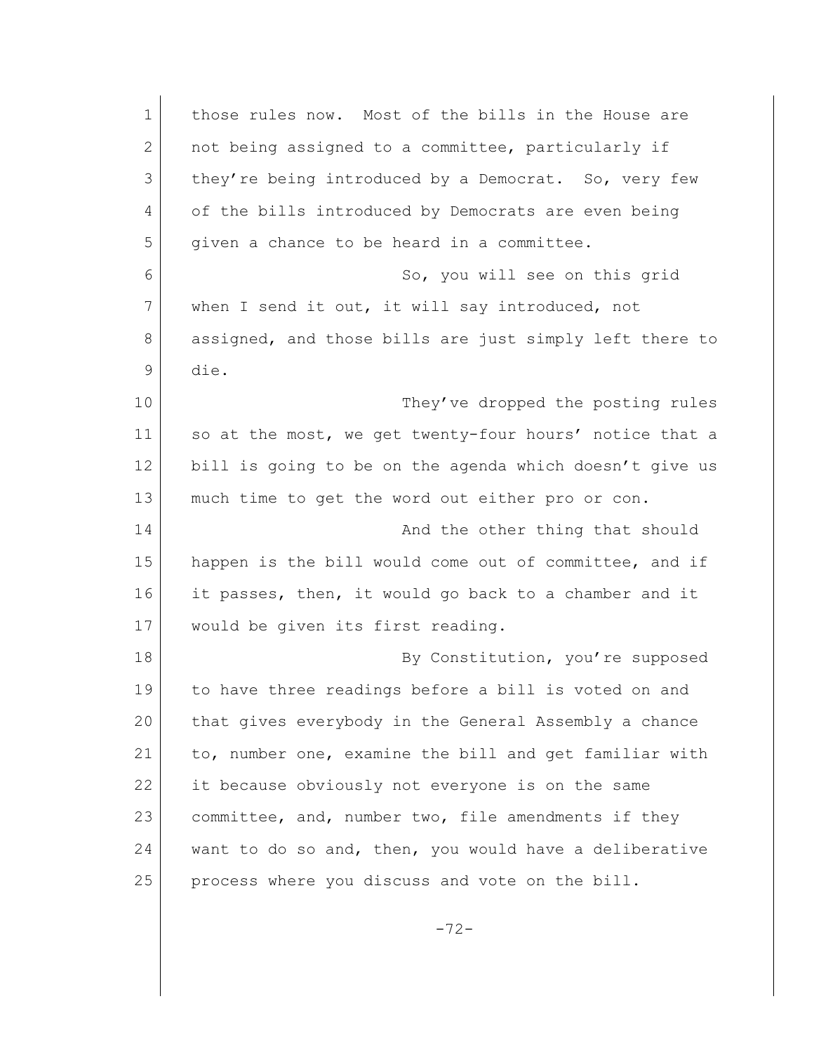those rules now. Most of the bills in the House are not being assigned to a committee, particularly if they're being introduced by a Democrat. So, very few of the bills introduced by Democrats are even being given a chance to be heard in a committee.

So, you will see on this grid when I send it out, it will say introduced, not assigned, and those bills are just simply left there to die.

They've dropped the posting rules so at the most, we get twenty-four hours' notice that a bill is going to be on the agenda which doesn't give us much time to get the word out either pro or con.

And the other thing that should happen is the bill would come out of committee, and if it passes, then, it would go back to a chamber and it would be given its first reading.

By Constitution, you're supposed to have three readings before a bill is voted on and that gives everybody in the General Assembly a chance to, number one, examine the bill and get familiar with it because obviously not everyone is on the same committee, and, number two, file amendments if they want to do so and, then, you would have a deliberative process where you discuss and vote on the bill.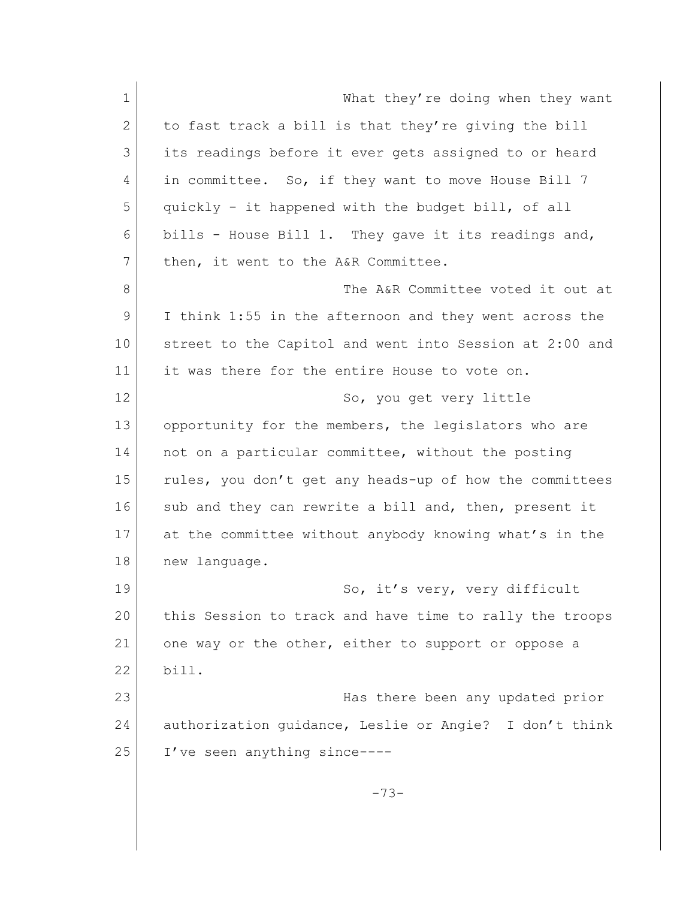What they're doing when they want to fast track a bill is that they're giving the bill its readings before it ever gets assigned to or heard in committee. So, if they want to move House Bill 7 quickly - it happened with the budget bill, of all bills - House Bill 1. They gave it its readings and, then, it went to the A&R Committee.

The A&R Committee voted it out at I think 1:55 in the afternoon and they went across the street to the Capitol and went into Session at 2:00 and it was there for the entire House to vote on.

So, you get very little opportunity for the members, the legislators who are not on a particular committee, without the posting rules, you don't get any heads-up of how the committees sub and they can rewrite a bill and, then, present it at the committee without anybody knowing what's in the new language.

So, it's very, very difficult this Session to track and have time to rally the troops one way or the other, either to support or oppose a bill.

Has there been any updated prior authorization guidance, Leslie or Angie? I don't think I've seen anything since----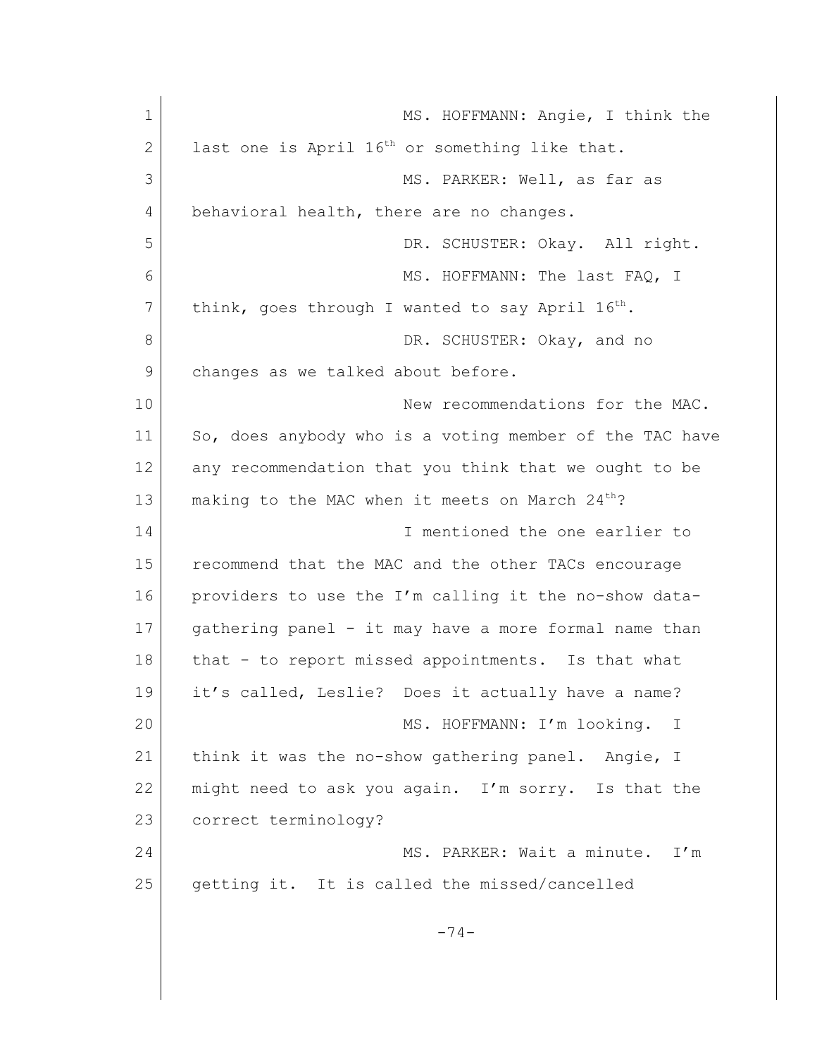MS. HOFFMANN: Angie, I think the last one is April 16th or something like that.

MS. PARKER: Well, as far as behavioral health, there are no changes.

DR. SCHUSTER: Okay. All right.

MS. HOFFMANN: The last FAQ, I think, goes through I wanted to say April 16th.

DR. SCHUSTER: Okay, and no changes as we talked about before.

New recommendations for the MAC. So, does anybody who is a voting member of the TAC have any recommendation that you think that we ought to be making to the MAC when it meets on March 24th?

I mentioned the one earlier to recommend that the MAC and the other TACs encourage providers to use the I'm calling it the no-show data-gathering panel - it may have a more formal name than that - to report missed appointments. Is that what it's called, Leslie? Does it actually have a name?

MS. HOFFMANN: I'm looking. I think it was the no-show gathering panel. Angie, I might need to ask you again. I'm sorry. Is that the correct terminology?

MS. PARKER: Wait a minute. I'm getting it. It is called the missed/cancelled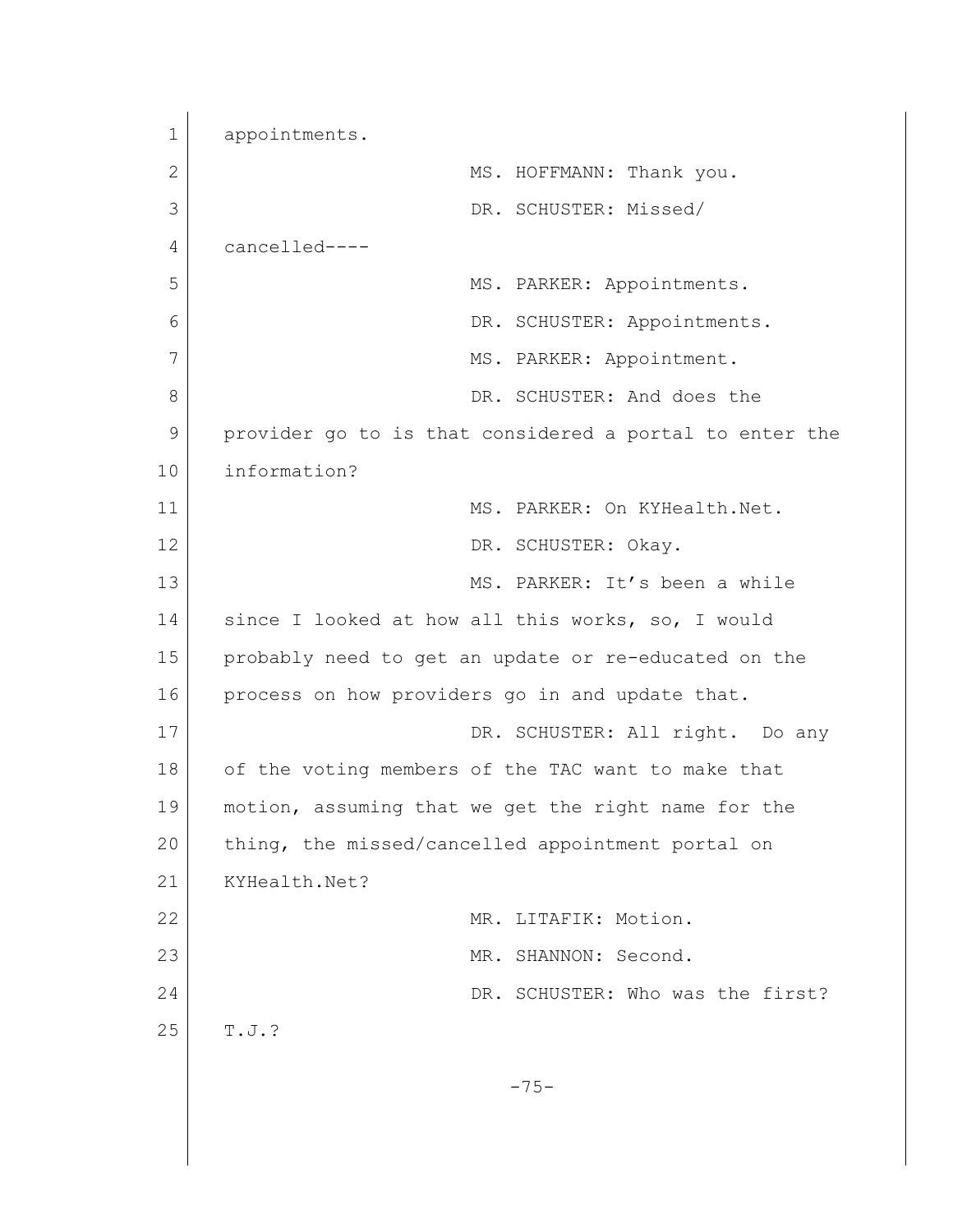appointments.

MS. HOFFMANN: Thank you.

DR. SCHUSTER: Missed/ cancelled----

MS. PARKER: Appointments.

DR. SCHUSTER: Appointments.

MS. PARKER: Appointment.

DR. SCHUSTER: And does the provider go to is that considered a portal to enter the information?

MS. PARKER: On KYHealth.Net.

DR. SCHUSTER: Okay.

MS. PARKER: It's been a while since I looked at how all this works, so, I would probably need to get an update or re-educated on the process on how providers go in and update that.

DR. SCHUSTER: All right. Do any of the voting members of the TAC want to make that motion, assuming that we get the right name for the thing, the missed/cancelled appointment portal on KYHealth.Net?

MR. LITAFIK: Motion.

MR. SHANNON: Second.

DR. SCHUSTER: Who was the first? T.J.?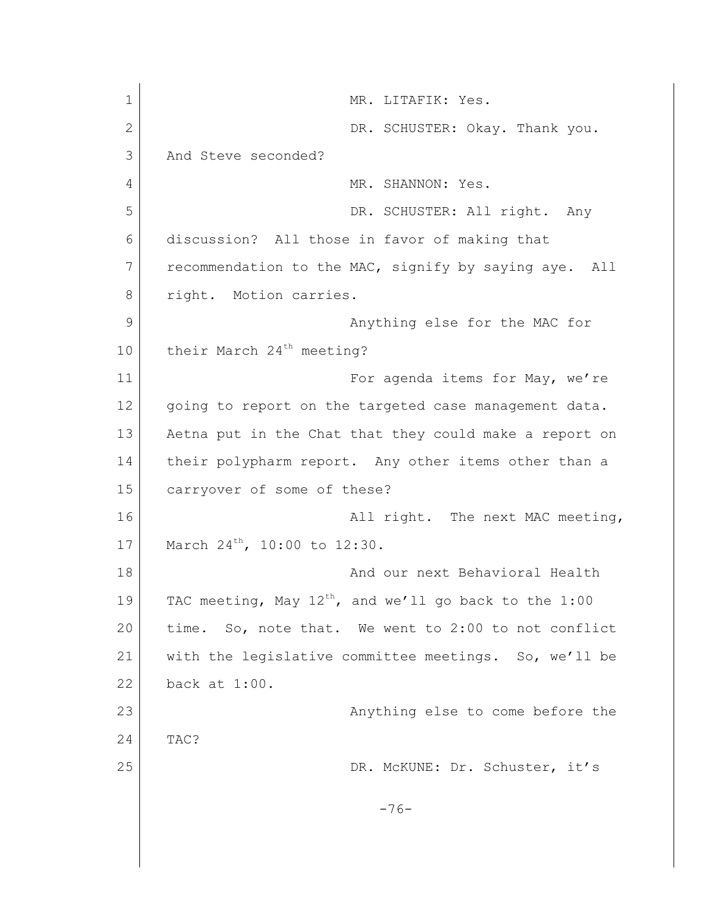MR. LITAFIK: Yes.

DR. SCHUSTER: Okay. Thank you. And Steve seconded?

MR. SHANNON: Yes.

DR. SCHUSTER: All right. Any discussion? All those in favor of making that recommendation to the MAC, signify by saying aye. All right. Motion carries.

Anything else for the MAC for their March 24th meeting?

For agenda items for May, we're going to report on the targeted case management data. Aetna put in the Chat that they could make a report on their polypharm report. Any other items other than a carryover of some of these?

All right. The next MAC meeting, March 24th, 10:00 to 12:30.

And our next Behavioral Health TAC meeting, May 12th, and we'll go back to the 1:00 time. So, note that. We went to 2:00 to not conflict with the legislative committee meetings. So, we'll be back at 1:00.

Anything else to come before the TAC?

DR. McKUNE: Dr. Schuster, it's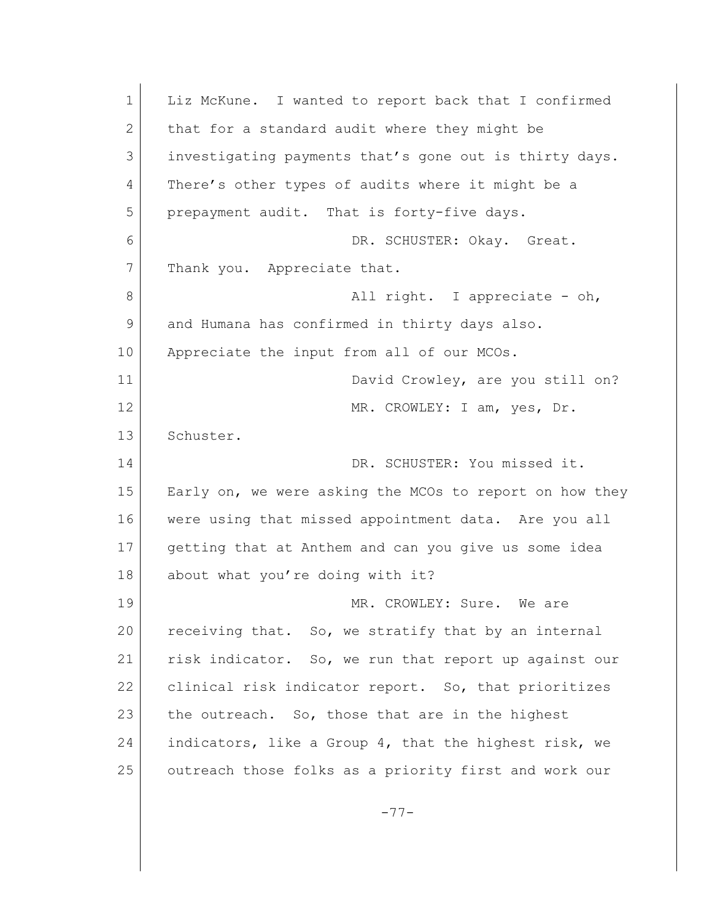Liz McKune. I wanted to report back that I confirmed that for a standard audit where they might be investigating payments that's gone out is thirty days. There's other types of audits where it might be a prepayment audit. That is forty-five days.

DR. SCHUSTER: Okay. Great. Thank you. Appreciate that.

All right. I appreciate - oh, and Humana has confirmed in thirty days also. Appreciate the input from all of our MCOs.

David Crowley, are you still on?

MR. CROWLEY: I am, yes, Dr. Schuster.

DR. SCHUSTER: You missed it. Early on, we were asking the MCOs to report on how they were using that missed appointment data. Are you all getting that at Anthem and can you give us some idea about what you're doing with it?

MR. CROWLEY: Sure. We are receiving that. So, we stratify that by an internal risk indicator. So, we run that report up against our clinical risk indicator report. So, that prioritizes the outreach. So, those that are in the highest indicators, like a Group 4, that the highest risk, we outreach those folks as a priority first and work our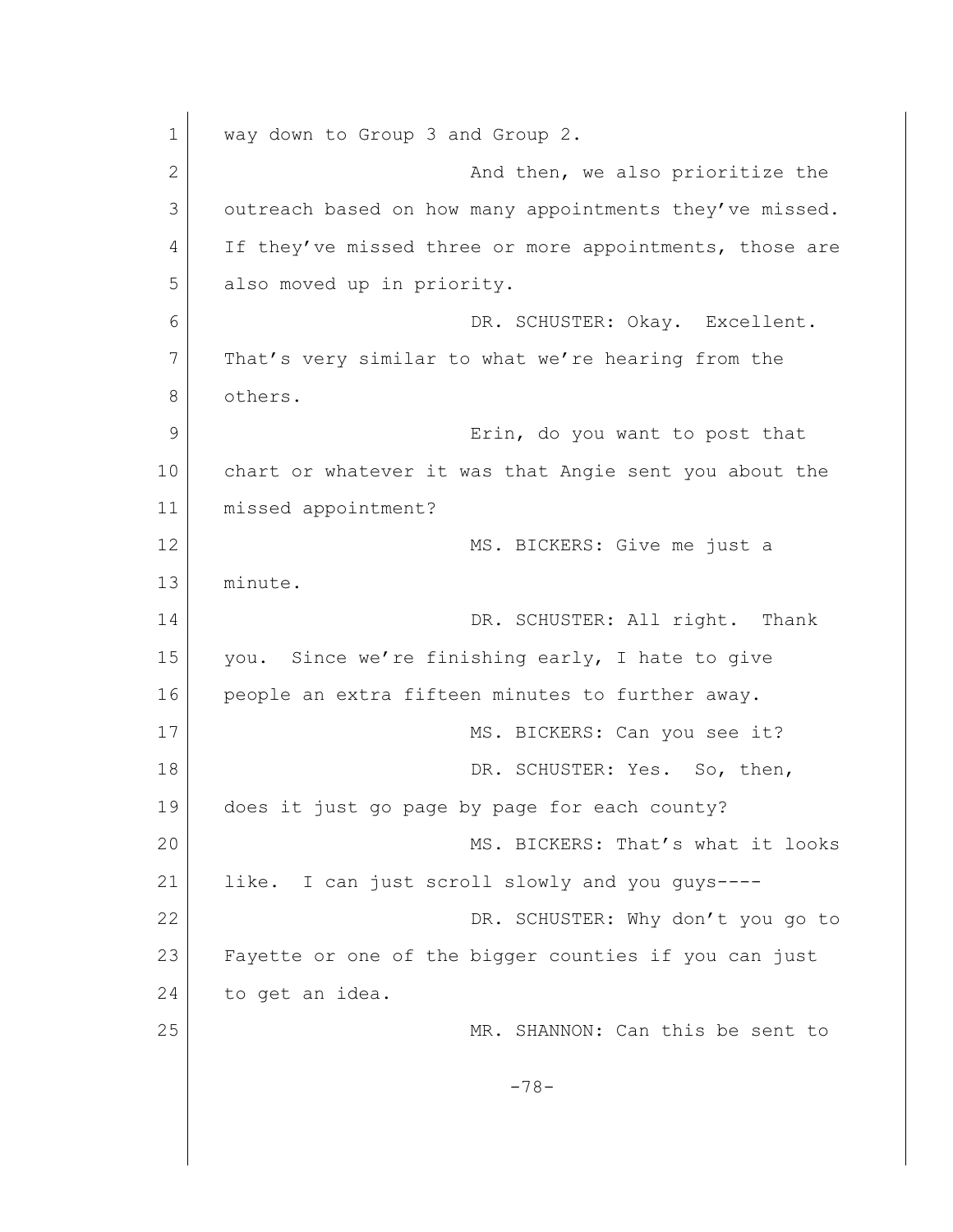way down to Group 3 and Group 2.

And then, we also prioritize the outreach based on how many appointments they've missed. If they've missed three or more appointments, those are also moved up in priority.

DR. SCHUSTER: Okay. Excellent. That's very similar to what we're hearing from the others.

Erin, do you want to post that chart or whatever it was that Angie sent you about the missed appointment?

MS. BICKERS: Give me just a minute.

DR. SCHUSTER: All right. Thank you. Since we're finishing early, I hate to give people an extra fifteen minutes to further away.

MS. BICKERS: Can you see it?

DR. SCHUSTER: Yes. So, then, does it just go page by page for each county?

MS. BICKERS: That's what it looks like. I can just scroll slowly and you guys----

DR. SCHUSTER: Why don't you go to Fayette or one of the bigger counties if you can just to get an idea.

MR. SHANNON: Can this be sent to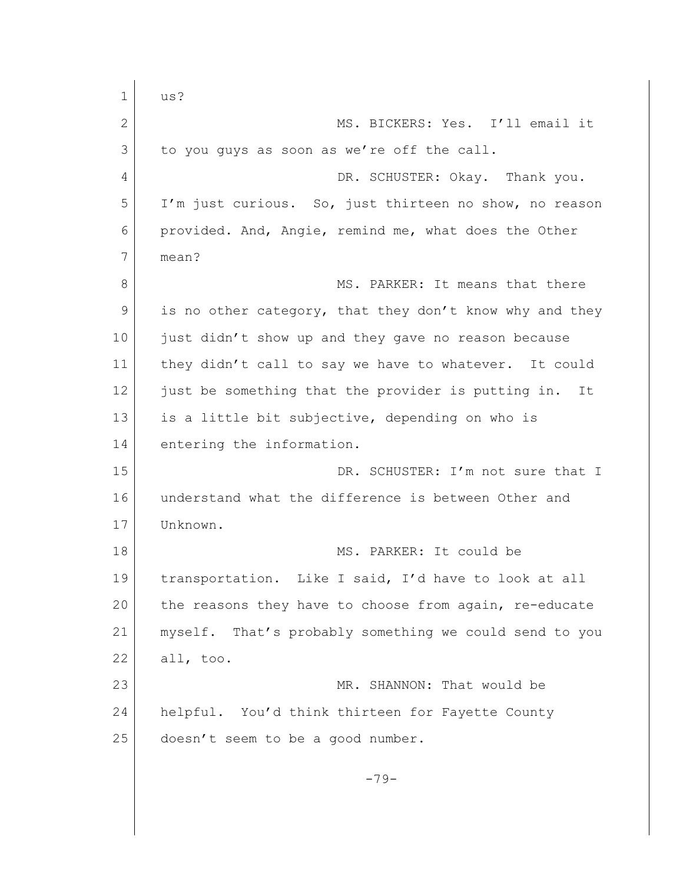us?

MS. BICKERS: Yes. I'll email it to you guys as soon as we're off the call.

DR. SCHUSTER: Okay. Thank you. I'm just curious. So, just thirteen no show, no reason provided. And, Angie, remind me, what does the Other mean?

MS. PARKER: It means that there is no other category, that they don't know why and they just didn't show up and they gave no reason because they didn't call to say we have to whatever. It could just be something that the provider is putting in. It is a little bit subjective, depending on who is entering the information.

DR. SCHUSTER: I'm not sure that I understand what the difference is between Other and Unknown.

MS. PARKER: It could be transportation. Like I said, I'd have to look at all the reasons they have to choose from again, re-educate myself. That's probably something we could send to you all, too.

MR. SHANNON: That would be helpful. You'd think thirteen for Fayette County doesn't seem to be a good number.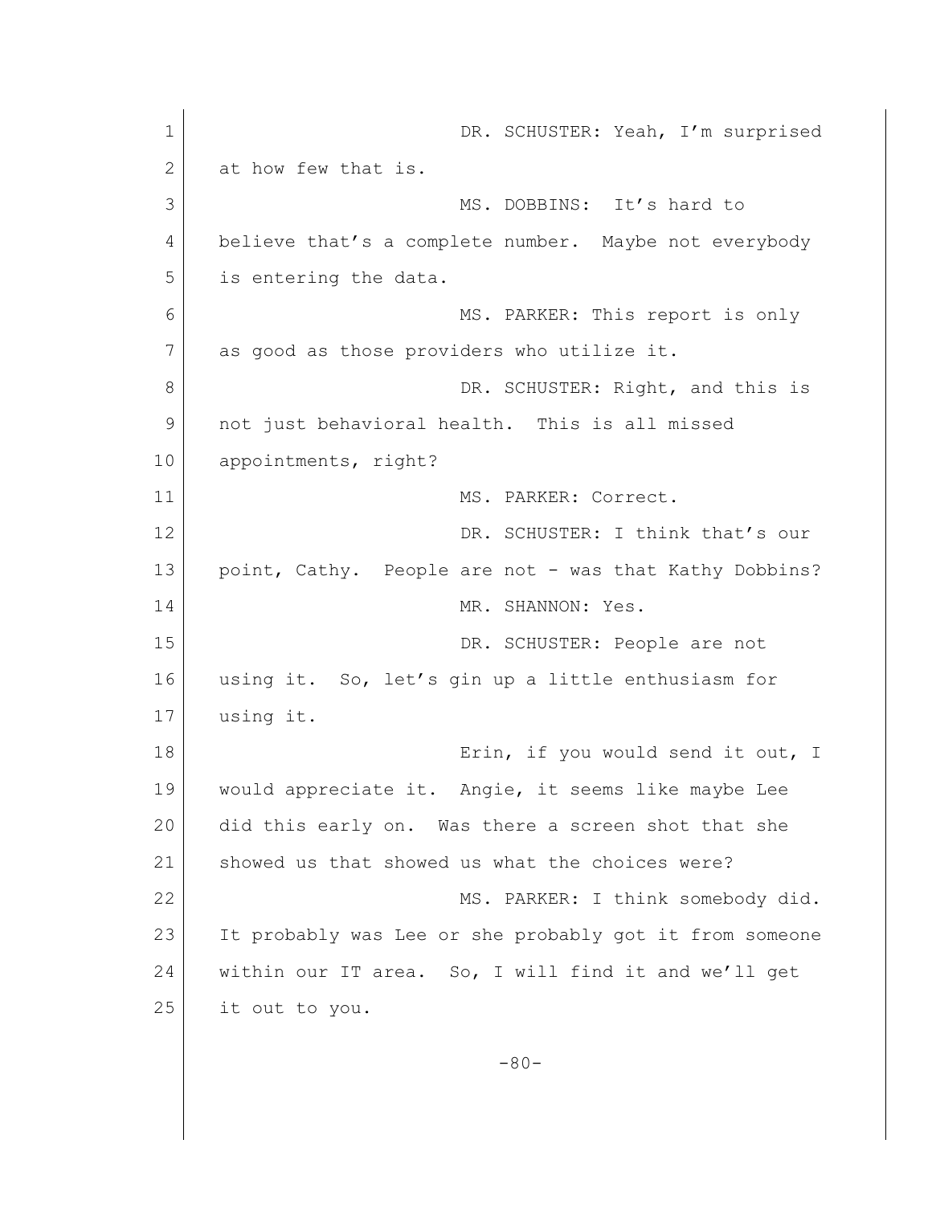DR. SCHUSTER: Yeah, I'm surprised at how few that is.

MS. DOBBINS: It's hard to believe that's a complete number. Maybe not everybody is entering the data.

MS. PARKER: This report is only as good as those providers who utilize it.

DR. SCHUSTER: Right, and this is not just behavioral health. This is all missed appointments, right?

MS. PARKER: Correct.

DR. SCHUSTER: I think that's our point, Cathy. People are not - was that Kathy Dobbins?

MR. SHANNON: Yes.

DR. SCHUSTER: People are not using it. So, let's gin up a little enthusiasm for using it.

Erin, if you would send it out, I would appreciate it. Angie, it seems like maybe Lee did this early on. Was there a screen shot that she showed us that showed us what the choices were?

MS. PARKER: I think somebody did. It probably was Lee or she probably got it from someone within our IT area. So, I will find it and we'll get it out to you.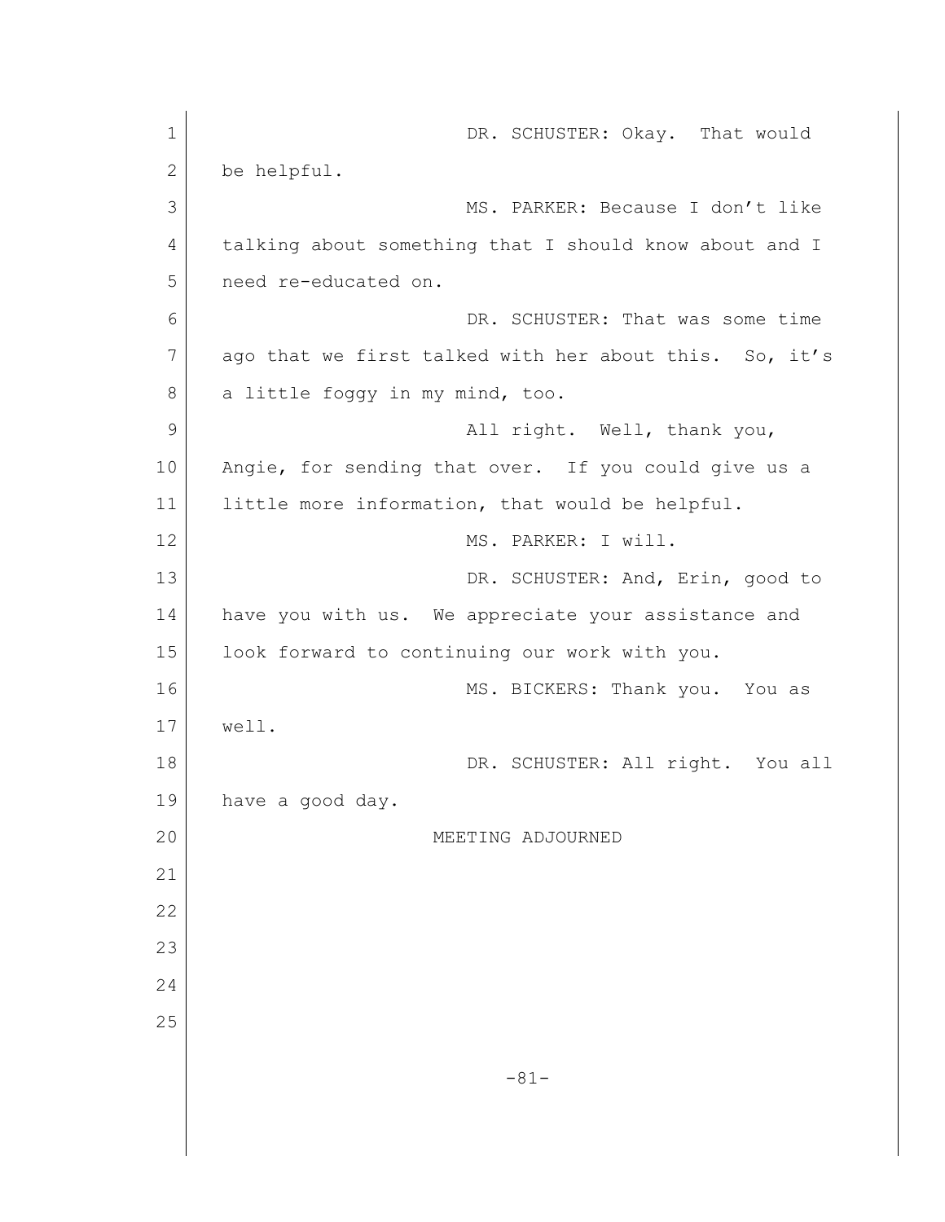DR. SCHUSTER: Okay. That would be helpful.

MS. PARKER: Because I don't like talking about something that I should know about and I need re-educated on.

DR. SCHUSTER: That was some time ago that we first talked with her about this. So, it's a little foggy in my mind, too.

All right. Well, thank you, Angie, for sending that over. If you could give us a little more information, that would be helpful.

MS. PARKER: I will.

DR. SCHUSTER: And, Erin, good to have you with us. We appreciate your assistance and look forward to continuing our work with you.

MS. BICKERS: Thank you. You as well.

DR. SCHUSTER: All right. You all have a good day.

MEETING ADJOURNED